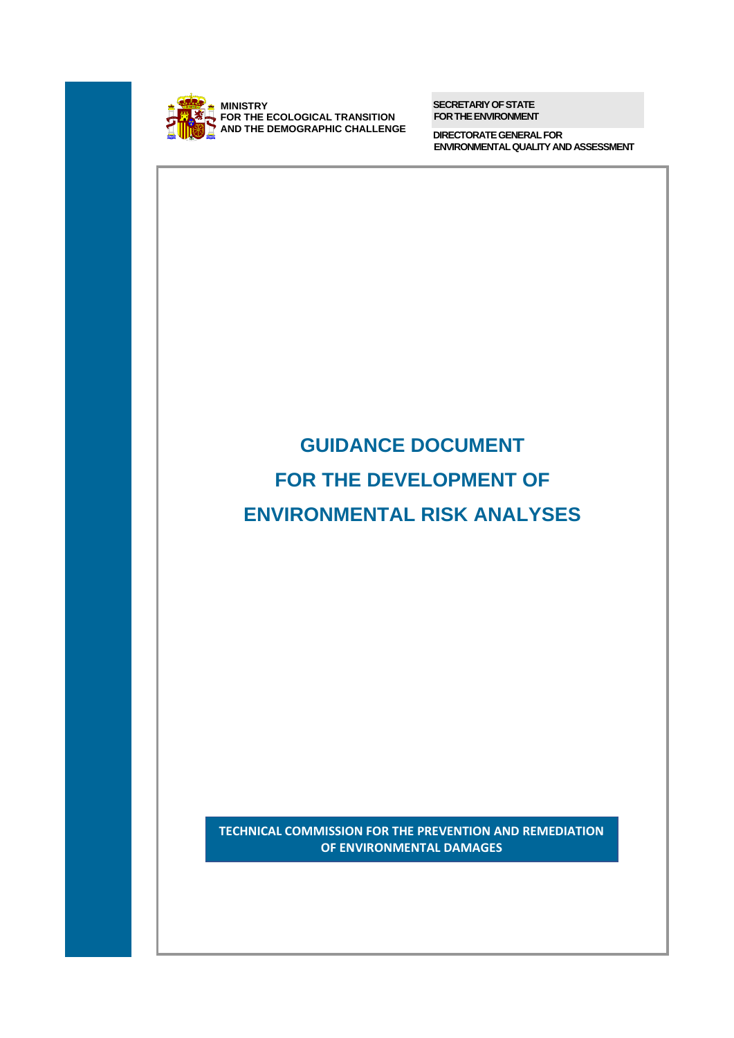MINISTRY
FOR THE ECOLOGICAL TRANSITION
AND THE DEMOGRAPHIC CHALLENGE

SECRETARIY OF STATE
FOR THE ENVIRONMENT

DIRECTORATE GENERAL FOR
ENVIRONMENTAL QUALITY AND ASSESSMENT

# GUIDANCE DOCUMENT FOR THE DEVELOPMENT OF ENVIRONMENTAL RISK ANALYSES

**TECHNICAL COMMISSION FOR THE PREVENTION AND REMEDIATION OF ENVIRONMENTAL DAMAGES**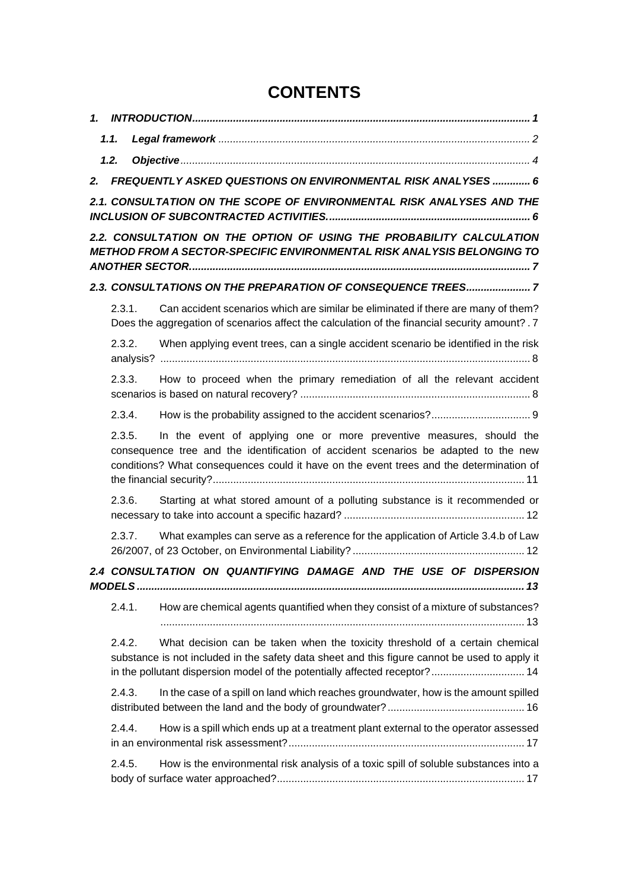# CONTENTS

**1. INTRODUCTION** ........................................................................................................... **1**

**1.1. Legal framework** ........................................................................................................... 2

**1.2. Objective** ........................................................................................................... 4

**2. FREQUENTLY ASKED QUESTIONS ON ENVIRONMENTAL RISK ANALYSES** ............. **6**

***2.1. CONSULTATION ON THE SCOPE OF ENVIRONMENTAL RISK ANALYSES AND THE INCLUSION OF SUBCONTRACTED ACTIVITIES.*** ........................................................ **6**

***2.2. CONSULTATION ON THE OPTION OF USING THE PROBABILITY CALCULATION METHOD FROM A SECTOR-SPECIFIC ENVIRONMENTAL RISK ANALYSIS BELONGING TO ANOTHER SECTOR*** ........................................................ **7**

***2.3. CONSULTATIONS ON THE PREPARATION OF CONSEQUENCE TREES*** ...................... **7**

2.3.1. Can accident scenarios which are similar be eliminated if there are many of them? Does the aggregation of scenarios affect the calculation of the financial security amount? . 7

2.3.2. When applying event trees, can a single accident scenario be identified in the risk analysis? ........................................................ 8

2.3.3. How to proceed when the primary remediation of all the relevant accident scenarios is based on natural recovery? ........................................................ 8

2.3.4. How is the probability assigned to the accident scenarios? ........................................................ 9

2.3.5. In the event of applying one or more preventive measures, should the consequence tree and the identification of accident scenarios be adapted to the new conditions? What consequences could it have on the event trees and the determination of the financial security? ........................................................ 11

2.3.6. Starting at what stored amount of a polluting substance is it recommended or necessary to take into account a specific hazard? ........................................................ 12

2.3.7. What examples can serve as a reference for the application of Article 3.4.b of Law 26/2007, of 23 October, on Environmental Liability? ........................................................ 12

***2.4 CONSULTATION ON QUANTIFYING DAMAGE AND THE USE OF DISPERSION MODELS*** ........................................................ **13**

2.4.1. How are chemical agents quantified when they consist of a mixture of substances? ........................................................ 13

2.4.2. What decision can be taken when the toxicity threshold of a certain chemical substance is not included in the safety data sheet and this figure cannot be used to apply it in the pollutant dispersion model of the potentially affected receptor? ........................................................ 14

2.4.3. In the case of a spill on land which reaches groundwater, how is the amount spilled distributed between the land and the body of groundwater? ........................................................ 16

2.4.4. How is a spill which ends up at a treatment plant external to the operator assessed in an environmental risk assessment? ........................................................ 17

2.4.5. How is the environmental risk analysis of a toxic spill of soluble substances into a body of surface water approached? ........................................................ 17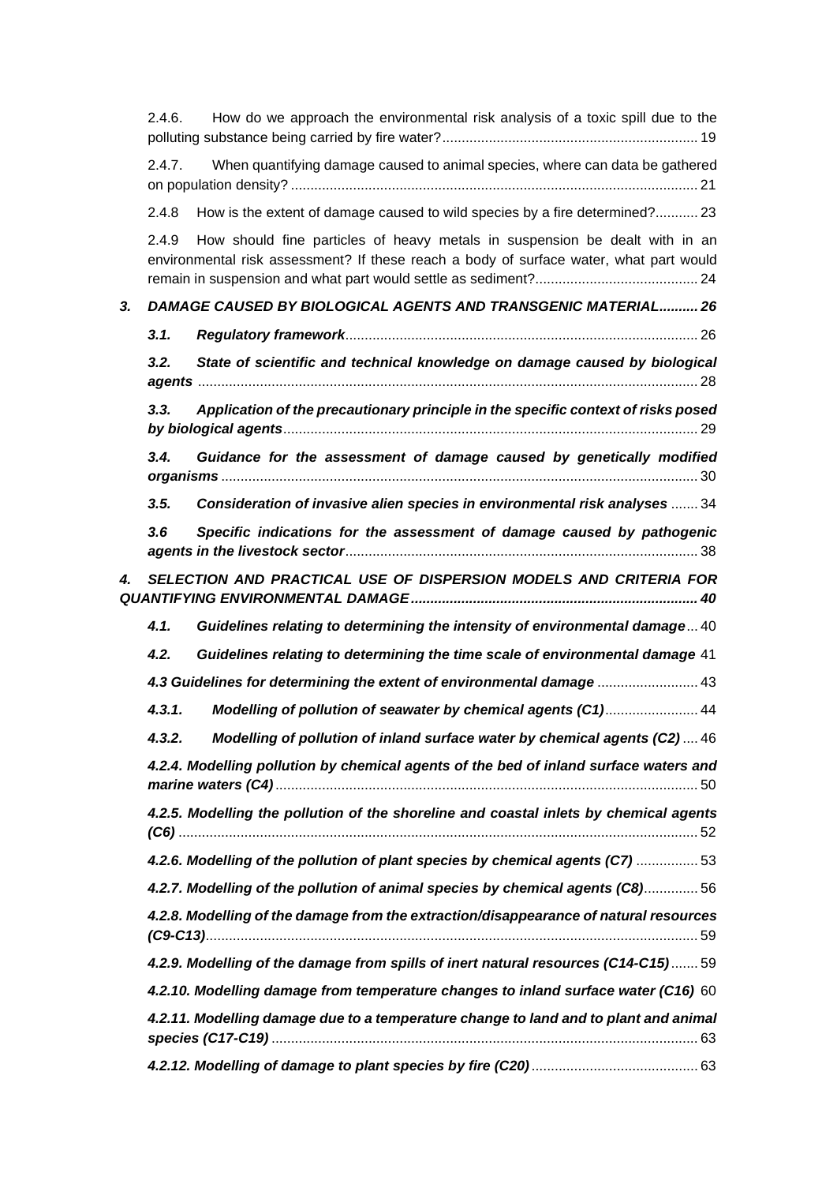2.4.6. How do we approach the environmental risk analysis of a toxic spill due to the polluting substance being carried by fire water? ..... 19

2.4.7. When quantifying damage caused to animal species, where can data be gathered on population density? ..... 21

2.4.8 How is the extent of damage caused to wild species by a fire determined? ..... 23

2.4.9 How should fine particles of heavy metals in suspension be dealt with in an environmental risk assessment? If these reach a body of surface water, what part would remain in suspension and what part would settle as sediment? ..... 24

***3. DAMAGE CAUSED BY BIOLOGICAL AGENTS AND TRANSGENIC MATERIAL ..... 26***

***3.1. Regulatory framework*** ..... 26

***3.2. State of scientific and technical knowledge on damage caused by biological agents*** ..... 28

***3.3. Application of the precautionary principle in the specific context of risks posed by biological agents*** ..... 29

***3.4. Guidance for the assessment of damage caused by genetically modified organisms*** ..... 30

***3.5. Consideration of invasive alien species in environmental risk analyses*** ..... 34

***3.6 Specific indications for the assessment of damage caused by pathogenic agents in the livestock sector*** ..... 38

***4. SELECTION AND PRACTICAL USE OF DISPERSION MODELS AND CRITERIA FOR QUANTIFYING ENVIRONMENTAL DAMAGE ..... 40***

***4.1. Guidelines relating to determining the intensity of environmental damage*** ..... 40

***4.2. Guidelines relating to determining the time scale of environmental damage*** 41

***4.3 Guidelines for determining the extent of environmental damage*** ..... 43

***4.3.1. Modelling of pollution of seawater by chemical agents (C1)*** ..... 44

***4.3.2. Modelling of pollution of inland surface water by chemical agents (C2)*** ..... 46

***4.2.4. Modelling pollution by chemical agents of the bed of inland surface waters and marine waters (C4)*** ..... 50

***4.2.5. Modelling the pollution of the shoreline and coastal inlets by chemical agents (C6)*** ..... 52

***4.2.6. Modelling of the pollution of plant species by chemical agents (C7)*** ..... 53

***4.2.7. Modelling of the pollution of animal species by chemical agents (C8)*** ..... 56

***4.2.8. Modelling of the damage from the extraction/disappearance of natural resources (C9-C13)*** ..... 59

***4.2.9. Modelling of the damage from spills of inert natural resources (C14-C15)*** ..... 59

***4.2.10. Modelling damage from temperature changes to inland surface water (C16)*** 60

***4.2.11. Modelling damage due to a temperature change to land and to plant and animal species (C17-C19)*** ..... 63

***4.2.12. Modelling of damage to plant species by fire (C20)*** ..... 63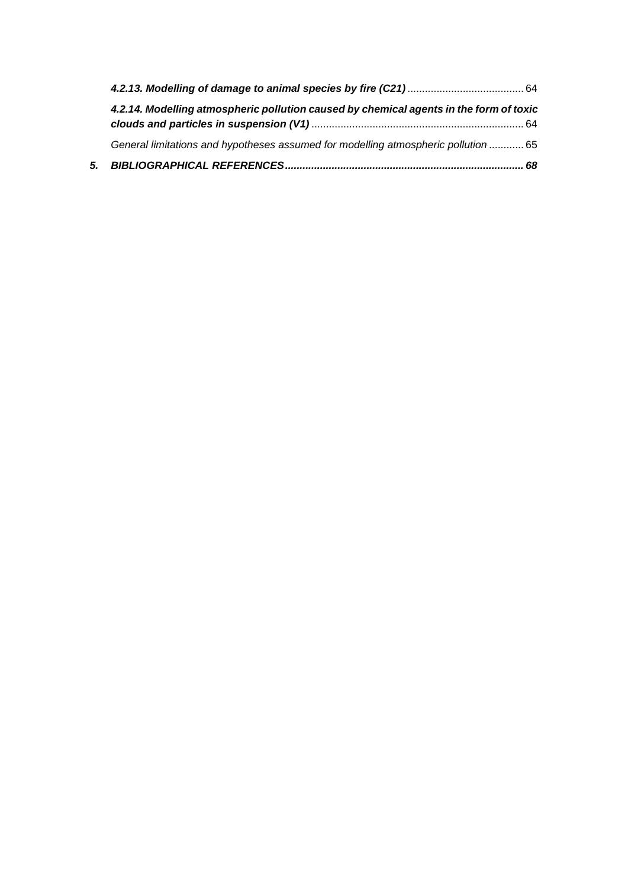***4.2.13. Modelling of damage to animal species by fire (C21)*** ........................................ 64

***4.2.14. Modelling atmospheric pollution caused by chemical agents in the form of toxic clouds and particles in suspension (V1)*** ........................................................................ 64

*General limitations and hypotheses assumed for modelling atmospheric pollution* ............ 65

***5. BIBLIOGRAPHICAL REFERENCES................................................................................. 68***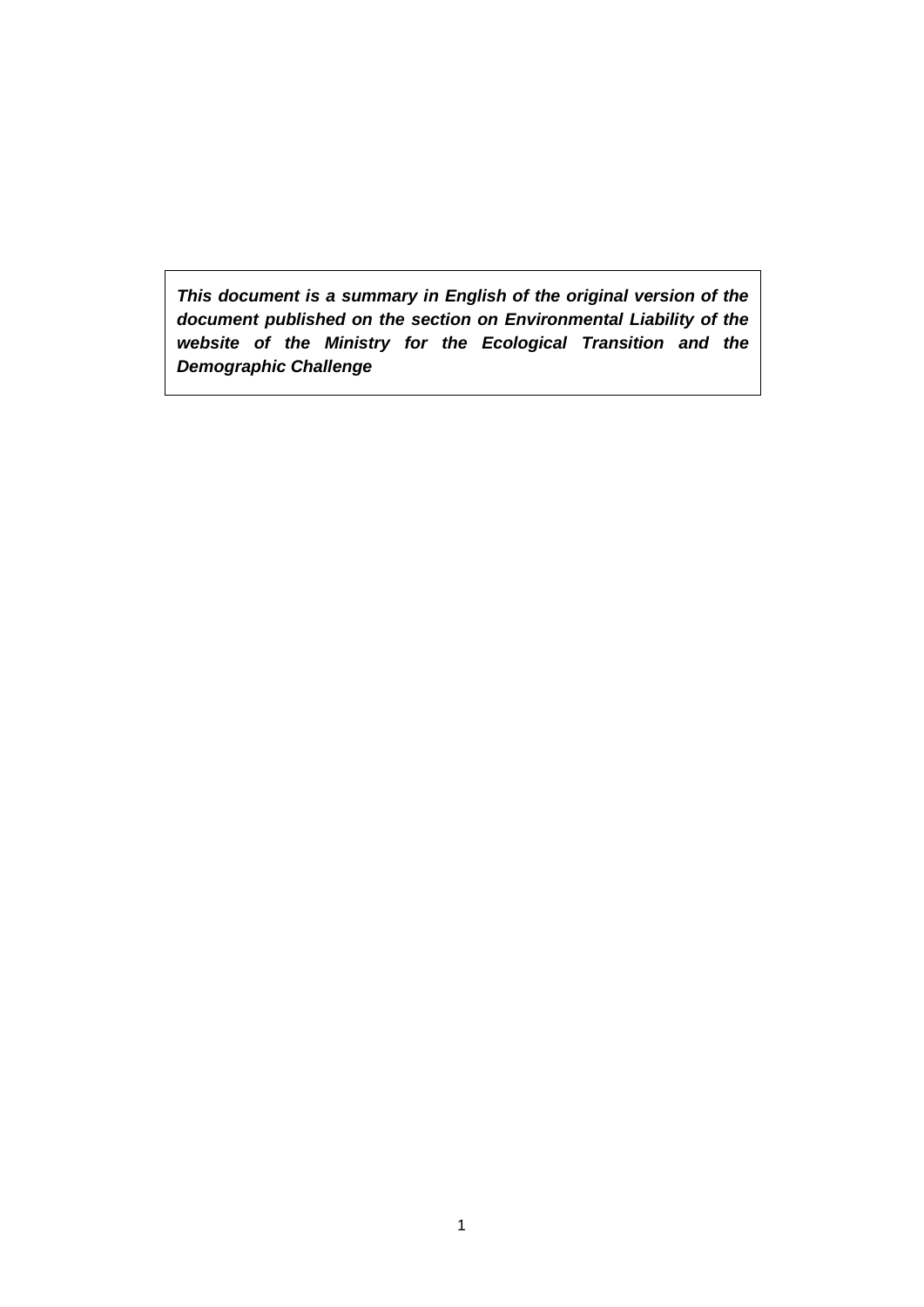***This document is a summary in English of the original version of the document published on the section on Environmental Liability of the website of the Ministry for the Ecological Transition and the Demographic Challenge***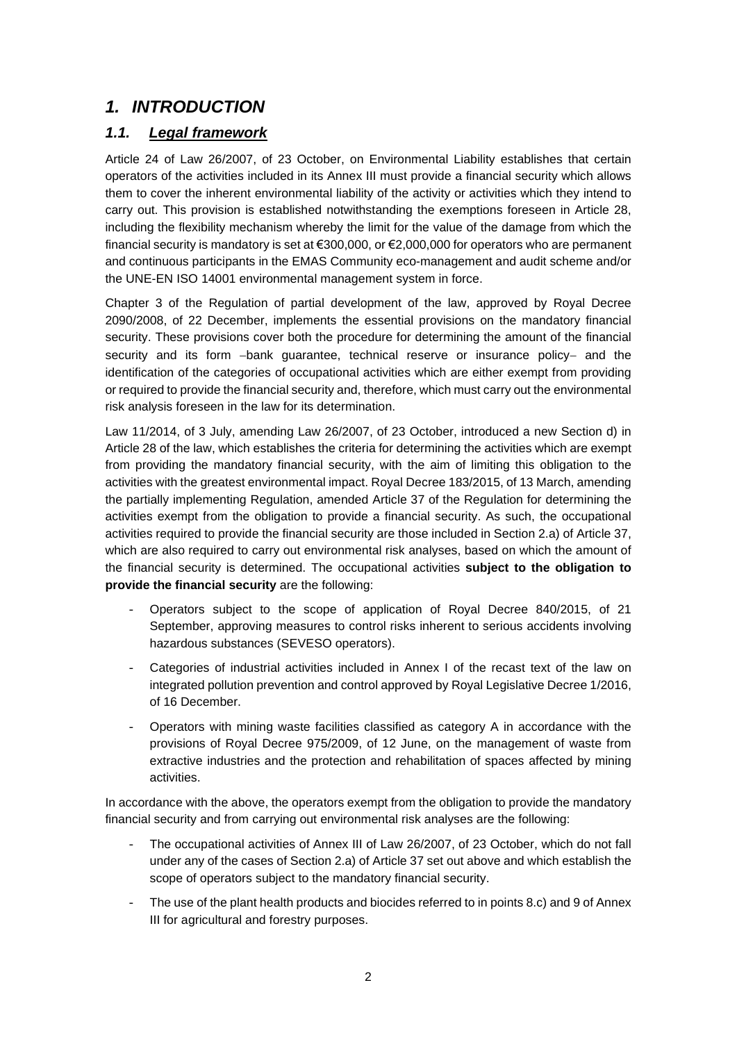# *1. INTRODUCTION*

## *1.1. Legal framework*

Article 24 of Law 26/2007, of 23 October, on Environmental Liability establishes that certain operators of the activities included in its Annex III must provide a financial security which allows them to cover the inherent environmental liability of the activity or activities which they intend to carry out. This provision is established notwithstanding the exemptions foreseen in Article 28, including the flexibility mechanism whereby the limit for the value of the damage from which the financial security is mandatory is set at €300,000, or €2,000,000 for operators who are permanent and continuous participants in the EMAS Community eco-management and audit scheme and/or the UNE-EN ISO 14001 environmental management system in force.

Chapter 3 of the Regulation of partial development of the law, approved by Royal Decree 2090/2008, of 22 December, implements the essential provisions on the mandatory financial security. These provisions cover both the procedure for determining the amount of the financial security and its form –bank guarantee, technical reserve or insurance policy– and the identification of the categories of occupational activities which are either exempt from providing or required to provide the financial security and, therefore, which must carry out the environmental risk analysis foreseen in the law for its determination.

Law 11/2014, of 3 July, amending Law 26/2007, of 23 October, introduced a new Section d) in Article 28 of the law, which establishes the criteria for determining the activities which are exempt from providing the mandatory financial security, with the aim of limiting this obligation to the activities with the greatest environmental impact. Royal Decree 183/2015, of 13 March, amending the partially implementing Regulation, amended Article 37 of the Regulation for determining the activities exempt from the obligation to provide a financial security. As such, the occupational activities required to provide the financial security are those included in Section 2.a) of Article 37, which are also required to carry out environmental risk analyses, based on which the amount of the financial security is determined. The occupational activities **subject to the obligation to provide the financial security** are the following:

- Operators subject to the scope of application of Royal Decree 840/2015, of 21 September, approving measures to control risks inherent to serious accidents involving hazardous substances (SEVESO operators).
- Categories of industrial activities included in Annex I of the recast text of the law on integrated pollution prevention and control approved by Royal Legislative Decree 1/2016, of 16 December.
- Operators with mining waste facilities classified as category A in accordance with the provisions of Royal Decree 975/2009, of 12 June, on the management of waste from extractive industries and the protection and rehabilitation of spaces affected by mining activities.

In accordance with the above, the operators exempt from the obligation to provide the mandatory financial security and from carrying out environmental risk analyses are the following:

- The occupational activities of Annex III of Law 26/2007, of 23 October, which do not fall under any of the cases of Section 2.a) of Article 37 set out above and which establish the scope of operators subject to the mandatory financial security.
- The use of the plant health products and biocides referred to in points 8.c) and 9 of Annex III for agricultural and forestry purposes.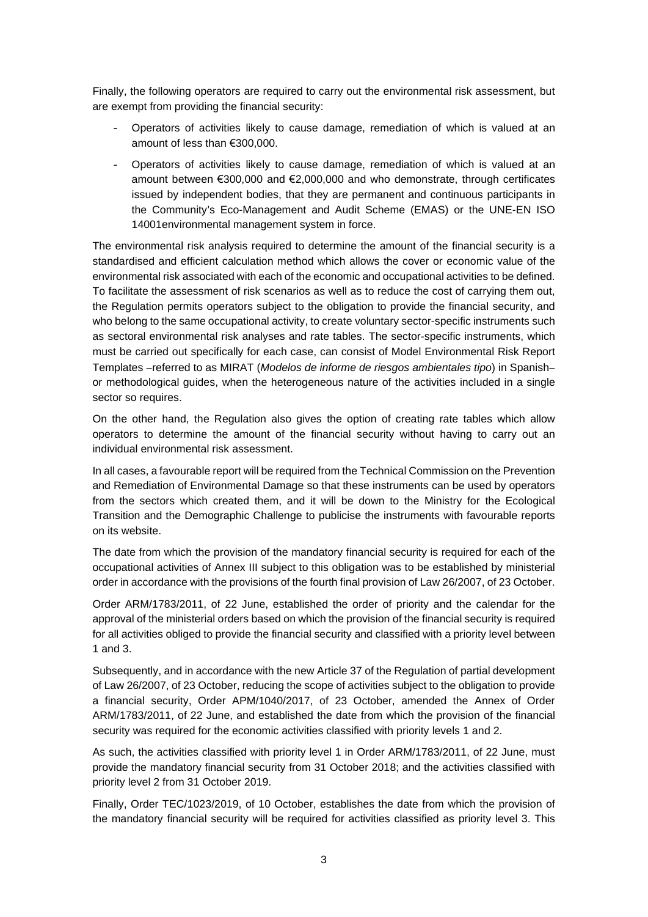Finally, the following operators are required to carry out the environmental risk assessment, but are exempt from providing the financial security:

- Operators of activities likely to cause damage, remediation of which is valued at an amount of less than €300,000.
- Operators of activities likely to cause damage, remediation of which is valued at an amount between €300,000 and €2,000,000 and who demonstrate, through certificates issued by independent bodies, that they are permanent and continuous participants in the Community's Eco-Management and Audit Scheme (EMAS) or the UNE-EN ISO 14001environmental management system in force.

The environmental risk analysis required to determine the amount of the financial security is a standardised and efficient calculation method which allows the cover or economic value of the environmental risk associated with each of the economic and occupational activities to be defined. To facilitate the assessment of risk scenarios as well as to reduce the cost of carrying them out, the Regulation permits operators subject to the obligation to provide the financial security, and who belong to the same occupational activity, to create voluntary sector-specific instruments such as sectoral environmental risk analyses and rate tables. The sector-specific instruments, which must be carried out specifically for each case, can consist of Model Environmental Risk Report Templates −referred to as MIRAT (*Modelos de informe de riesgos ambientales tipo*) in Spanish− or methodological guides, when the heterogeneous nature of the activities included in a single sector so requires.

On the other hand, the Regulation also gives the option of creating rate tables which allow operators to determine the amount of the financial security without having to carry out an individual environmental risk assessment.

In all cases, a favourable report will be required from the Technical Commission on the Prevention and Remediation of Environmental Damage so that these instruments can be used by operators from the sectors which created them, and it will be down to the Ministry for the Ecological Transition and the Demographic Challenge to publicise the instruments with favourable reports on its website.

The date from which the provision of the mandatory financial security is required for each of the occupational activities of Annex III subject to this obligation was to be established by ministerial order in accordance with the provisions of the fourth final provision of Law 26/2007, of 23 October.

Order ARM/1783/2011, of 22 June, established the order of priority and the calendar for the approval of the ministerial orders based on which the provision of the financial security is required for all activities obliged to provide the financial security and classified with a priority level between 1 and 3.

Subsequently, and in accordance with the new Article 37 of the Regulation of partial development of Law 26/2007, of 23 October, reducing the scope of activities subject to the obligation to provide a financial security, Order APM/1040/2017, of 23 October, amended the Annex of Order ARM/1783/2011, of 22 June, and established the date from which the provision of the financial security was required for the economic activities classified with priority levels 1 and 2.

As such, the activities classified with priority level 1 in Order ARM/1783/2011, of 22 June, must provide the mandatory financial security from 31 October 2018; and the activities classified with priority level 2 from 31 October 2019.

Finally, Order TEC/1023/2019, of 10 October, establishes the date from which the provision of the mandatory financial security will be required for activities classified as priority level 3. This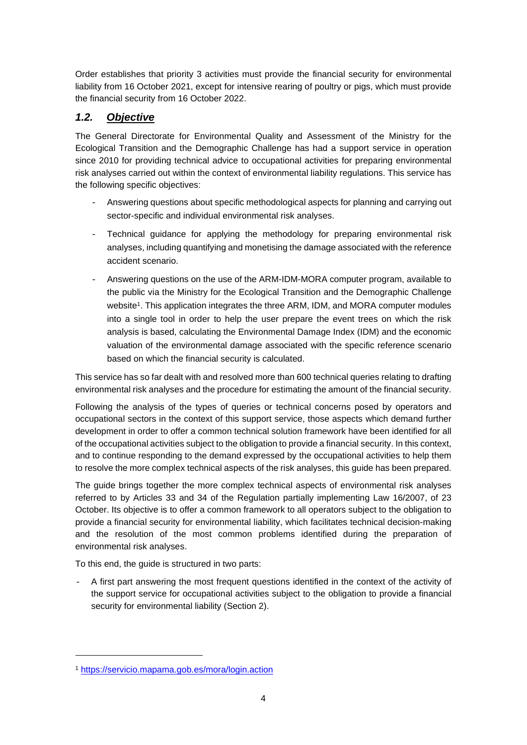Order establishes that priority 3 activities must provide the financial security for environmental liability from 16 October 2021, except for intensive rearing of poultry or pigs, which must provide the financial security from 16 October 2022.

## *1.2. Objective*

The General Directorate for Environmental Quality and Assessment of the Ministry for the Ecological Transition and the Demographic Challenge has had a support service in operation since 2010 for providing technical advice to occupational activities for preparing environmental risk analyses carried out within the context of environmental liability regulations. This service has the following specific objectives:

- Answering questions about specific methodological aspects for planning and carrying out sector-specific and individual environmental risk analyses.
- Technical guidance for applying the methodology for preparing environmental risk analyses, including quantifying and monetising the damage associated with the reference accident scenario.
- Answering questions on the use of the ARM-IDM-MORA computer program, available to the public via the Ministry for the Ecological Transition and the Demographic Challenge website[1]. This application integrates the three ARM, IDM, and MORA computer modules into a single tool in order to help the user prepare the event trees on which the risk analysis is based, calculating the Environmental Damage Index (IDM) and the economic valuation of the environmental damage associated with the specific reference scenario based on which the financial security is calculated.

This service has so far dealt with and resolved more than 600 technical queries relating to drafting environmental risk analyses and the procedure for estimating the amount of the financial security.

Following the analysis of the types of queries or technical concerns posed by operators and occupational sectors in the context of this support service, those aspects which demand further development in order to offer a common technical solution framework have been identified for all of the occupational activities subject to the obligation to provide a financial security. In this context, and to continue responding to the demand expressed by the occupational activities to help them to resolve the more complex technical aspects of the risk analyses, this guide has been prepared.

The guide brings together the more complex technical aspects of environmental risk analyses referred to by Articles 33 and 34 of the Regulation partially implementing Law 16/2007, of 23 October. Its objective is to offer a common framework to all operators subject to the obligation to provide a financial security for environmental liability, which facilitates technical decision-making and the resolution of the most common problems identified during the preparation of environmental risk analyses.

To this end, the guide is structured in two parts:

- A first part answering the most frequent questions identified in the context of the activity of the support service for occupational activities subject to the obligation to provide a financial security for environmental liability (Section 2).

---

[1] https://servicio.mapama.gob.es/mora/login.action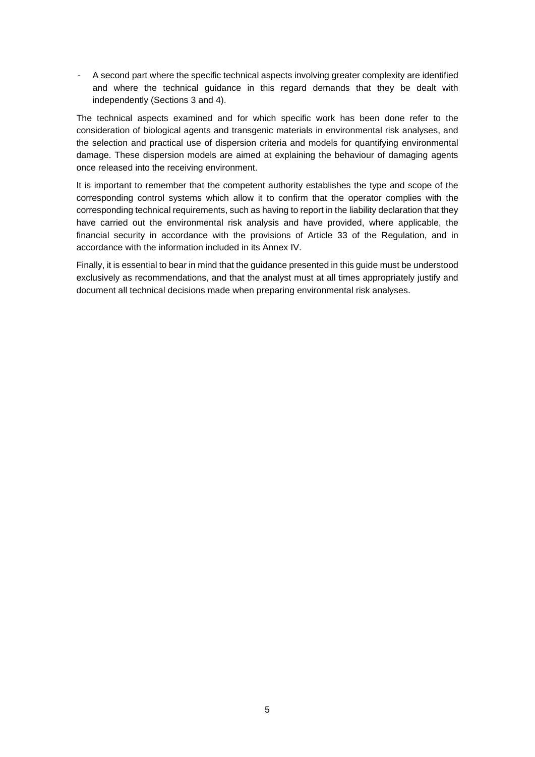- A second part where the specific technical aspects involving greater complexity are identified and where the technical guidance in this regard demands that they be dealt with independently (Sections 3 and 4).

The technical aspects examined and for which specific work has been done refer to the consideration of biological agents and transgenic materials in environmental risk analyses, and the selection and practical use of dispersion criteria and models for quantifying environmental damage. These dispersion models are aimed at explaining the behaviour of damaging agents once released into the receiving environment.

It is important to remember that the competent authority establishes the type and scope of the corresponding control systems which allow it to confirm that the operator complies with the corresponding technical requirements, such as having to report in the liability declaration that they have carried out the environmental risk analysis and have provided, where applicable, the financial security in accordance with the provisions of Article 33 of the Regulation, and in accordance with the information included in its Annex IV.

Finally, it is essential to bear in mind that the guidance presented in this guide must be understood exclusively as recommendations, and that the analyst must at all times appropriately justify and document all technical decisions made when preparing environmental risk analyses.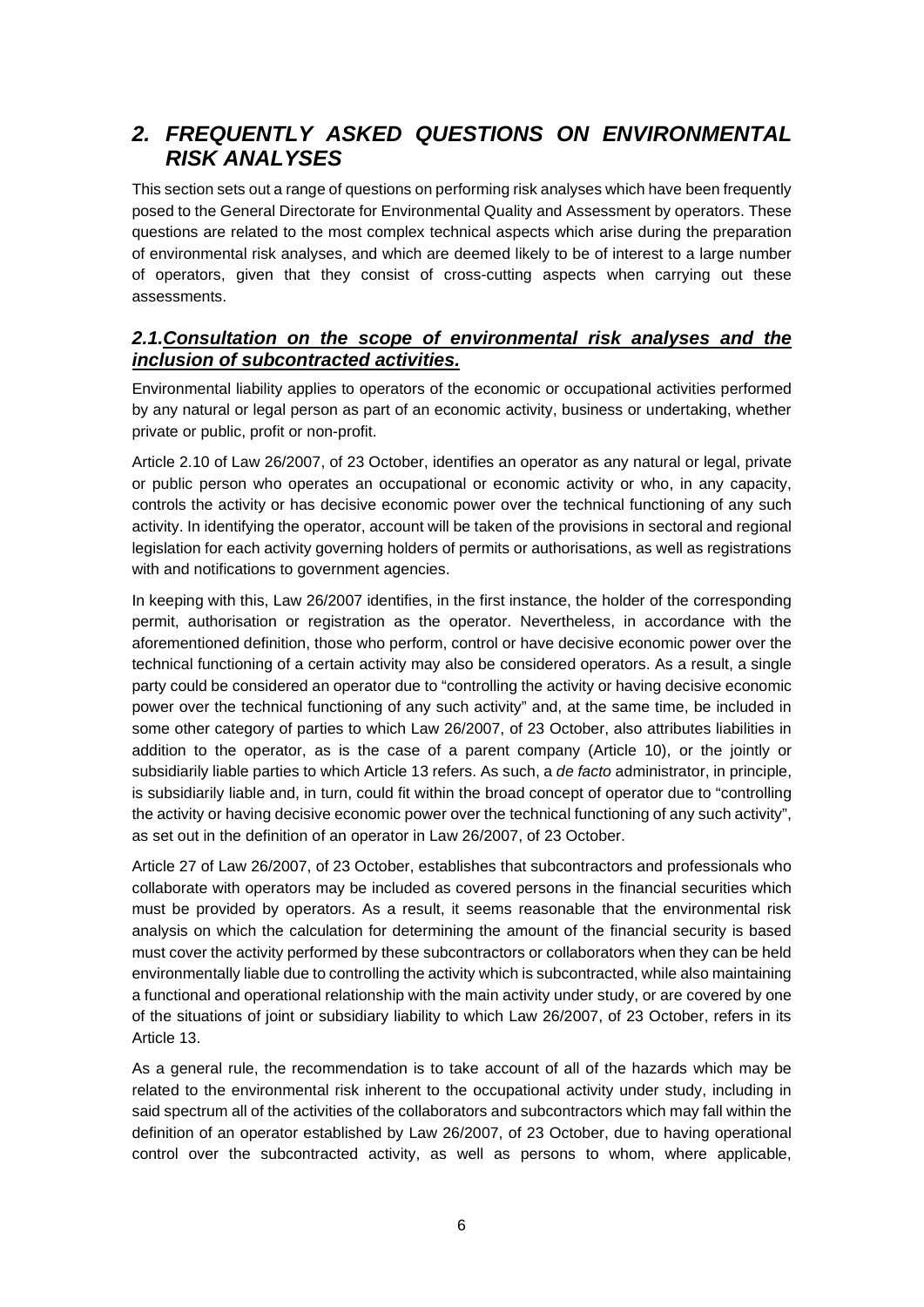## 2. FREQUENTLY ASKED QUESTIONS ON ENVIRONMENTAL RISK ANALYSES

This section sets out a range of questions on performing risk analyses which have been frequently posed to the General Directorate for Environmental Quality and Assessment by operators. These questions are related to the most complex technical aspects which arise during the preparation of environmental risk analyses, and which are deemed likely to be of interest to a large number of operators, given that they consist of cross-cutting aspects when carrying out these assessments.

### 2.1. Consultation on the scope of environmental risk analyses and the inclusion of subcontracted activities.

Environmental liability applies to operators of the economic or occupational activities performed by any natural or legal person as part of an economic activity, business or undertaking, whether private or public, profit or non-profit.

Article 2.10 of Law 26/2007, of 23 October, identifies an operator as any natural or legal, private or public person who operates an occupational or economic activity or who, in any capacity, controls the activity or has decisive economic power over the technical functioning of any such activity. In identifying the operator, account will be taken of the provisions in sectoral and regional legislation for each activity governing holders of permits or authorisations, as well as registrations with and notifications to government agencies.

In keeping with this, Law 26/2007 identifies, in the first instance, the holder of the corresponding permit, authorisation or registration as the operator. Nevertheless, in accordance with the aforementioned definition, those who perform, control or have decisive economic power over the technical functioning of a certain activity may also be considered operators. As a result, a single party could be considered an operator due to "controlling the activity or having decisive economic power over the technical functioning of any such activity" and, at the same time, be included in some other category of parties to which Law 26/2007, of 23 October, also attributes liabilities in addition to the operator, as is the case of a parent company (Article 10), or the jointly or subsidiarily liable parties to which Article 13 refers. As such, a *de facto* administrator, in principle, is subsidiarily liable and, in turn, could fit within the broad concept of operator due to "controlling the activity or having decisive economic power over the technical functioning of any such activity", as set out in the definition of an operator in Law 26/2007, of 23 October.

Article 27 of Law 26/2007, of 23 October, establishes that subcontractors and professionals who collaborate with operators may be included as covered persons in the financial securities which must be provided by operators. As a result, it seems reasonable that the environmental risk analysis on which the calculation for determining the amount of the financial security is based must cover the activity performed by these subcontractors or collaborators when they can be held environmentally liable due to controlling the activity which is subcontracted, while also maintaining a functional and operational relationship with the main activity under study, or are covered by one of the situations of joint or subsidiary liability to which Law 26/2007, of 23 October, refers in its Article 13.

As a general rule, the recommendation is to take account of all of the hazards which may be related to the environmental risk inherent to the occupational activity under study, including in said spectrum all of the activities of the collaborators and subcontractors which may fall within the definition of an operator established by Law 26/2007, of 23 October, due to having operational control over the subcontracted activity, as well as persons to whom, where applicable,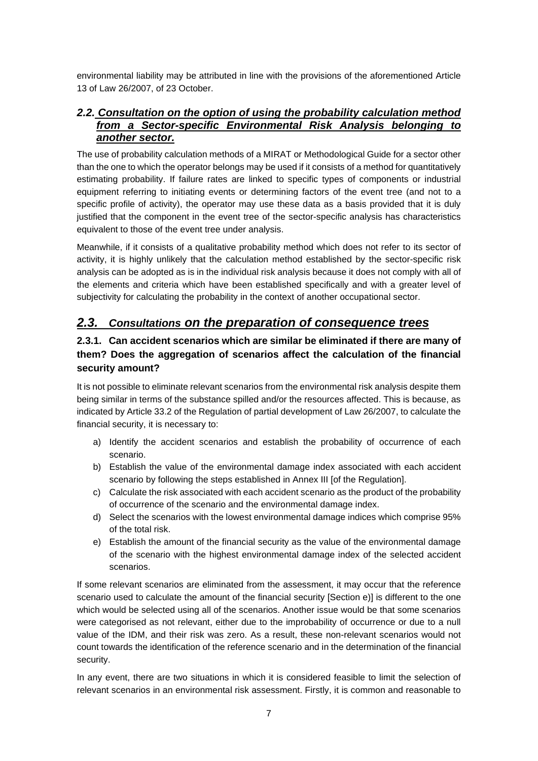environmental liability may be attributed in line with the provisions of the aforementioned Article 13 of Law 26/2007, of 23 October.

### 2.2. Consultation on the option of using the probability calculation method from a Sector-specific Environmental Risk Analysis belonging to another sector.

The use of probability calculation methods of a MIRAT or Methodological Guide for a sector other than the one to which the operator belongs may be used if it consists of a method for quantitatively estimating probability. If failure rates are linked to specific types of components or industrial equipment referring to initiating events or determining factors of the event tree (and not to a specific profile of activity), the operator may use these data as a basis provided that it is duly justified that the component in the event tree of the sector-specific analysis has characteristics equivalent to those of the event tree under analysis.

Meanwhile, if it consists of a qualitative probability method which does not refer to its sector of activity, it is highly unlikely that the calculation method established by the sector-specific risk analysis can be adopted as is in the individual risk analysis because it does not comply with all of the elements and criteria which have been established specifically and with a greater level of subjectivity for calculating the probability in the context of another occupational sector.

## 2.3. Consultations on the preparation of consequence trees

### 2.3.1. Can accident scenarios which are similar be eliminated if there are many of them? Does the aggregation of scenarios affect the calculation of the financial security amount?

It is not possible to eliminate relevant scenarios from the environmental risk analysis despite them being similar in terms of the substance spilled and/or the resources affected. This is because, as indicated by Article 33.2 of the Regulation of partial development of Law 26/2007, to calculate the financial security, it is necessary to:

a) Identify the accident scenarios and establish the probability of occurrence of each scenario.
b) Establish the value of the environmental damage index associated with each accident scenario by following the steps established in Annex III [of the Regulation].
c) Calculate the risk associated with each accident scenario as the product of the probability of occurrence of the scenario and the environmental damage index.
d) Select the scenarios with the lowest environmental damage indices which comprise 95% of the total risk.
e) Establish the amount of the financial security as the value of the environmental damage of the scenario with the highest environmental damage index of the selected accident scenarios.

If some relevant scenarios are eliminated from the assessment, it may occur that the reference scenario used to calculate the amount of the financial security [Section e)] is different to the one which would be selected using all of the scenarios. Another issue would be that some scenarios were categorised as not relevant, either due to the improbability of occurrence or due to a null value of the IDM, and their risk was zero. As a result, these non-relevant scenarios would not count towards the identification of the reference scenario and in the determination of the financial security.

In any event, there are two situations in which it is considered feasible to limit the selection of relevant scenarios in an environmental risk assessment. Firstly, it is common and reasonable to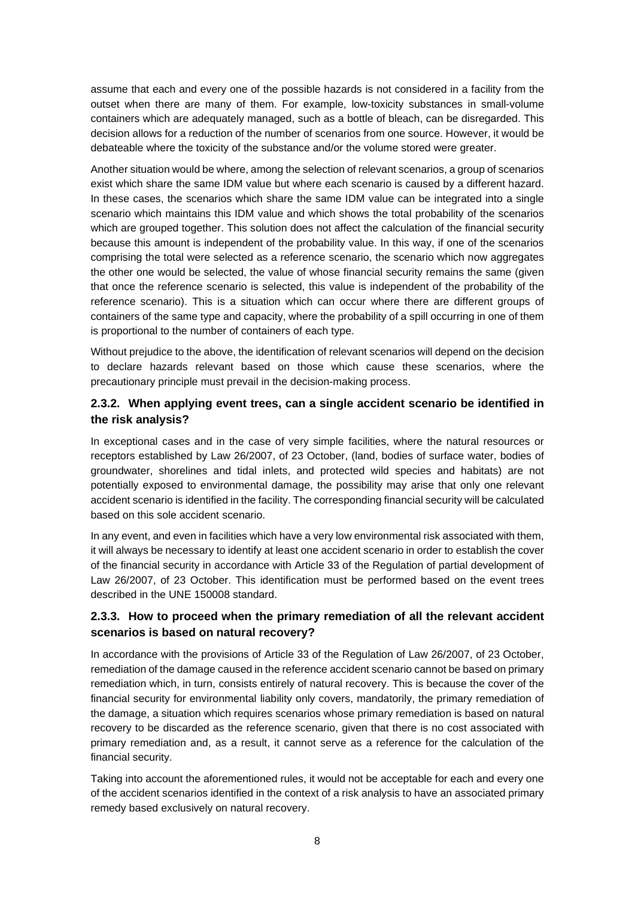assume that each and every one of the possible hazards is not considered in a facility from the outset when there are many of them. For example, low-toxicity substances in small-volume containers which are adequately managed, such as a bottle of bleach, can be disregarded. This decision allows for a reduction of the number of scenarios from one source. However, it would be debateable where the toxicity of the substance and/or the volume stored were greater.

Another situation would be where, among the selection of relevant scenarios, a group of scenarios exist which share the same IDM value but where each scenario is caused by a different hazard. In these cases, the scenarios which share the same IDM value can be integrated into a single scenario which maintains this IDM value and which shows the total probability of the scenarios which are grouped together. This solution does not affect the calculation of the financial security because this amount is independent of the probability value. In this way, if one of the scenarios comprising the total were selected as a reference scenario, the scenario which now aggregates the other one would be selected, the value of whose financial security remains the same (given that once the reference scenario is selected, this value is independent of the probability of the reference scenario). This is a situation which can occur where there are different groups of containers of the same type and capacity, where the probability of a spill occurring in one of them is proportional to the number of containers of each type.

Without prejudice to the above, the identification of relevant scenarios will depend on the decision to declare hazards relevant based on those which cause these scenarios, where the precautionary principle must prevail in the decision-making process.

### 2.3.2. When applying event trees, can a single accident scenario be identified in the risk analysis?

In exceptional cases and in the case of very simple facilities, where the natural resources or receptors established by Law 26/2007, of 23 October, (land, bodies of surface water, bodies of groundwater, shorelines and tidal inlets, and protected wild species and habitats) are not potentially exposed to environmental damage, the possibility may arise that only one relevant accident scenario is identified in the facility. The corresponding financial security will be calculated based on this sole accident scenario.

In any event, and even in facilities which have a very low environmental risk associated with them, it will always be necessary to identify at least one accident scenario in order to establish the cover of the financial security in accordance with Article 33 of the Regulation of partial development of Law 26/2007, of 23 October. This identification must be performed based on the event trees described in the UNE 150008 standard.

### 2.3.3. How to proceed when the primary remediation of all the relevant accident scenarios is based on natural recovery?

In accordance with the provisions of Article 33 of the Regulation of Law 26/2007, of 23 October, remediation of the damage caused in the reference accident scenario cannot be based on primary remediation which, in turn, consists entirely of natural recovery. This is because the cover of the financial security for environmental liability only covers, mandatorily, the primary remediation of the damage, a situation which requires scenarios whose primary remediation is based on natural recovery to be discarded as the reference scenario, given that there is no cost associated with primary remediation and, as a result, it cannot serve as a reference for the calculation of the financial security.

Taking into account the aforementioned rules, it would not be acceptable for each and every one of the accident scenarios identified in the context of a risk analysis to have an associated primary remedy based exclusively on natural recovery.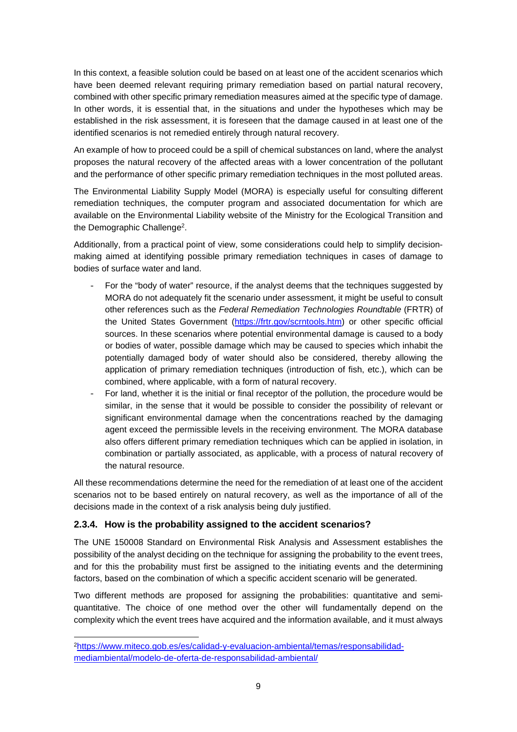In this context, a feasible solution could be based on at least one of the accident scenarios which have been deemed relevant requiring primary remediation based on partial natural recovery, combined with other specific primary remediation measures aimed at the specific type of damage. In other words, it is essential that, in the situations and under the hypotheses which may be established in the risk assessment, it is foreseen that the damage caused in at least one of the identified scenarios is not remedied entirely through natural recovery.

An example of how to proceed could be a spill of chemical substances on land, where the analyst proposes the natural recovery of the affected areas with a lower concentration of the pollutant and the performance of other specific primary remediation techniques in the most polluted areas.

The Environmental Liability Supply Model (MORA) is especially useful for consulting different remediation techniques, the computer program and associated documentation for which are available on the Environmental Liability website of the Ministry for the Ecological Transition and the Demographic Challenge[2].

Additionally, from a practical point of view, some considerations could help to simplify decision-making aimed at identifying possible primary remediation techniques in cases of damage to bodies of surface water and land.

- For the "body of water" resource, if the analyst deems that the techniques suggested by MORA do not adequately fit the scenario under assessment, it might be useful to consult other references such as the *Federal Remediation Technologies Roundtable* (FRTR) of the United States Government (https://frtr.gov/scrntools.htm) or other specific official sources. In these scenarios where potential environmental damage is caused to a body or bodies of water, possible damage which may be caused to species which inhabit the potentially damaged body of water should also be considered, thereby allowing the application of primary remediation techniques (introduction of fish, etc.), which can be combined, where applicable, with a form of natural recovery.
- For land, whether it is the initial or final receptor of the pollution, the procedure would be similar, in the sense that it would be possible to consider the possibility of relevant or significant environmental damage when the concentrations reached by the damaging agent exceed the permissible levels in the receiving environment. The MORA database also offers different primary remediation techniques which can be applied in isolation, in combination or partially associated, as applicable, with a process of natural recovery of the natural resource.

All these recommendations determine the need for the remediation of at least one of the accident scenarios not to be based entirely on natural recovery, as well as the importance of all of the decisions made in the context of a risk analysis being duly justified.

### 2.3.4. How is the probability assigned to the accident scenarios?

The UNE 150008 Standard on Environmental Risk Analysis and Assessment establishes the possibility of the analyst deciding on the technique for assigning the probability to the event trees, and for this the probability must first be assigned to the initiating events and the determining factors, based on the combination of which a specific accident scenario will be generated.

Two different methods are proposed for assigning the probabilities: quantitative and semi-quantitative. The choice of one method over the other will fundamentally depend on the complexity which the event trees have acquired and the information available, and it must always

[2] https://www.miteco.gob.es/es/calidad-y-evaluacion-ambiental/temas/responsabilidad-mediambiental/modelo-de-oferta-de-responsabilidad-ambiental/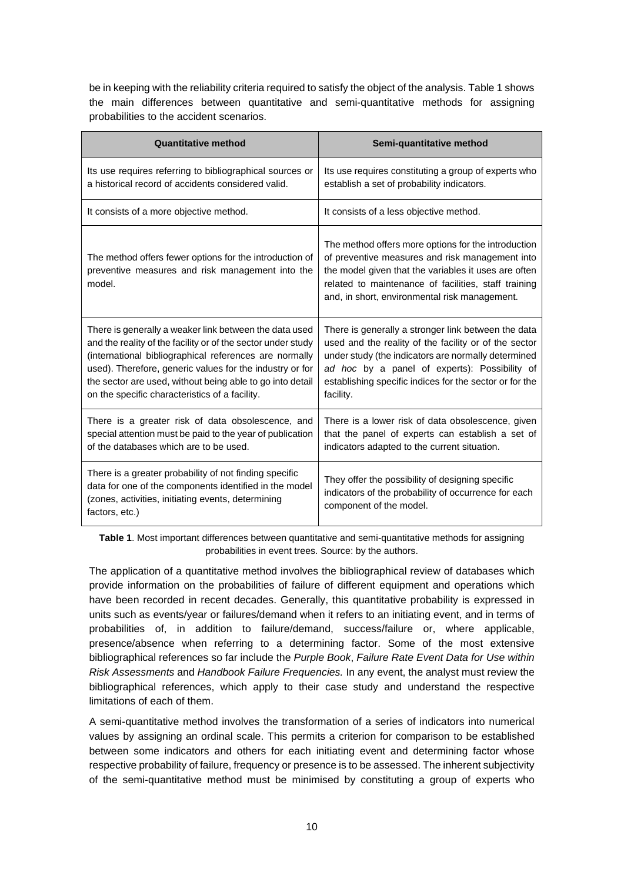be in keeping with the reliability criteria required to satisfy the object of the analysis. Table 1 shows the main differences between quantitative and semi-quantitative methods for assigning probabilities to the accident scenarios.

| **Quantitative method** | **Semi-quantitative method** |
|---|---|
| Its use requires referring to bibliographical sources or a historical record of accidents considered valid. | Its use requires constituting a group of experts who establish a set of probability indicators. |
| It consists of a more objective method. | It consists of a less objective method. |
| The method offers fewer options for the introduction of preventive measures and risk management into the model. | The method offers more options for the introduction of preventive measures and risk management into the model given that the variables it uses are often related to maintenance of facilities, staff training and, in short, environmental risk management. |
| There is generally a weaker link between the data used and the reality of the facility or of the sector under study (international bibliographical references are normally used). Therefore, generic values for the industry or for the sector are used, without being able to go into detail on the specific characteristics of a facility. | There is generally a stronger link between the data used and the reality of the facility or of the sector under study (the indicators are normally determined *ad hoc* by a panel of experts): Possibility of establishing specific indices for the sector or for the facility. |
| There is a greater risk of data obsolescence, and special attention must be paid to the year of publication of the databases which are to be used. | There is a lower risk of data obsolescence, given that the panel of experts can establish a set of indicators adapted to the current situation. |
| There is a greater probability of not finding specific data for one of the components identified in the model (zones, activities, initiating events, determining factors, etc.) | They offer the possibility of designing specific indicators of the probability of occurrence for each component of the model. |

**Table 1**. Most important differences between quantitative and semi-quantitative methods for assigning probabilities in event trees. Source: by the authors.

The application of a quantitative method involves the bibliographical review of databases which provide information on the probabilities of failure of different equipment and operations which have been recorded in recent decades. Generally, this quantitative probability is expressed in units such as events/year or failures/demand when it refers to an initiating event, and in terms of probabilities of, in addition to failure/demand, success/failure or, where applicable, presence/absence when referring to a determining factor. Some of the most extensive bibliographical references so far include the *Purple Book*, *Failure Rate Event Data for Use within Risk Assessments* and *Handbook Failure Frequencies.* In any event, the analyst must review the bibliographical references, which apply to their case study and understand the respective limitations of each of them.

A semi-quantitative method involves the transformation of a series of indicators into numerical values by assigning an ordinal scale. This permits a criterion for comparison to be established between some indicators and others for each initiating event and determining factor whose respective probability of failure, frequency or presence is to be assessed. The inherent subjectivity of the semi-quantitative method must be minimised by constituting a group of experts who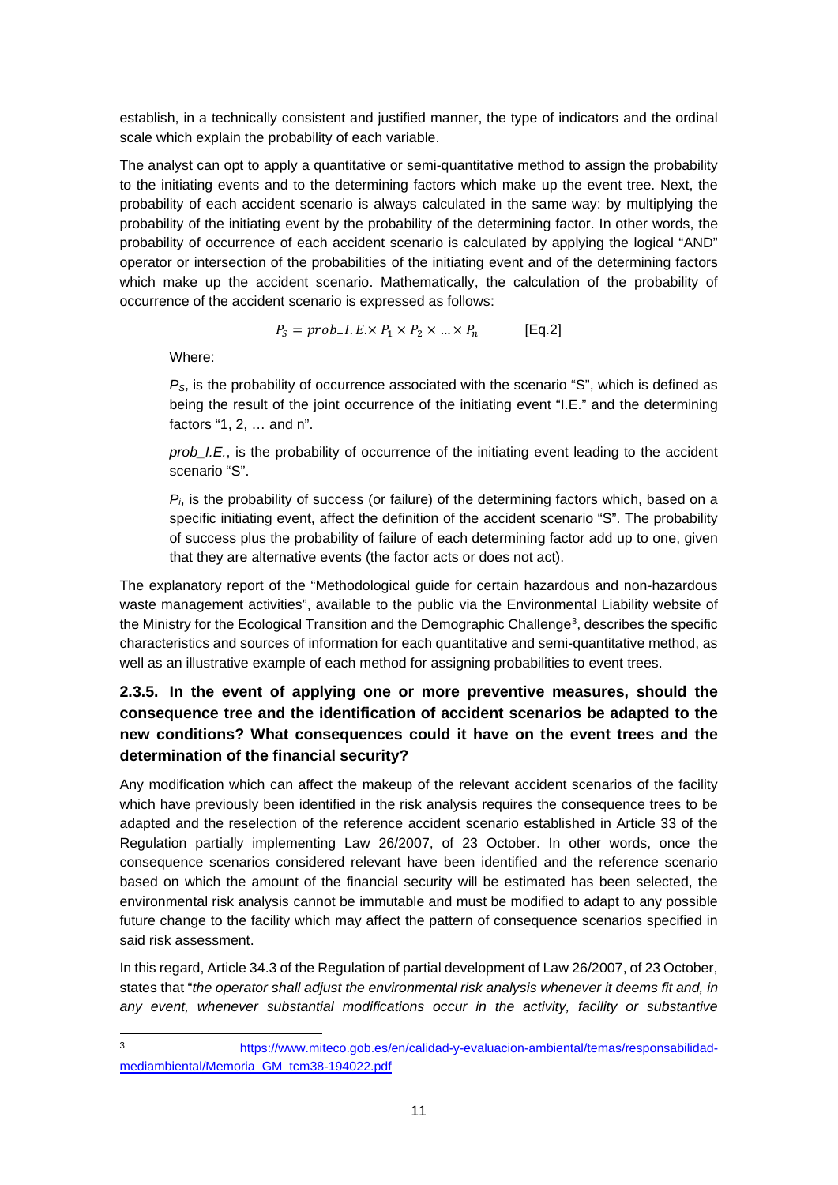establish, in a technically consistent and justified manner, the type of indicators and the ordinal scale which explain the probability of each variable.

The analyst can opt to apply a quantitative or semi-quantitative method to assign the probability to the initiating events and to the determining factors which make up the event tree. Next, the probability of each accident scenario is always calculated in the same way: by multiplying the probability of the initiating event by the probability of the determining factor. In other words, the probability of occurrence of each accident scenario is calculated by applying the logical "AND" operator or intersection of the probabilities of the initiating event and of the determining factors which make up the accident scenario. Mathematically, the calculation of the probability of occurrence of the accident scenario is expressed as follows:

$$P_S = prob\_I.E. \times P_1 \times P_2 \times \ldots \times P_n \qquad \text{[Eq.2]}$$

Where:

$P_S$, is the probability of occurrence associated with the scenario "S", which is defined as being the result of the joint occurrence of the initiating event "I.E." and the determining factors "1, 2, … and n".

*prob_I.E.*, is the probability of occurrence of the initiating event leading to the accident scenario "S".

$P_i$, is the probability of success (or failure) of the determining factors which, based on a specific initiating event, affect the definition of the accident scenario "S". The probability of success plus the probability of failure of each determining factor add up to one, given that they are alternative events (the factor acts or does not act).

The explanatory report of the "Methodological guide for certain hazardous and non-hazardous waste management activities", available to the public via the Environmental Liability website of the Ministry for the Ecological Transition and the Demographic Challenge[3], describes the specific characteristics and sources of information for each quantitative and semi-quantitative method, as well as an illustrative example of each method for assigning probabilities to event trees.

### 2.3.5. In the event of applying one or more preventive measures, should the consequence tree and the identification of accident scenarios be adapted to the new conditions? What consequences could it have on the event trees and the determination of the financial security?

Any modification which can affect the makeup of the relevant accident scenarios of the facility which have previously been identified in the risk analysis requires the consequence trees to be adapted and the reselection of the reference accident scenario established in Article 33 of the Regulation partially implementing Law 26/2007, of 23 October. In other words, once the consequence scenarios considered relevant have been identified and the reference scenario based on which the amount of the financial security will be estimated has been selected, the environmental risk analysis cannot be immutable and must be modified to adapt to any possible future change to the facility which may affect the pattern of consequence scenarios specified in said risk assessment.

In this regard, Article 34.3 of the Regulation of partial development of Law 26/2007, of 23 October, states that "*the operator shall adjust the environmental risk analysis whenever it deems fit and, in any event, whenever substantial modifications occur in the activity, facility or substantive*

[3] https://www.miteco.gob.es/en/calidad-y-evaluacion-ambiental/temas/responsabilidad-mediambiental/Memoria_GM_tcm38-194022.pdf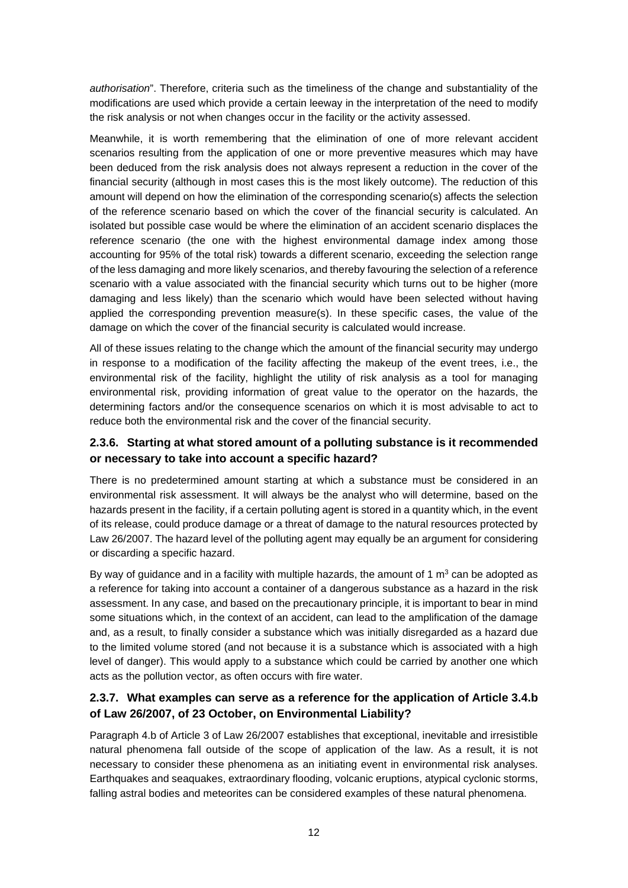*authorisation*". Therefore, criteria such as the timeliness of the change and substantiality of the modifications are used which provide a certain leeway in the interpretation of the need to modify the risk analysis or not when changes occur in the facility or the activity assessed.

Meanwhile, it is worth remembering that the elimination of one of more relevant accident scenarios resulting from the application of one or more preventive measures which may have been deduced from the risk analysis does not always represent a reduction in the cover of the financial security (although in most cases this is the most likely outcome). The reduction of this amount will depend on how the elimination of the corresponding scenario(s) affects the selection of the reference scenario based on which the cover of the financial security is calculated. An isolated but possible case would be where the elimination of an accident scenario displaces the reference scenario (the one with the highest environmental damage index among those accounting for 95% of the total risk) towards a different scenario, exceeding the selection range of the less damaging and more likely scenarios, and thereby favouring the selection of a reference scenario with a value associated with the financial security which turns out to be higher (more damaging and less likely) than the scenario which would have been selected without having applied the corresponding prevention measure(s). In these specific cases, the value of the damage on which the cover of the financial security is calculated would increase.

All of these issues relating to the change which the amount of the financial security may undergo in response to a modification of the facility affecting the makeup of the event trees, i.e., the environmental risk of the facility, highlight the utility of risk analysis as a tool for managing environmental risk, providing information of great value to the operator on the hazards, the determining factors and/or the consequence scenarios on which it is most advisable to act to reduce both the environmental risk and the cover of the financial security.

### 2.3.6. Starting at what stored amount of a polluting substance is it recommended or necessary to take into account a specific hazard?

There is no predetermined amount starting at which a substance must be considered in an environmental risk assessment. It will always be the analyst who will determine, based on the hazards present in the facility, if a certain polluting agent is stored in a quantity which, in the event of its release, could produce damage or a threat of damage to the natural resources protected by Law 26/2007. The hazard level of the polluting agent may equally be an argument for considering or discarding a specific hazard.

By way of guidance and in a facility with multiple hazards, the amount of 1 $m^3$ can be adopted as a reference for taking into account a container of a dangerous substance as a hazard in the risk assessment. In any case, and based on the precautionary principle, it is important to bear in mind some situations which, in the context of an accident, can lead to the amplification of the damage and, as a result, to finally consider a substance which was initially disregarded as a hazard due to the limited volume stored (and not because it is a substance which is associated with a high level of danger). This would apply to a substance which could be carried by another one which acts as the pollution vector, as often occurs with fire water.

### 2.3.7. What examples can serve as a reference for the application of Article 3.4.b of Law 26/2007, of 23 October, on Environmental Liability?

Paragraph 4.b of Article 3 of Law 26/2007 establishes that exceptional, inevitable and irresistible natural phenomena fall outside of the scope of application of the law. As a result, it is not necessary to consider these phenomena as an initiating event in environmental risk analyses. Earthquakes and seaquakes, extraordinary flooding, volcanic eruptions, atypical cyclonic storms, falling astral bodies and meteorites can be considered examples of these natural phenomena.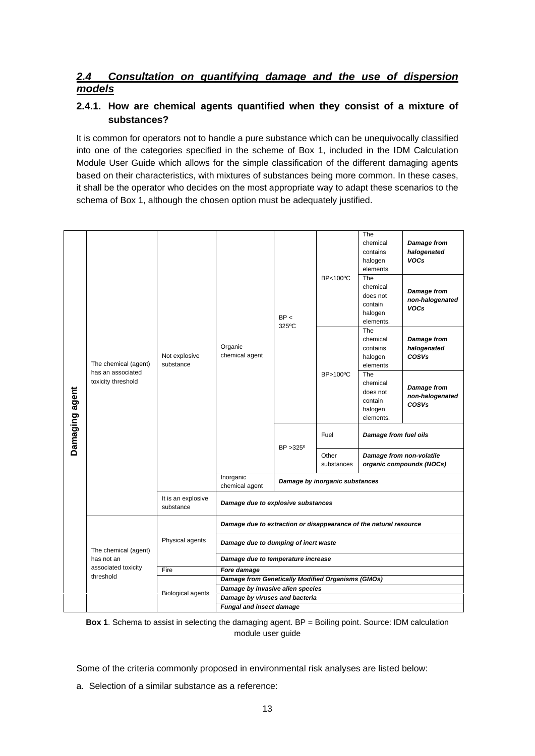## *2.4 Consultation on quantifying damage and the use of dispersion models*

### 2.4.1. How are chemical agents quantified when they consist of a mixture of substances?

It is common for operators not to handle a pure substance which can be unequivocally classified into one of the categories specified in the scheme of Box 1, included in the IDM Calculation Module User Guide which allows for the simple classification of the different damaging agents based on their characteristics, with mixtures of substances being more common. In these cases, it shall be the operator who decides on the most appropriate way to adapt these scenarios to the schema of Box 1, although the chosen option must be adequately justified.

| | | | | | | | |
|---|---|---|---|---|---|---|---|
| **Damaging agent** | The chemical (agent) has an associated toxicity threshold | Not explosive substance | Organic chemical agent | BP < 325ºC | BP<100ºC | The chemical contains halogen elements | ***Damage from halogenated VOCs*** |
| | | | | | | The chemical does not contain halogen elements. | ***Damage from non-halogenated VOCs*** |
| | | | | | BP>100ºC | The chemical contains halogen elements | ***Damage from halogenated COSVs*** |
| | | | | | | The chemical does not contain halogen elements. | ***Damage from non-halogenated COSVs*** |
| | | | | BP >325º | Fuel | ***Damage from fuel oils*** | |
| | | | | | Other substances | ***Damage from non-volatile organic compounds (NOCs)*** | |
| | | | Inorganic chemical agent | ***Damage by inorganic substances*** | | | |
| | | It is an explosive substance | ***Damage due to explosive substances*** | | | | |
| | The chemical (agent) has not an associated toxicity threshold | Physical agents | ***Damage due to extraction or disappearance of the natural resource*** | | | | |
| | | | ***Damage due to dumping of inert waste*** | | | | |
| | | | ***Damage due to temperature increase*** | | | | |
| | | Fire | ***Fore damage*** | | | | |
| | | Biological agents | ***Damage from Genetically Modified Organisms (GMOs)*** | | | | |
| | | | ***Damage by invasive alien species*** | | | | |
| | | | ***Damage by viruses and bacteria*** | | | | |
| | | | ***Fungal and insect damage*** | | | | |

**Box 1**. Schema to assist in selecting the damaging agent. BP = Boiling point. Source: IDM calculation module user guide

Some of the criteria commonly proposed in environmental risk analyses are listed below:

a. Selection of a similar substance as a reference: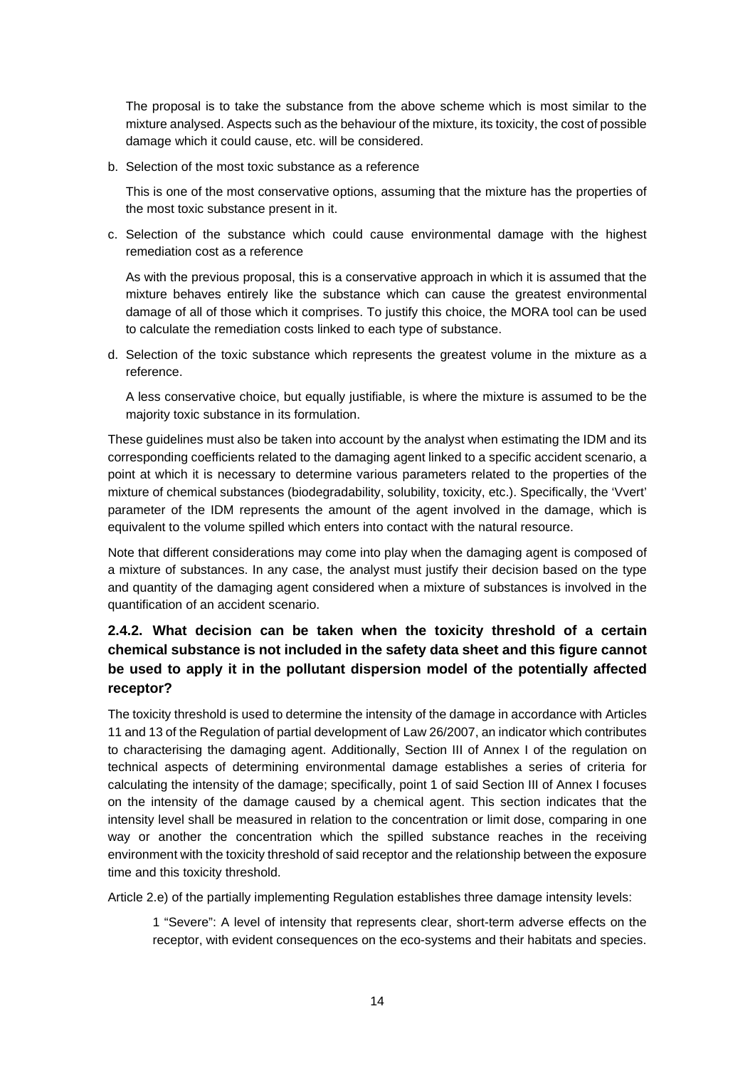The proposal is to take the substance from the above scheme which is most similar to the mixture analysed. Aspects such as the behaviour of the mixture, its toxicity, the cost of possible damage which it could cause, etc. will be considered.

b. Selection of the most toxic substance as a reference

   This is one of the most conservative options, assuming that the mixture has the properties of the most toxic substance present in it.

c. Selection of the substance which could cause environmental damage with the highest remediation cost as a reference

   As with the previous proposal, this is a conservative approach in which it is assumed that the mixture behaves entirely like the substance which can cause the greatest environmental damage of all of those which it comprises. To justify this choice, the MORA tool can be used to calculate the remediation costs linked to each type of substance.

d. Selection of the toxic substance which represents the greatest volume in the mixture as a reference.

   A less conservative choice, but equally justifiable, is where the mixture is assumed to be the majority toxic substance in its formulation.

These guidelines must also be taken into account by the analyst when estimating the IDM and its corresponding coefficients related to the damaging agent linked to a specific accident scenario, a point at which it is necessary to determine various parameters related to the properties of the mixture of chemical substances (biodegradability, solubility, toxicity, etc.). Specifically, the 'Vvert' parameter of the IDM represents the amount of the agent involved in the damage, which is equivalent to the volume spilled which enters into contact with the natural resource.

Note that different considerations may come into play when the damaging agent is composed of a mixture of substances. In any case, the analyst must justify their decision based on the type and quantity of the damaging agent considered when a mixture of substances is involved in the quantification of an accident scenario.

### 2.4.2. What decision can be taken when the toxicity threshold of a certain chemical substance is not included in the safety data sheet and this figure cannot be used to apply it in the pollutant dispersion model of the potentially affected receptor?

The toxicity threshold is used to determine the intensity of the damage in accordance with Articles 11 and 13 of the Regulation of partial development of Law 26/2007, an indicator which contributes to characterising the damaging agent. Additionally, Section III of Annex I of the regulation on technical aspects of determining environmental damage establishes a series of criteria for calculating the intensity of the damage; specifically, point 1 of said Section III of Annex I focuses on the intensity of the damage caused by a chemical agent. This section indicates that the intensity level shall be measured in relation to the concentration or limit dose, comparing in one way or another the concentration which the spilled substance reaches in the receiving environment with the toxicity threshold of said receptor and the relationship between the exposure time and this toxicity threshold.

Article 2.e) of the partially implementing Regulation establishes three damage intensity levels:

1 "Severe": A level of intensity that represents clear, short-term adverse effects on the receptor, with evident consequences on the eco-systems and their habitats and species.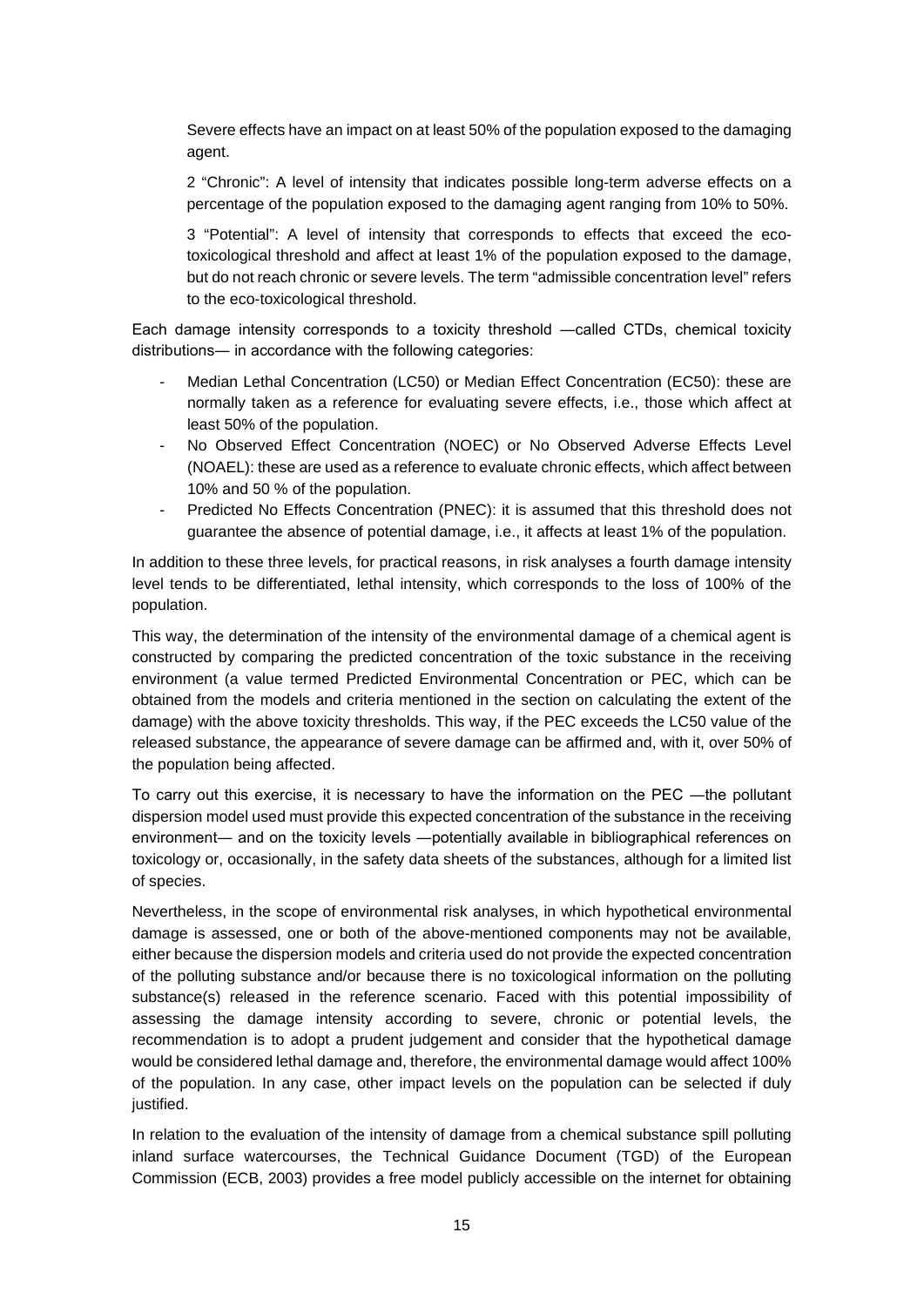Severe effects have an impact on at least 50% of the population exposed to the damaging agent.

2 "Chronic": A level of intensity that indicates possible long-term adverse effects on a percentage of the population exposed to the damaging agent ranging from 10% to 50%.

3 "Potential": A level of intensity that corresponds to effects that exceed the eco-toxicological threshold and affect at least 1% of the population exposed to the damage, but do not reach chronic or severe levels. The term "admissible concentration level" refers to the eco-toxicological threshold.

Each damage intensity corresponds to a toxicity threshold —called CTDs, chemical toxicity distributions— in accordance with the following categories:

- Median Lethal Concentration (LC50) or Median Effect Concentration (EC50): these are normally taken as a reference for evaluating severe effects, i.e., those which affect at least 50% of the population.
- No Observed Effect Concentration (NOEC) or No Observed Adverse Effects Level (NOAEL): these are used as a reference to evaluate chronic effects, which affect between 10% and 50 % of the population.
- Predicted No Effects Concentration (PNEC): it is assumed that this threshold does not guarantee the absence of potential damage, i.e., it affects at least 1% of the population.

In addition to these three levels, for practical reasons, in risk analyses a fourth damage intensity level tends to be differentiated, lethal intensity, which corresponds to the loss of 100% of the population.

This way, the determination of the intensity of the environmental damage of a chemical agent is constructed by comparing the predicted concentration of the toxic substance in the receiving environment (a value termed Predicted Environmental Concentration or PEC, which can be obtained from the models and criteria mentioned in the section on calculating the extent of the damage) with the above toxicity thresholds. This way, if the PEC exceeds the LC50 value of the released substance, the appearance of severe damage can be affirmed and, with it, over 50% of the population being affected.

To carry out this exercise, it is necessary to have the information on the PEC —the pollutant dispersion model used must provide this expected concentration of the substance in the receiving environment— and on the toxicity levels —potentially available in bibliographical references on toxicology or, occasionally, in the safety data sheets of the substances, although for a limited list of species.

Nevertheless, in the scope of environmental risk analyses, in which hypothetical environmental damage is assessed, one or both of the above-mentioned components may not be available, either because the dispersion models and criteria used do not provide the expected concentration of the polluting substance and/or because there is no toxicological information on the polluting substance(s) released in the reference scenario. Faced with this potential impossibility of assessing the damage intensity according to severe, chronic or potential levels, the recommendation is to adopt a prudent judgement and consider that the hypothetical damage would be considered lethal damage and, therefore, the environmental damage would affect 100% of the population. In any case, other impact levels on the population can be selected if duly justified.

In relation to the evaluation of the intensity of damage from a chemical substance spill polluting inland surface watercourses, the Technical Guidance Document (TGD) of the European Commission (ECB, 2003) provides a free model publicly accessible on the internet for obtaining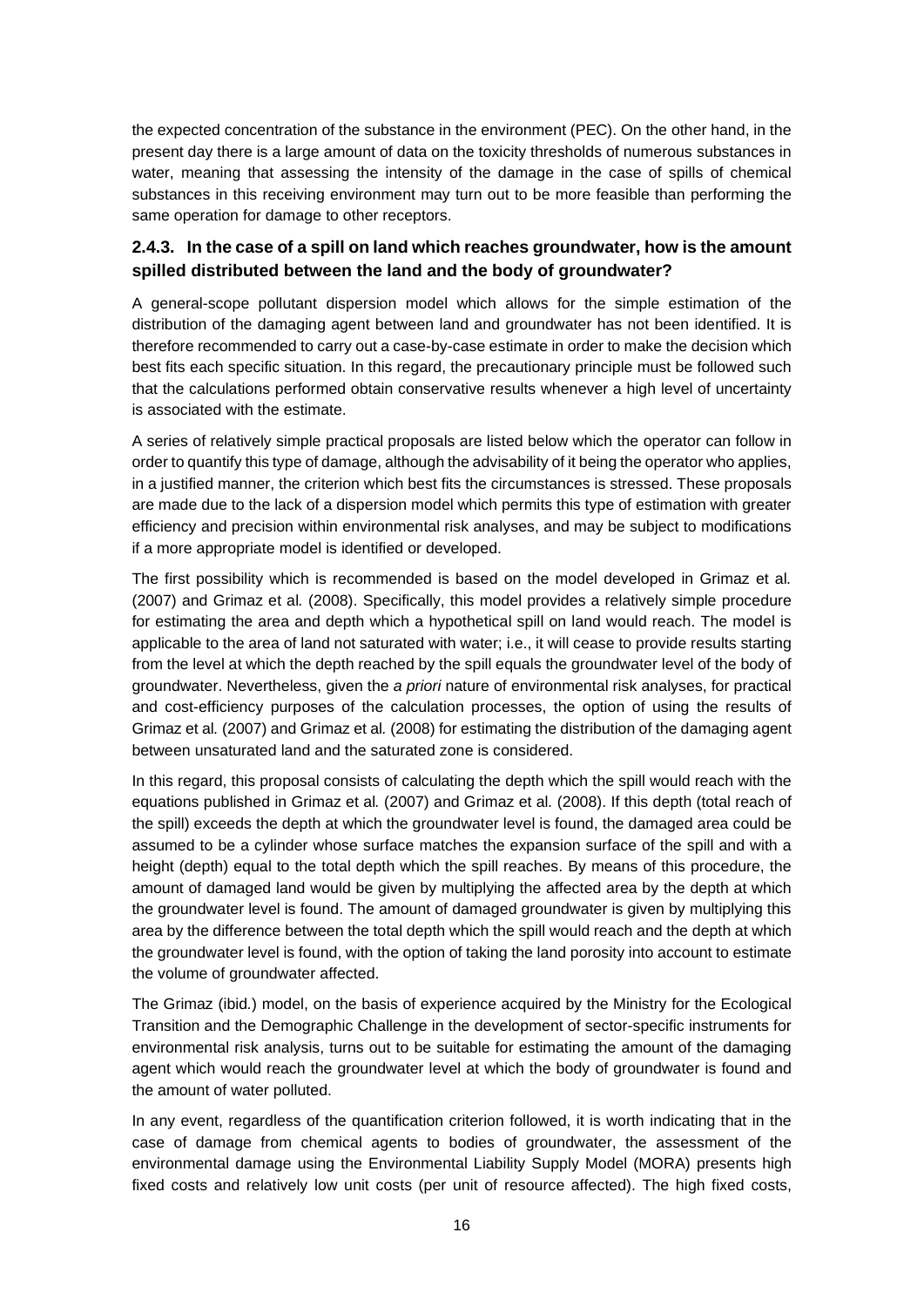the expected concentration of the substance in the environment (PEC). On the other hand, in the present day there is a large amount of data on the toxicity thresholds of numerous substances in water, meaning that assessing the intensity of the damage in the case of spills of chemical substances in this receiving environment may turn out to be more feasible than performing the same operation for damage to other receptors.

### 2.4.3. In the case of a spill on land which reaches groundwater, how is the amount spilled distributed between the land and the body of groundwater?

A general-scope pollutant dispersion model which allows for the simple estimation of the distribution of the damaging agent between land and groundwater has not been identified. It is therefore recommended to carry out a case-by-case estimate in order to make the decision which best fits each specific situation. In this regard, the precautionary principle must be followed such that the calculations performed obtain conservative results whenever a high level of uncertainty is associated with the estimate.

A series of relatively simple practical proposals are listed below which the operator can follow in order to quantify this type of damage, although the advisability of it being the operator who applies, in a justified manner, the criterion which best fits the circumstances is stressed. These proposals are made due to the lack of a dispersion model which permits this type of estimation with greater efficiency and precision within environmental risk analyses, and may be subject to modifications if a more appropriate model is identified or developed.

The first possibility which is recommended is based on the model developed in Grimaz et al*.* (2007) and Grimaz et al*.* (2008). Specifically, this model provides a relatively simple procedure for estimating the area and depth which a hypothetical spill on land would reach. The model is applicable to the area of land not saturated with water; i.e., it will cease to provide results starting from the level at which the depth reached by the spill equals the groundwater level of the body of groundwater. Nevertheless, given the *a priori* nature of environmental risk analyses, for practical and cost-efficiency purposes of the calculation processes, the option of using the results of Grimaz et al*.* (2007) and Grimaz et al*.* (2008) for estimating the distribution of the damaging agent between unsaturated land and the saturated zone is considered.

In this regard, this proposal consists of calculating the depth which the spill would reach with the equations published in Grimaz et al*.* (2007) and Grimaz et al*.* (2008). If this depth (total reach of the spill) exceeds the depth at which the groundwater level is found, the damaged area could be assumed to be a cylinder whose surface matches the expansion surface of the spill and with a height (depth) equal to the total depth which the spill reaches. By means of this procedure, the amount of damaged land would be given by multiplying the affected area by the depth at which the groundwater level is found. The amount of damaged groundwater is given by multiplying this area by the difference between the total depth which the spill would reach and the depth at which the groundwater level is found, with the option of taking the land porosity into account to estimate the volume of groundwater affected.

The Grimaz (ibid*.*) model, on the basis of experience acquired by the Ministry for the Ecological Transition and the Demographic Challenge in the development of sector-specific instruments for environmental risk analysis, turns out to be suitable for estimating the amount of the damaging agent which would reach the groundwater level at which the body of groundwater is found and the amount of water polluted.

In any event, regardless of the quantification criterion followed, it is worth indicating that in the case of damage from chemical agents to bodies of groundwater, the assessment of the environmental damage using the Environmental Liability Supply Model (MORA) presents high fixed costs and relatively low unit costs (per unit of resource affected). The high fixed costs,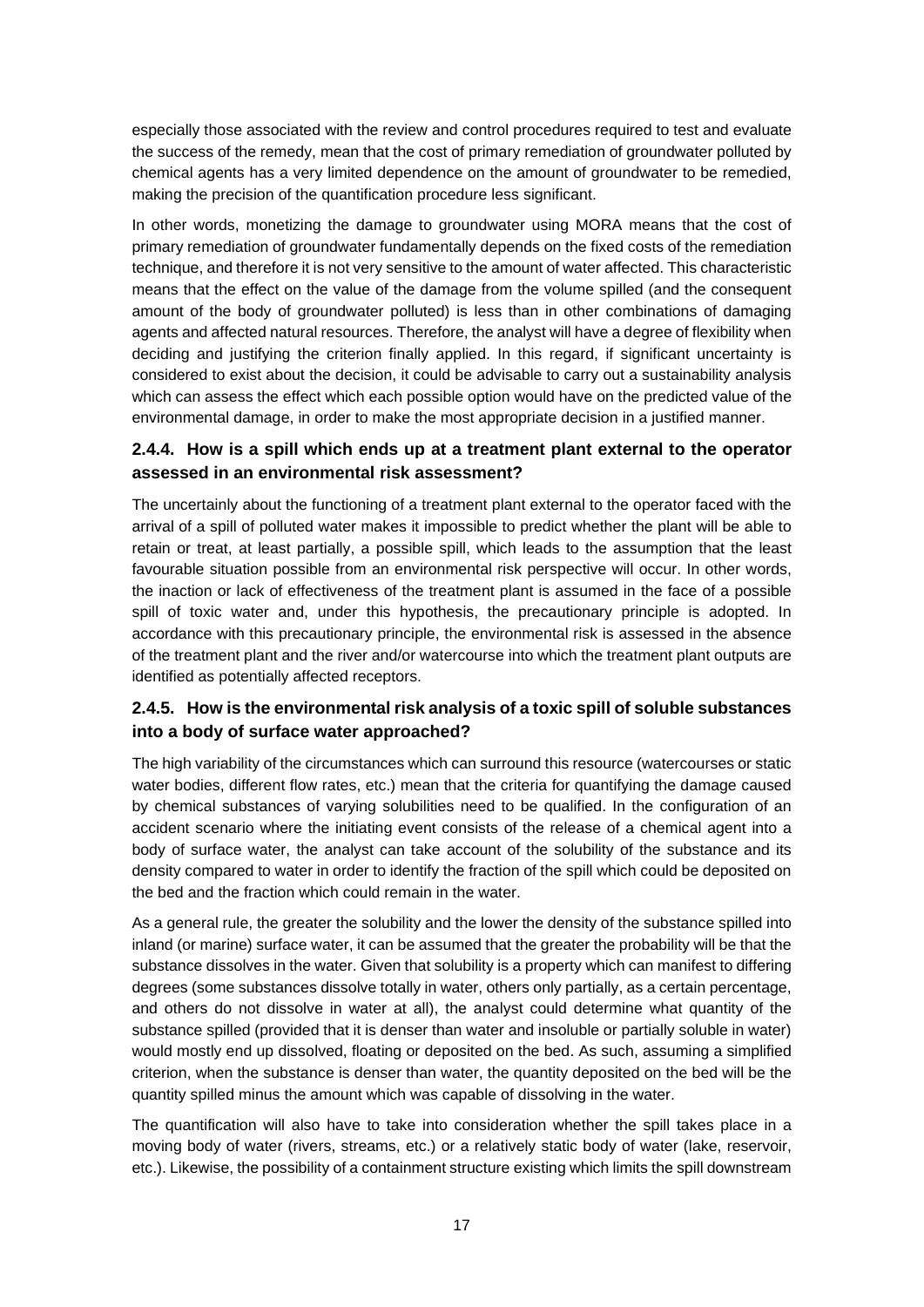especially those associated with the review and control procedures required to test and evaluate the success of the remedy, mean that the cost of primary remediation of groundwater polluted by chemical agents has a very limited dependence on the amount of groundwater to be remedied, making the precision of the quantification procedure less significant.

In other words, monetizing the damage to groundwater using MORA means that the cost of primary remediation of groundwater fundamentally depends on the fixed costs of the remediation technique, and therefore it is not very sensitive to the amount of water affected. This characteristic means that the effect on the value of the damage from the volume spilled (and the consequent amount of the body of groundwater polluted) is less than in other combinations of damaging agents and affected natural resources. Therefore, the analyst will have a degree of flexibility when deciding and justifying the criterion finally applied. In this regard, if significant uncertainty is considered to exist about the decision, it could be advisable to carry out a sustainability analysis which can assess the effect which each possible option would have on the predicted value of the environmental damage, in order to make the most appropriate decision in a justified manner.

### 2.4.4. How is a spill which ends up at a treatment plant external to the operator assessed in an environmental risk assessment?

The uncertainly about the functioning of a treatment plant external to the operator faced with the arrival of a spill of polluted water makes it impossible to predict whether the plant will be able to retain or treat, at least partially, a possible spill, which leads to the assumption that the least favourable situation possible from an environmental risk perspective will occur. In other words, the inaction or lack of effectiveness of the treatment plant is assumed in the face of a possible spill of toxic water and, under this hypothesis, the precautionary principle is adopted. In accordance with this precautionary principle, the environmental risk is assessed in the absence of the treatment plant and the river and/or watercourse into which the treatment plant outputs are identified as potentially affected receptors.

### 2.4.5. How is the environmental risk analysis of a toxic spill of soluble substances into a body of surface water approached?

The high variability of the circumstances which can surround this resource (watercourses or static water bodies, different flow rates, etc.) mean that the criteria for quantifying the damage caused by chemical substances of varying solubilities need to be qualified. In the configuration of an accident scenario where the initiating event consists of the release of a chemical agent into a body of surface water, the analyst can take account of the solubility of the substance and its density compared to water in order to identify the fraction of the spill which could be deposited on the bed and the fraction which could remain in the water.

As a general rule, the greater the solubility and the lower the density of the substance spilled into inland (or marine) surface water, it can be assumed that the greater the probability will be that the substance dissolves in the water. Given that solubility is a property which can manifest to differing degrees (some substances dissolve totally in water, others only partially, as a certain percentage, and others do not dissolve in water at all), the analyst could determine what quantity of the substance spilled (provided that it is denser than water and insoluble or partially soluble in water) would mostly end up dissolved, floating or deposited on the bed. As such, assuming a simplified criterion, when the substance is denser than water, the quantity deposited on the bed will be the quantity spilled minus the amount which was capable of dissolving in the water.

The quantification will also have to take into consideration whether the spill takes place in a moving body of water (rivers, streams, etc.) or a relatively static body of water (lake, reservoir, etc.). Likewise, the possibility of a containment structure existing which limits the spill downstream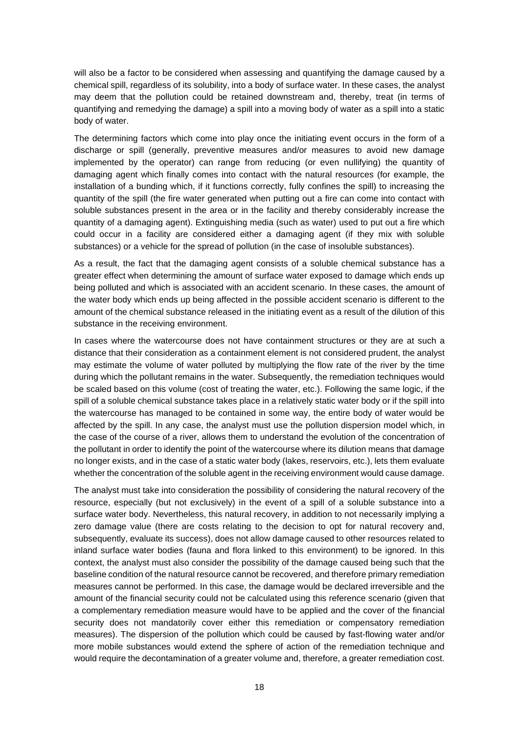will also be a factor to be considered when assessing and quantifying the damage caused by a chemical spill, regardless of its solubility, into a body of surface water. In these cases, the analyst may deem that the pollution could be retained downstream and, thereby, treat (in terms of quantifying and remedying the damage) a spill into a moving body of water as a spill into a static body of water.

The determining factors which come into play once the initiating event occurs in the form of a discharge or spill (generally, preventive measures and/or measures to avoid new damage implemented by the operator) can range from reducing (or even nullifying) the quantity of damaging agent which finally comes into contact with the natural resources (for example, the installation of a bunding which, if it functions correctly, fully confines the spill) to increasing the quantity of the spill (the fire water generated when putting out a fire can come into contact with soluble substances present in the area or in the facility and thereby considerably increase the quantity of a damaging agent). Extinguishing media (such as water) used to put out a fire which could occur in a facility are considered either a damaging agent (if they mix with soluble substances) or a vehicle for the spread of pollution (in the case of insoluble substances).

As a result, the fact that the damaging agent consists of a soluble chemical substance has a greater effect when determining the amount of surface water exposed to damage which ends up being polluted and which is associated with an accident scenario. In these cases, the amount of the water body which ends up being affected in the possible accident scenario is different to the amount of the chemical substance released in the initiating event as a result of the dilution of this substance in the receiving environment.

In cases where the watercourse does not have containment structures or they are at such a distance that their consideration as a containment element is not considered prudent, the analyst may estimate the volume of water polluted by multiplying the flow rate of the river by the time during which the pollutant remains in the water. Subsequently, the remediation techniques would be scaled based on this volume (cost of treating the water, etc.). Following the same logic, if the spill of a soluble chemical substance takes place in a relatively static water body or if the spill into the watercourse has managed to be contained in some way, the entire body of water would be affected by the spill. In any case, the analyst must use the pollution dispersion model which, in the case of the course of a river, allows them to understand the evolution of the concentration of the pollutant in order to identify the point of the watercourse where its dilution means that damage no longer exists, and in the case of a static water body (lakes, reservoirs, etc.), lets them evaluate whether the concentration of the soluble agent in the receiving environment would cause damage.

The analyst must take into consideration the possibility of considering the natural recovery of the resource, especially (but not exclusively) in the event of a spill of a soluble substance into a surface water body. Nevertheless, this natural recovery, in addition to not necessarily implying a zero damage value (there are costs relating to the decision to opt for natural recovery and, subsequently, evaluate its success), does not allow damage caused to other resources related to inland surface water bodies (fauna and flora linked to this environment) to be ignored. In this context, the analyst must also consider the possibility of the damage caused being such that the baseline condition of the natural resource cannot be recovered, and therefore primary remediation measures cannot be performed. In this case, the damage would be declared irreversible and the amount of the financial security could not be calculated using this reference scenario (given that a complementary remediation measure would have to be applied and the cover of the financial security does not mandatorily cover either this remediation or compensatory remediation measures). The dispersion of the pollution which could be caused by fast-flowing water and/or more mobile substances would extend the sphere of action of the remediation technique and would require the decontamination of a greater volume and, therefore, a greater remediation cost.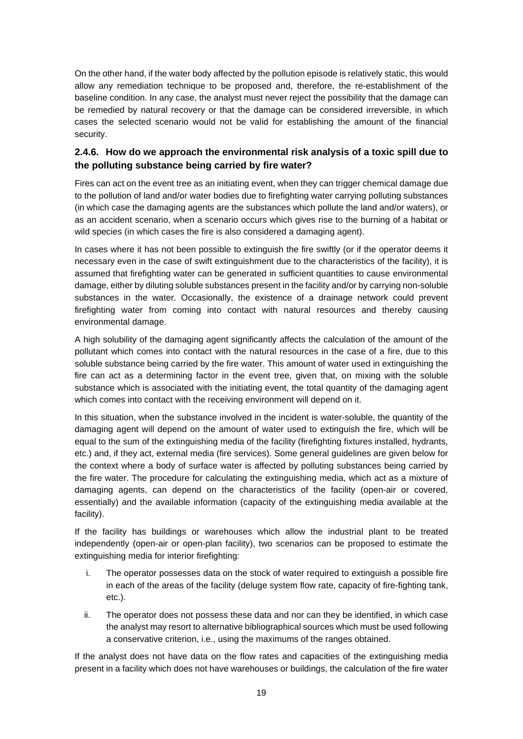On the other hand, if the water body affected by the pollution episode is relatively static, this would allow any remediation technique to be proposed and, therefore, the re-establishment of the baseline condition. In any case, the analyst must never reject the possibility that the damage can be remedied by natural recovery or that the damage can be considered irreversible, in which cases the selected scenario would not be valid for establishing the amount of the financial security.

### 2.4.6. How do we approach the environmental risk analysis of a toxic spill due to the polluting substance being carried by fire water?

Fires can act on the event tree as an initiating event, when they can trigger chemical damage due to the pollution of land and/or water bodies due to firefighting water carrying polluting substances (in which case the damaging agents are the substances which pollute the land and/or waters), or as an accident scenario, when a scenario occurs which gives rise to the burning of a habitat or wild species (in which cases the fire is also considered a damaging agent).

In cases where it has not been possible to extinguish the fire swiftly (or if the operator deems it necessary even in the case of swift extinguishment due to the characteristics of the facility), it is assumed that firefighting water can be generated in sufficient quantities to cause environmental damage, either by diluting soluble substances present in the facility and/or by carrying non-soluble substances in the water. Occasionally, the existence of a drainage network could prevent firefighting water from coming into contact with natural resources and thereby causing environmental damage.

A high solubility of the damaging agent significantly affects the calculation of the amount of the pollutant which comes into contact with the natural resources in the case of a fire, due to this soluble substance being carried by the fire water. This amount of water used in extinguishing the fire can act as a determining factor in the event tree, given that, on mixing with the soluble substance which is associated with the initiating event, the total quantity of the damaging agent which comes into contact with the receiving environment will depend on it.

In this situation, when the substance involved in the incident is water-soluble, the quantity of the damaging agent will depend on the amount of water used to extinguish the fire, which will be equal to the sum of the extinguishing media of the facility (firefighting fixtures installed, hydrants, etc.) and, if they act, external media (fire services). Some general guidelines are given below for the context where a body of surface water is affected by polluting substances being carried by the fire water. The procedure for calculating the extinguishing media, which act as a mixture of damaging agents, can depend on the characteristics of the facility (open-air or covered, essentially) and the available information (capacity of the extinguishing media available at the facility).

If the facility has buildings or warehouses which allow the industrial plant to be treated independently (open-air or open-plan facility), two scenarios can be proposed to estimate the extinguishing media for interior firefighting:

i. The operator possesses data on the stock of water required to extinguish a possible fire in each of the areas of the facility (deluge system flow rate, capacity of fire-fighting tank, etc.).

ii. The operator does not possess these data and nor can they be identified, in which case the analyst may resort to alternative bibliographical sources which must be used following a conservative criterion, i.e., using the maximums of the ranges obtained.

If the analyst does not have data on the flow rates and capacities of the extinguishing media present in a facility which does not have warehouses or buildings, the calculation of the fire water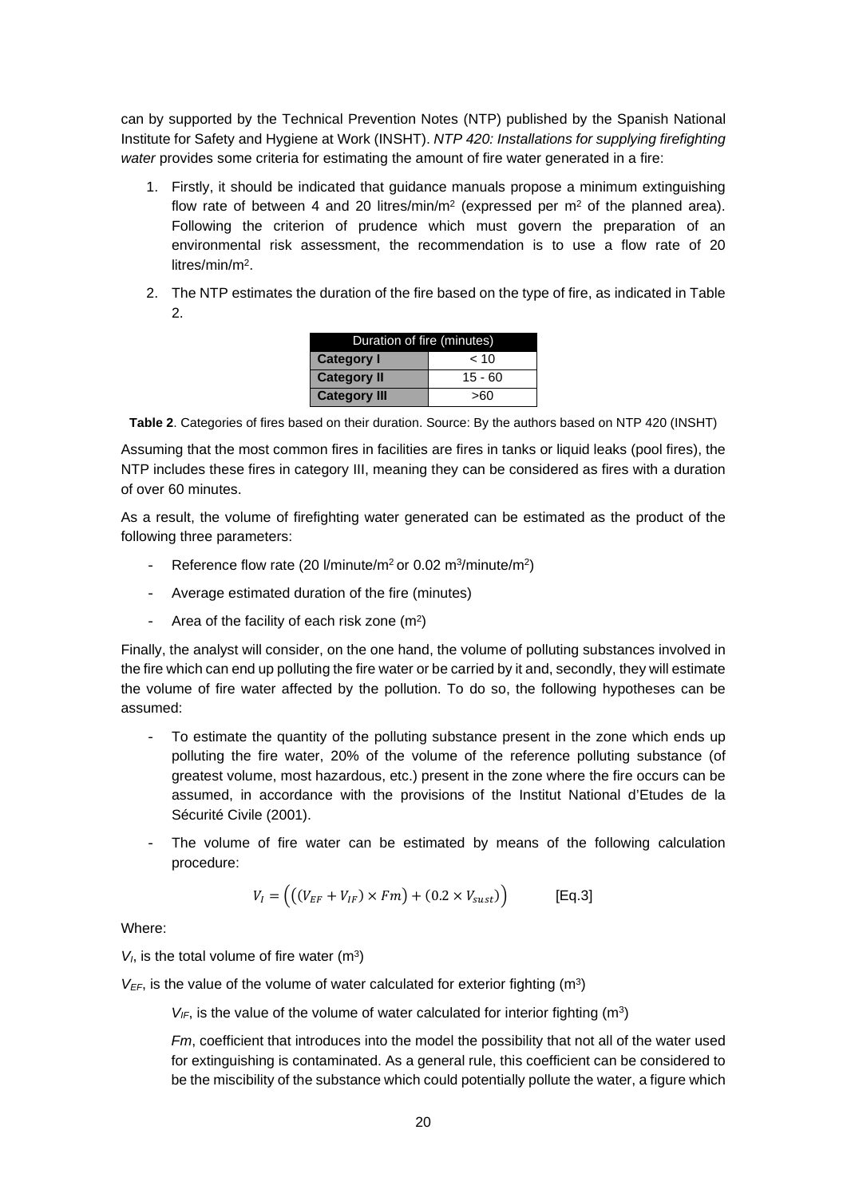can by supported by the Technical Prevention Notes (NTP) published by the Spanish National Institute for Safety and Hygiene at Work (INSHT). *NTP 420: Installations for supplying firefighting water* provides some criteria for estimating the amount of fire water generated in a fire:

1. Firstly, it should be indicated that guidance manuals propose a minimum extinguishing flow rate of between 4 and 20 litres/min/m$^2$ (expressed per m$^2$ of the planned area). Following the criterion of prudence which must govern the preparation of an environmental risk assessment, the recommendation is to use a flow rate of 20 litres/min/m$^2$.

2. The NTP estimates the duration of the fire based on the type of fire, as indicated in Table 2.

| Duration of fire (minutes) | |
|---|---|
| **Category I** | < 10 |
| **Category II** | 15 - 60 |
| **Category III** | >60 |

**Table 2**. Categories of fires based on their duration. Source: By the authors based on NTP 420 (INSHT)

Assuming that the most common fires in facilities are fires in tanks or liquid leaks (pool fires), the NTP includes these fires in category III, meaning they can be considered as fires with a duration of over 60 minutes.

As a result, the volume of firefighting water generated can be estimated as the product of the following three parameters:

- Reference flow rate (20 l/minute/m$^2$ or 0.02 m$^3$/minute/m$^2$)
- Average estimated duration of the fire (minutes)
- Area of the facility of each risk zone (m$^2$)

Finally, the analyst will consider, on the one hand, the volume of polluting substances involved in the fire which can end up polluting the fire water or be carried by it and, secondly, they will estimate the volume of fire water affected by the pollution. To do so, the following hypotheses can be assumed:

- To estimate the quantity of the polluting substance present in the zone which ends up polluting the fire water, 20% of the volume of the reference polluting substance (of greatest volume, most hazardous, etc.) present in the zone where the fire occurs can be assumed, in accordance with the provisions of the Institut National d'Etudes de la Sécurité Civile (2001).
- The volume of fire water can be estimated by means of the following calculation procedure:

$$V_I = \Big( \big( (V_{EF} + V_{IF}) \times Fm \big) + (0.2 \times V_{sust}) \Big) \qquad \text{[Eq.3]}$$

Where:

$V_I$, is the total volume of fire water (m$^3$)

$V_{EF}$, is the value of the volume of water calculated for exterior fighting (m$^3$)

$V_{IF}$, is the value of the volume of water calculated for interior fighting (m$^3$)

*Fm*, coefficient that introduces into the model the possibility that not all of the water used for extinguishing is contaminated. As a general rule, this coefficient can be considered to be the miscibility of the substance which could potentially pollute the water, a figure which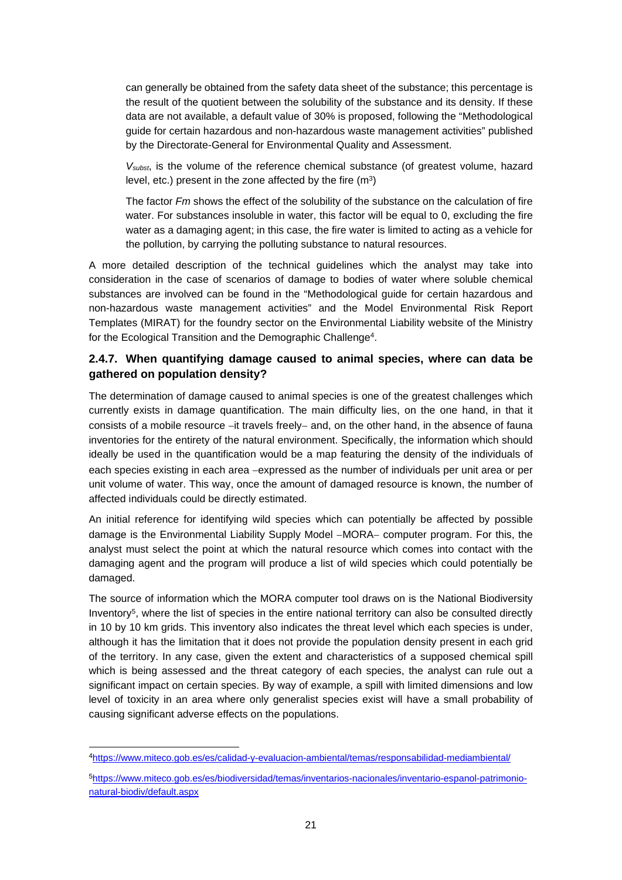can generally be obtained from the safety data sheet of the substance; this percentage is the result of the quotient between the solubility of the substance and its density. If these data are not available, a default value of 30% is proposed, following the "Methodological guide for certain hazardous and non-hazardous waste management activities" published by the Directorate-General for Environmental Quality and Assessment.

$V_{subst}$, is the volume of the reference chemical substance (of greatest volume, hazard level, etc.) present in the zone affected by the fire ($m^3$)

The factor *Fm* shows the effect of the solubility of the substance on the calculation of fire water. For substances insoluble in water, this factor will be equal to 0, excluding the fire water as a damaging agent; in this case, the fire water is limited to acting as a vehicle for the pollution, by carrying the polluting substance to natural resources.

A more detailed description of the technical guidelines which the analyst may take into consideration in the case of scenarios of damage to bodies of water where soluble chemical substances are involved can be found in the "Methodological guide for certain hazardous and non-hazardous waste management activities" and the Model Environmental Risk Report Templates (MIRAT) for the foundry sector on the Environmental Liability website of the Ministry for the Ecological Transition and the Demographic Challenge[4].

### 2.4.7. When quantifying damage caused to animal species, where can data be gathered on population density?

The determination of damage caused to animal species is one of the greatest challenges which currently exists in damage quantification. The main difficulty lies, on the one hand, in that it consists of a mobile resource −it travels freely− and, on the other hand, in the absence of fauna inventories for the entirety of the natural environment. Specifically, the information which should ideally be used in the quantification would be a map featuring the density of the individuals of each species existing in each area −expressed as the number of individuals per unit area or per unit volume of water. This way, once the amount of damaged resource is known, the number of affected individuals could be directly estimated.

An initial reference for identifying wild species which can potentially be affected by possible damage is the Environmental Liability Supply Model −MORA− computer program. For this, the analyst must select the point at which the natural resource which comes into contact with the damaging agent and the program will produce a list of wild species which could potentially be damaged.

The source of information which the MORA computer tool draws on is the National Biodiversity Inventory[5], where the list of species in the entire national territory can also be consulted directly in 10 by 10 km grids. This inventory also indicates the threat level which each species is under, although it has the limitation that it does not provide the population density present in each grid of the territory. In any case, given the extent and characteristics of a supposed chemical spill which is being assessed and the threat category of each species, the analyst can rule out a significant impact on certain species. By way of example, a spill with limited dimensions and low level of toxicity in an area where only generalist species exist will have a small probability of causing significant adverse effects on the populations.

---

[4] https://www.miteco.gob.es/es/calidad-y-evaluacion-ambiental/temas/responsabilidad-mediambiental/

[5] https://www.miteco.gob.es/es/biodiversidad/temas/inventarios-nacionales/inventario-espanol-patrimonio-natural-biodiv/default.aspx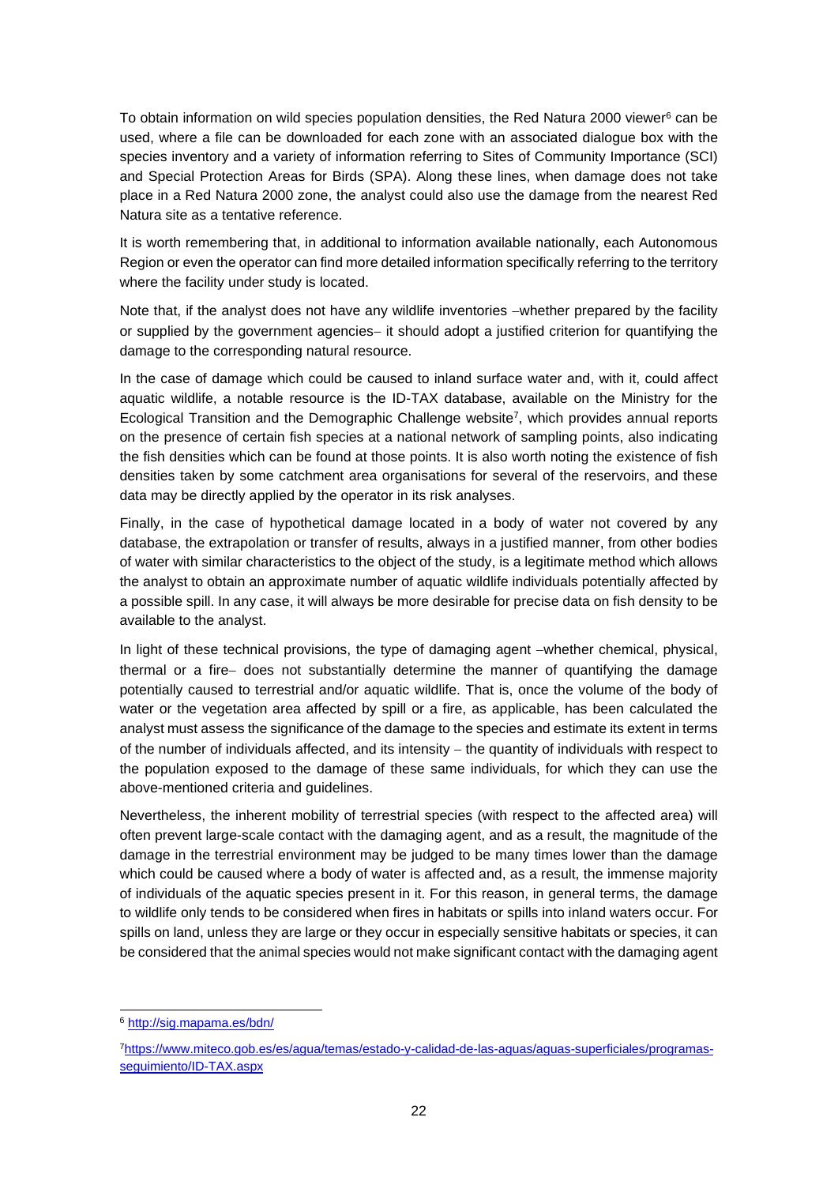To obtain information on wild species population densities, the Red Natura 2000 viewer[6] can be used, where a file can be downloaded for each zone with an associated dialogue box with the species inventory and a variety of information referring to Sites of Community Importance (SCI) and Special Protection Areas for Birds (SPA). Along these lines, when damage does not take place in a Red Natura 2000 zone, the analyst could also use the damage from the nearest Red Natura site as a tentative reference.

It is worth remembering that, in additional to information available nationally, each Autonomous Region or even the operator can find more detailed information specifically referring to the territory where the facility under study is located.

Note that, if the analyst does not have any wildlife inventories −whether prepared by the facility or supplied by the government agencies− it should adopt a justified criterion for quantifying the damage to the corresponding natural resource.

In the case of damage which could be caused to inland surface water and, with it, could affect aquatic wildlife, a notable resource is the ID-TAX database, available on the Ministry for the Ecological Transition and the Demographic Challenge website[7], which provides annual reports on the presence of certain fish species at a national network of sampling points, also indicating the fish densities which can be found at those points. It is also worth noting the existence of fish densities taken by some catchment area organisations for several of the reservoirs, and these data may be directly applied by the operator in its risk analyses.

Finally, in the case of hypothetical damage located in a body of water not covered by any database, the extrapolation or transfer of results, always in a justified manner, from other bodies of water with similar characteristics to the object of the study, is a legitimate method which allows the analyst to obtain an approximate number of aquatic wildlife individuals potentially affected by a possible spill. In any case, it will always be more desirable for precise data on fish density to be available to the analyst.

In light of these technical provisions, the type of damaging agent −whether chemical, physical, thermal or a fire− does not substantially determine the manner of quantifying the damage potentially caused to terrestrial and/or aquatic wildlife. That is, once the volume of the body of water or the vegetation area affected by spill or a fire, as applicable, has been calculated the analyst must assess the significance of the damage to the species and estimate its extent in terms of the number of individuals affected, and its intensity − the quantity of individuals with respect to the population exposed to the damage of these same individuals, for which they can use the above-mentioned criteria and guidelines.

Nevertheless, the inherent mobility of terrestrial species (with respect to the affected area) will often prevent large-scale contact with the damaging agent, and as a result, the magnitude of the damage in the terrestrial environment may be judged to be many times lower than the damage which could be caused where a body of water is affected and, as a result, the immense majority of individuals of the aquatic species present in it. For this reason, in general terms, the damage to wildlife only tends to be considered when fires in habitats or spills into inland waters occur. For spills on land, unless they are large or they occur in especially sensitive habitats or species, it can be considered that the animal species would not make significant contact with the damaging agent

---

[6] http://sig.mapama.es/bdn/

[7] https://www.miteco.gob.es/es/agua/temas/estado-y-calidad-de-las-aguas/aguas-superficiales/programas-seguimiento/ID-TAX.aspx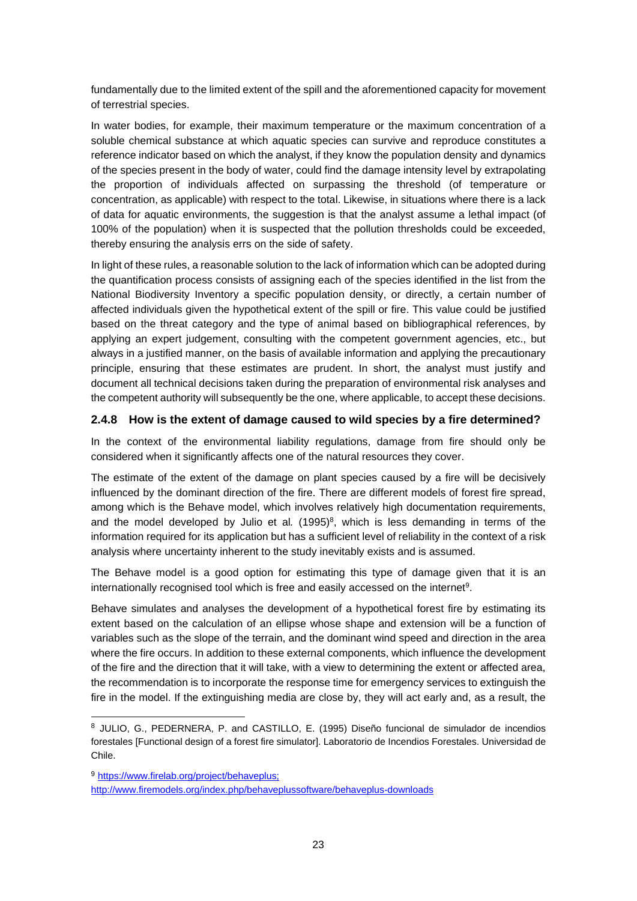fundamentally due to the limited extent of the spill and the aforementioned capacity for movement of terrestrial species.

In water bodies, for example, their maximum temperature or the maximum concentration of a soluble chemical substance at which aquatic species can survive and reproduce constitutes a reference indicator based on which the analyst, if they know the population density and dynamics of the species present in the body of water, could find the damage intensity level by extrapolating the proportion of individuals affected on surpassing the threshold (of temperature or concentration, as applicable) with respect to the total. Likewise, in situations where there is a lack of data for aquatic environments, the suggestion is that the analyst assume a lethal impact (of 100% of the population) when it is suspected that the pollution thresholds could be exceeded, thereby ensuring the analysis errs on the side of safety.

In light of these rules, a reasonable solution to the lack of information which can be adopted during the quantification process consists of assigning each of the species identified in the list from the National Biodiversity Inventory a specific population density, or directly, a certain number of affected individuals given the hypothetical extent of the spill or fire. This value could be justified based on the threat category and the type of animal based on bibliographical references, by applying an expert judgement, consulting with the competent government agencies, etc., but always in a justified manner, on the basis of available information and applying the precautionary principle, ensuring that these estimates are prudent. In short, the analyst must justify and document all technical decisions taken during the preparation of environmental risk analyses and the competent authority will subsequently be the one, where applicable, to accept these decisions.

### 2.4.8 How is the extent of damage caused to wild species by a fire determined?

In the context of the environmental liability regulations, damage from fire should only be considered when it significantly affects one of the natural resources they cover.

The estimate of the extent of the damage on plant species caused by a fire will be decisively influenced by the dominant direction of the fire. There are different models of forest fire spread, among which is the Behave model, which involves relatively high documentation requirements, and the model developed by Julio et al*.* (1995)[8], which is less demanding in terms of the information required for its application but has a sufficient level of reliability in the context of a risk analysis where uncertainty inherent to the study inevitably exists and is assumed.

The Behave model is a good option for estimating this type of damage given that it is an internationally recognised tool which is free and easily accessed on the internet[9].

Behave simulates and analyses the development of a hypothetical forest fire by estimating its extent based on the calculation of an ellipse whose shape and extension will be a function of variables such as the slope of the terrain, and the dominant wind speed and direction in the area where the fire occurs. In addition to these external components, which influence the development of the fire and the direction that it will take, with a view to determining the extent or affected area, the recommendation is to incorporate the response time for emergency services to extinguish the fire in the model. If the extinguishing media are close by, they will act early and, as a result, the

---

[8] JULIO, G., PEDERNERA, P. and CASTILLO, E. (1995) Diseño funcional de simulador de incendios forestales [Functional design of a forest fire simulator]. Laboratorio de Incendios Forestales. Universidad de Chile.

[9] https://www.firelab.org/project/behaveplus; http://www.firemodels.org/index.php/behaveplussoftware/behaveplus-downloads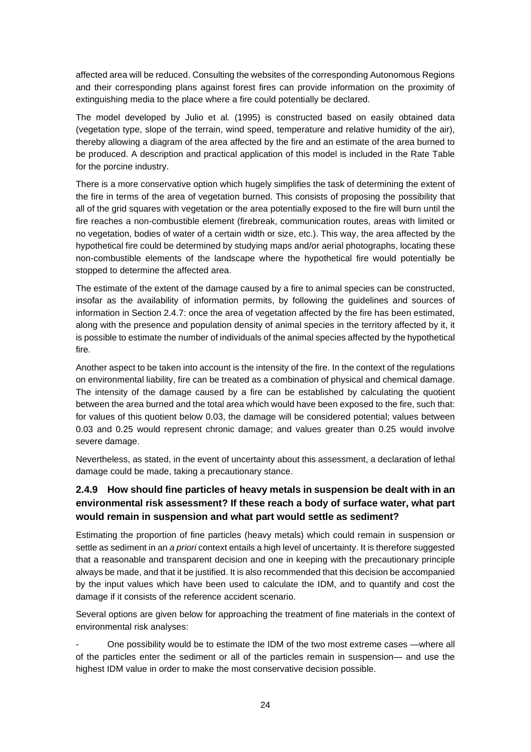affected area will be reduced. Consulting the websites of the corresponding Autonomous Regions and their corresponding plans against forest fires can provide information on the proximity of extinguishing media to the place where a fire could potentially be declared.

The model developed by Julio et al*.* (1995) is constructed based on easily obtained data (vegetation type, slope of the terrain, wind speed, temperature and relative humidity of the air), thereby allowing a diagram of the area affected by the fire and an estimate of the area burned to be produced. A description and practical application of this model is included in the Rate Table for the porcine industry.

There is a more conservative option which hugely simplifies the task of determining the extent of the fire in terms of the area of vegetation burned. This consists of proposing the possibility that all of the grid squares with vegetation or the area potentially exposed to the fire will burn until the fire reaches a non-combustible element (firebreak, communication routes, areas with limited or no vegetation, bodies of water of a certain width or size, etc.). This way, the area affected by the hypothetical fire could be determined by studying maps and/or aerial photographs, locating these non-combustible elements of the landscape where the hypothetical fire would potentially be stopped to determine the affected area.

The estimate of the extent of the damage caused by a fire to animal species can be constructed, insofar as the availability of information permits, by following the guidelines and sources of information in Section 2.4.7: once the area of vegetation affected by the fire has been estimated, along with the presence and population density of animal species in the territory affected by it, it is possible to estimate the number of individuals of the animal species affected by the hypothetical fire.

Another aspect to be taken into account is the intensity of the fire. In the context of the regulations on environmental liability, fire can be treated as a combination of physical and chemical damage. The intensity of the damage caused by a fire can be established by calculating the quotient between the area burned and the total area which would have been exposed to the fire, such that: for values of this quotient below 0.03, the damage will be considered potential; values between 0.03 and 0.25 would represent chronic damage; and values greater than 0.25 would involve severe damage.

Nevertheless, as stated, in the event of uncertainty about this assessment, a declaration of lethal damage could be made, taking a precautionary stance.

### 2.4.9 How should fine particles of heavy metals in suspension be dealt with in an environmental risk assessment? If these reach a body of surface water, what part would remain in suspension and what part would settle as sediment?

Estimating the proportion of fine particles (heavy metals) which could remain in suspension or settle as sediment in an *a priori* context entails a high level of uncertainty. It is therefore suggested that a reasonable and transparent decision and one in keeping with the precautionary principle always be made, and that it be justified. It is also recommended that this decision be accompanied by the input values which have been used to calculate the IDM, and to quantify and cost the damage if it consists of the reference accident scenario.

Several options are given below for approaching the treatment of fine materials in the context of environmental risk analyses:

- One possibility would be to estimate the IDM of the two most extreme cases —where all of the particles enter the sediment or all of the particles remain in suspension— and use the highest IDM value in order to make the most conservative decision possible.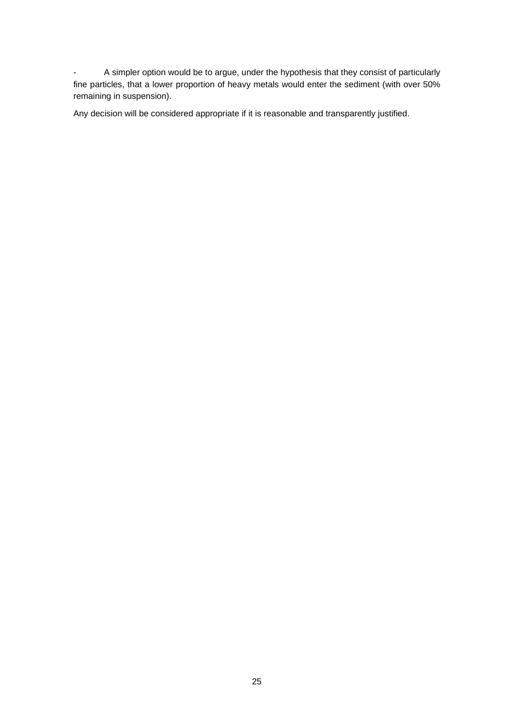- A simpler option would be to argue, under the hypothesis that they consist of particularly fine particles, that a lower proportion of heavy metals would enter the sediment (with over 50% remaining in suspension).

Any decision will be considered appropriate if it is reasonable and transparently justified.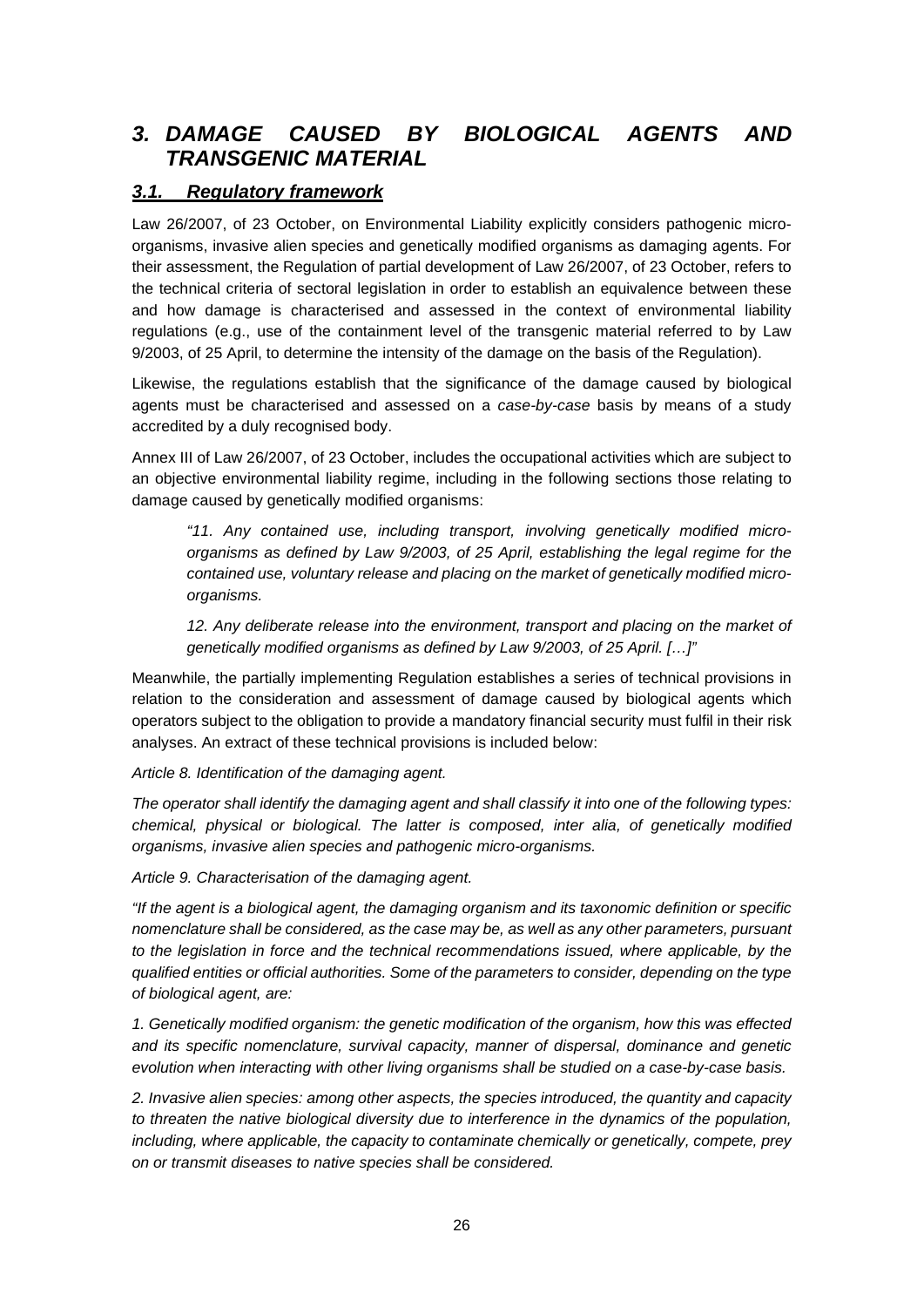# *3. DAMAGE CAUSED BY BIOLOGICAL AGENTS AND TRANSGENIC MATERIAL*

## *3.1. Regulatory framework*

Law 26/2007, of 23 October, on Environmental Liability explicitly considers pathogenic micro-organisms, invasive alien species and genetically modified organisms as damaging agents. For their assessment, the Regulation of partial development of Law 26/2007, of 23 October, refers to the technical criteria of sectoral legislation in order to establish an equivalence between these and how damage is characterised and assessed in the context of environmental liability regulations (e.g., use of the containment level of the transgenic material referred to by Law 9/2003, of 25 April, to determine the intensity of the damage on the basis of the Regulation).

Likewise, the regulations establish that the significance of the damage caused by biological agents must be characterised and assessed on a *case-by-case* basis by means of a study accredited by a duly recognised body.

Annex III of Law 26/2007, of 23 October, includes the occupational activities which are subject to an objective environmental liability regime, including in the following sections those relating to damage caused by genetically modified organisms:

> *"11. Any contained use, including transport, involving genetically modified micro-organisms as defined by Law 9/2003, of 25 April, establishing the legal regime for the contained use, voluntary release and placing on the market of genetically modified micro-organisms.*
>
> *12. Any deliberate release into the environment, transport and placing on the market of genetically modified organisms as defined by Law 9/2003, of 25 April. […]"*

Meanwhile, the partially implementing Regulation establishes a series of technical provisions in relation to the consideration and assessment of damage caused by biological agents which operators subject to the obligation to provide a mandatory financial security must fulfil in their risk analyses. An extract of these technical provisions is included below:

*Article 8. Identification of the damaging agent.*

*The operator shall identify the damaging agent and shall classify it into one of the following types: chemical, physical or biological. The latter is composed, inter alia, of genetically modified organisms, invasive alien species and pathogenic micro-organisms.*

*Article 9. Characterisation of the damaging agent.*

*"If the agent is a biological agent, the damaging organism and its taxonomic definition or specific nomenclature shall be considered, as the case may be, as well as any other parameters, pursuant to the legislation in force and the technical recommendations issued, where applicable, by the qualified entities or official authorities. Some of the parameters to consider, depending on the type of biological agent, are:*

*1. Genetically modified organism: the genetic modification of the organism, how this was effected and its specific nomenclature, survival capacity, manner of dispersal, dominance and genetic evolution when interacting with other living organisms shall be studied on a case-by-case basis.*

*2. Invasive alien species: among other aspects, the species introduced, the quantity and capacity to threaten the native biological diversity due to interference in the dynamics of the population, including, where applicable, the capacity to contaminate chemically or genetically, compete, prey on or transmit diseases to native species shall be considered.*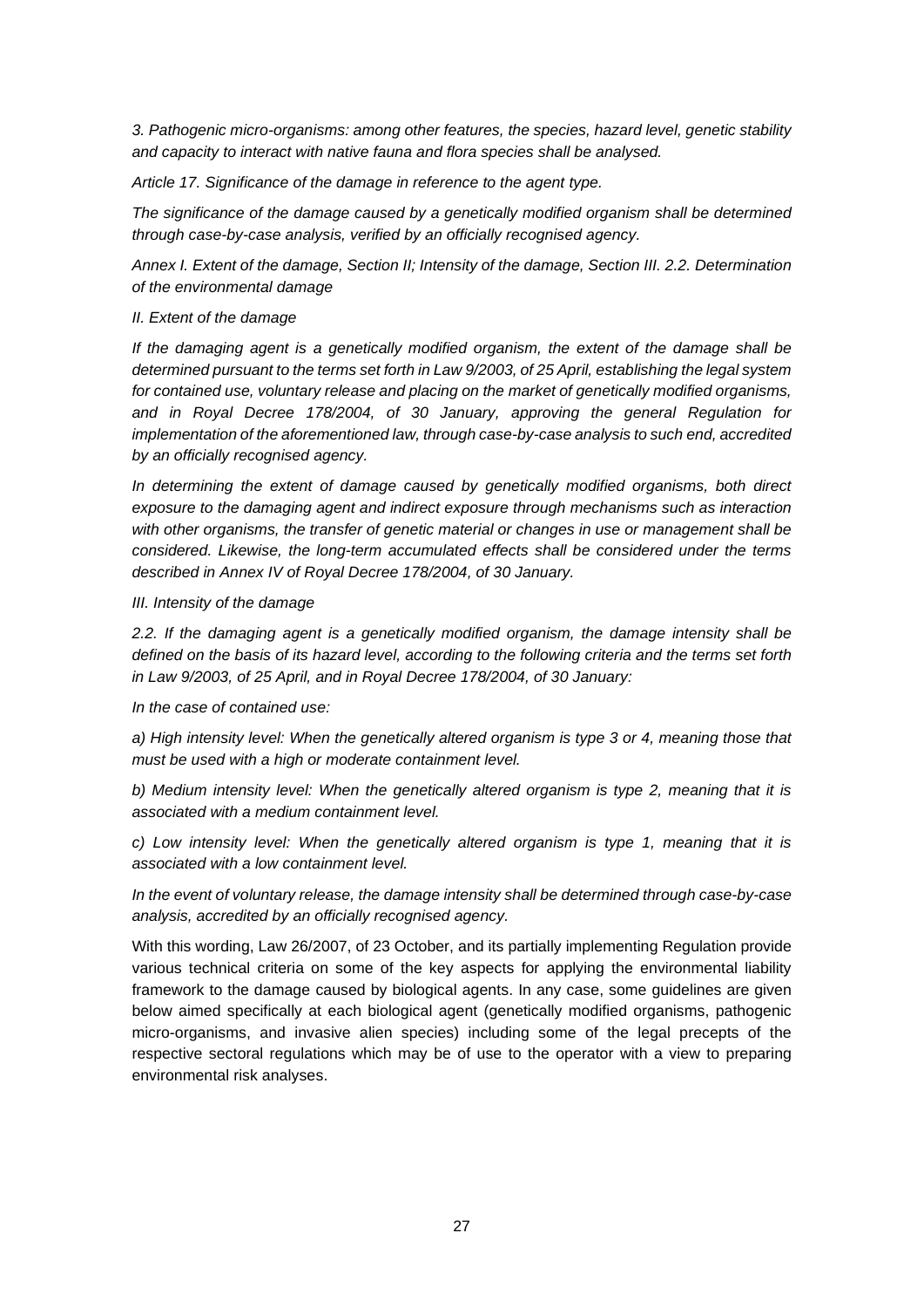*3. Pathogenic micro-organisms: among other features, the species, hazard level, genetic stability and capacity to interact with native fauna and flora species shall be analysed.*

*Article 17. Significance of the damage in reference to the agent type.*

*The significance of the damage caused by a genetically modified organism shall be determined through case-by-case analysis, verified by an officially recognised agency.*

*Annex I. Extent of the damage, Section II; Intensity of the damage, Section III. 2.2. Determination of the environmental damage*

*II. Extent of the damage*

*If the damaging agent is a genetically modified organism, the extent of the damage shall be determined pursuant to the terms set forth in Law 9/2003, of 25 April, establishing the legal system for contained use, voluntary release and placing on the market of genetically modified organisms, and in Royal Decree 178/2004, of 30 January, approving the general Regulation for implementation of the aforementioned law, through case-by-case analysis to such end, accredited by an officially recognised agency.*

*In determining the extent of damage caused by genetically modified organisms, both direct exposure to the damaging agent and indirect exposure through mechanisms such as interaction with other organisms, the transfer of genetic material or changes in use or management shall be considered. Likewise, the long-term accumulated effects shall be considered under the terms described in Annex IV of Royal Decree 178/2004, of 30 January.*

*III. Intensity of the damage*

*2.2. If the damaging agent is a genetically modified organism, the damage intensity shall be defined on the basis of its hazard level, according to the following criteria and the terms set forth in Law 9/2003, of 25 April, and in Royal Decree 178/2004, of 30 January:*

*In the case of contained use:*

*a) High intensity level: When the genetically altered organism is type 3 or 4, meaning those that must be used with a high or moderate containment level.*

*b) Medium intensity level: When the genetically altered organism is type 2, meaning that it is associated with a medium containment level.*

*c) Low intensity level: When the genetically altered organism is type 1, meaning that it is associated with a low containment level.*

*In the event of voluntary release, the damage intensity shall be determined through case-by-case analysis, accredited by an officially recognised agency.*

With this wording, Law 26/2007, of 23 October, and its partially implementing Regulation provide various technical criteria on some of the key aspects for applying the environmental liability framework to the damage caused by biological agents. In any case, some guidelines are given below aimed specifically at each biological agent (genetically modified organisms, pathogenic micro-organisms, and invasive alien species) including some of the legal precepts of the respective sectoral regulations which may be of use to the operator with a view to preparing environmental risk analyses.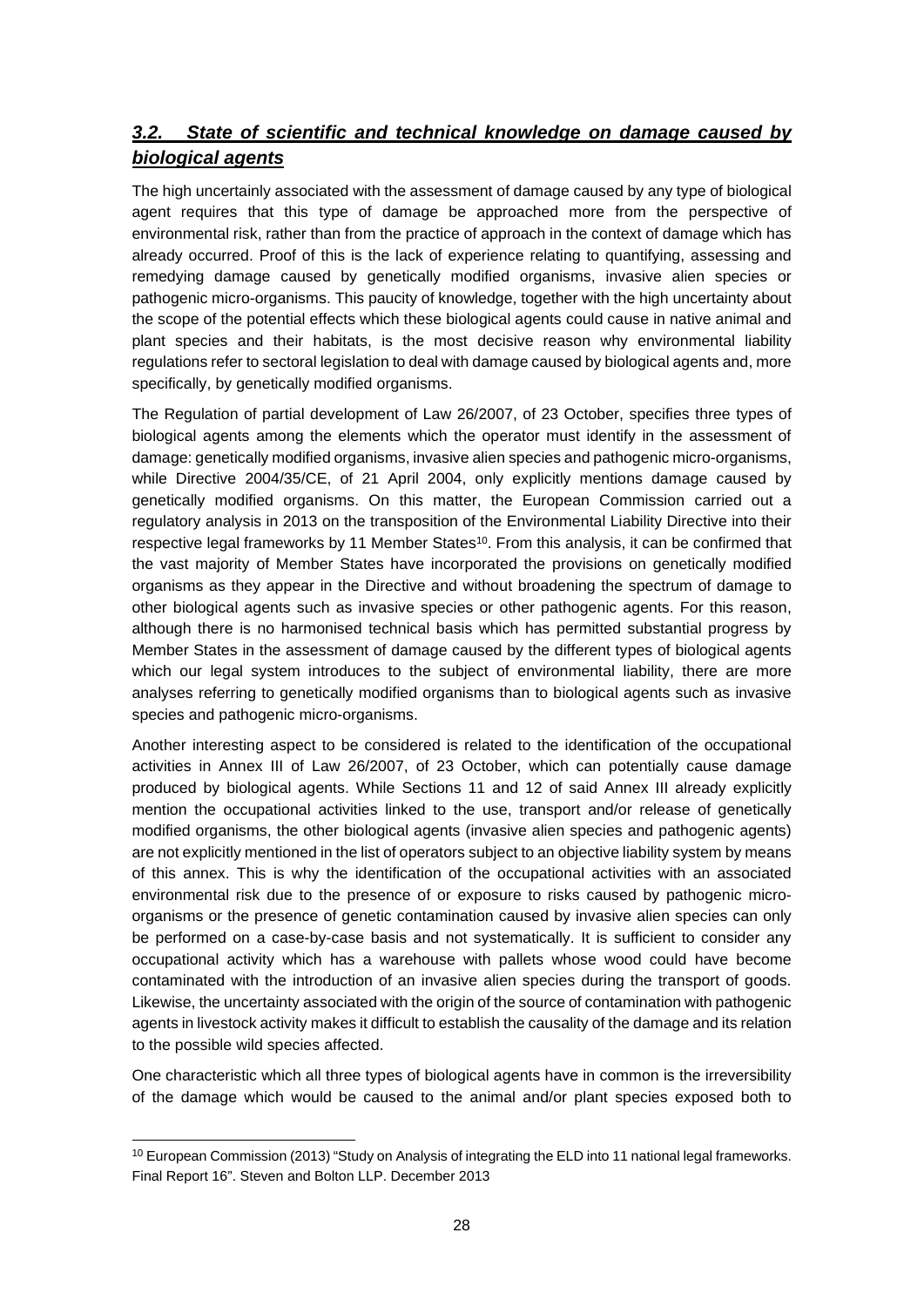## ***3.2. State of scientific and technical knowledge on damage caused by biological agents***

The high uncertainly associated with the assessment of damage caused by any type of biological agent requires that this type of damage be approached more from the perspective of environmental risk, rather than from the practice of approach in the context of damage which has already occurred. Proof of this is the lack of experience relating to quantifying, assessing and remedying damage caused by genetically modified organisms, invasive alien species or pathogenic micro-organisms. This paucity of knowledge, together with the high uncertainty about the scope of the potential effects which these biological agents could cause in native animal and plant species and their habitats, is the most decisive reason why environmental liability regulations refer to sectoral legislation to deal with damage caused by biological agents and, more specifically, by genetically modified organisms.

The Regulation of partial development of Law 26/2007, of 23 October, specifies three types of biological agents among the elements which the operator must identify in the assessment of damage: genetically modified organisms, invasive alien species and pathogenic micro-organisms, while Directive 2004/35/CE, of 21 April 2004, only explicitly mentions damage caused by genetically modified organisms. On this matter, the European Commission carried out a regulatory analysis in 2013 on the transposition of the Environmental Liability Directive into their respective legal frameworks by 11 Member States[10]. From this analysis, it can be confirmed that the vast majority of Member States have incorporated the provisions on genetically modified organisms as they appear in the Directive and without broadening the spectrum of damage to other biological agents such as invasive species or other pathogenic agents. For this reason, although there is no harmonised technical basis which has permitted substantial progress by Member States in the assessment of damage caused by the different types of biological agents which our legal system introduces to the subject of environmental liability, there are more analyses referring to genetically modified organisms than to biological agents such as invasive species and pathogenic micro-organisms.

Another interesting aspect to be considered is related to the identification of the occupational activities in Annex III of Law 26/2007, of 23 October, which can potentially cause damage produced by biological agents. While Sections 11 and 12 of said Annex III already explicitly mention the occupational activities linked to the use, transport and/or release of genetically modified organisms, the other biological agents (invasive alien species and pathogenic agents) are not explicitly mentioned in the list of operators subject to an objective liability system by means of this annex. This is why the identification of the occupational activities with an associated environmental risk due to the presence of or exposure to risks caused by pathogenic micro-organisms or the presence of genetic contamination caused by invasive alien species can only be performed on a case-by-case basis and not systematically. It is sufficient to consider any occupational activity which has a warehouse with pallets whose wood could have become contaminated with the introduction of an invasive alien species during the transport of goods. Likewise, the uncertainty associated with the origin of the source of contamination with pathogenic agents in livestock activity makes it difficult to establish the causality of the damage and its relation to the possible wild species affected.

One characteristic which all three types of biological agents have in common is the irreversibility of the damage which would be caused to the animal and/or plant species exposed both to

[10] European Commission (2013) "Study on Analysis of integrating the ELD into 11 national legal frameworks. Final Report 16". Steven and Bolton LLP. December 2013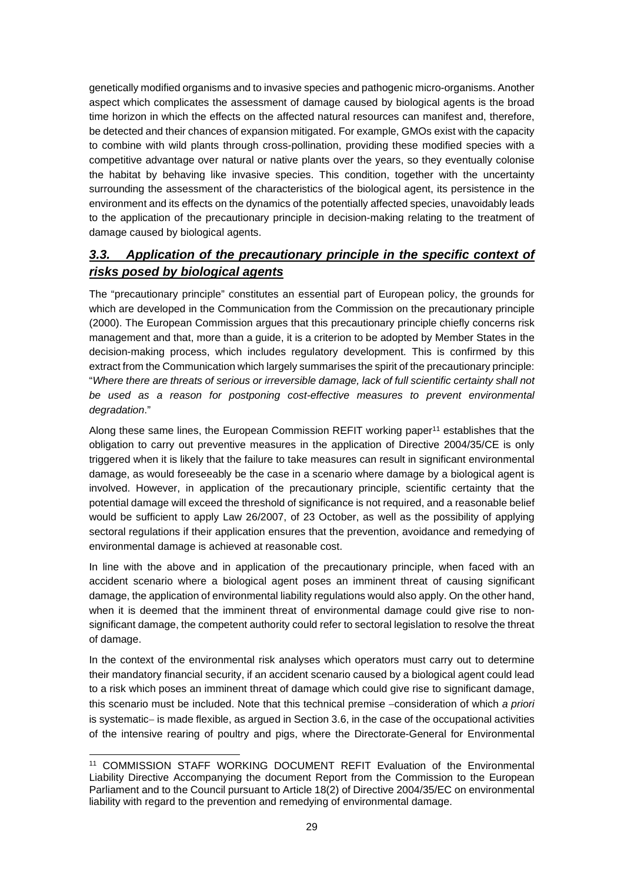genetically modified organisms and to invasive species and pathogenic micro-organisms. Another aspect which complicates the assessment of damage caused by biological agents is the broad time horizon in which the effects on the affected natural resources can manifest and, therefore, be detected and their chances of expansion mitigated. For example, GMOs exist with the capacity to combine with wild plants through cross-pollination, providing these modified species with a competitive advantage over natural or native plants over the years, so they eventually colonise the habitat by behaving like invasive species. This condition, together with the uncertainty surrounding the assessment of the characteristics of the biological agent, its persistence in the environment and its effects on the dynamics of the potentially affected species, unavoidably leads to the application of the precautionary principle in decision-making relating to the treatment of damage caused by biological agents.

### ***3.3. Application of the precautionary principle in the specific context of risks posed by biological agents***

The "precautionary principle" constitutes an essential part of European policy, the grounds for which are developed in the Communication from the Commission on the precautionary principle (2000). The European Commission argues that this precautionary principle chiefly concerns risk management and that, more than a guide, it is a criterion to be adopted by Member States in the decision-making process, which includes regulatory development. This is confirmed by this extract from the Communication which largely summarises the spirit of the precautionary principle: "*Where there are threats of serious or irreversible damage, lack of full scientific certainty shall not be used as a reason for postponing cost-effective measures to prevent environmental degradation*."

Along these same lines, the European Commission REFIT working paper[11] establishes that the obligation to carry out preventive measures in the application of Directive 2004/35/CE is only triggered when it is likely that the failure to take measures can result in significant environmental damage, as would foreseeably be the case in a scenario where damage by a biological agent is involved. However, in application of the precautionary principle, scientific certainty that the potential damage will exceed the threshold of significance is not required, and a reasonable belief would be sufficient to apply Law 26/2007, of 23 October, as well as the possibility of applying sectoral regulations if their application ensures that the prevention, avoidance and remedying of environmental damage is achieved at reasonable cost.

In line with the above and in application of the precautionary principle, when faced with an accident scenario where a biological agent poses an imminent threat of causing significant damage, the application of environmental liability regulations would also apply. On the other hand, when it is deemed that the imminent threat of environmental damage could give rise to non-significant damage, the competent authority could refer to sectoral legislation to resolve the threat of damage.

In the context of the environmental risk analyses which operators must carry out to determine their mandatory financial security, if an accident scenario caused by a biological agent could lead to a risk which poses an imminent threat of damage which could give rise to significant damage, this scenario must be included. Note that this technical premise −consideration of which *a priori* is systematic− is made flexible, as argued in Section 3.6, in the case of the occupational activities of the intensive rearing of poultry and pigs, where the Directorate-General for Environmental

[11] COMMISSION STAFF WORKING DOCUMENT REFIT Evaluation of the Environmental Liability Directive Accompanying the document Report from the Commission to the European Parliament and to the Council pursuant to Article 18(2) of Directive 2004/35/EC on environmental liability with regard to the prevention and remedying of environmental damage.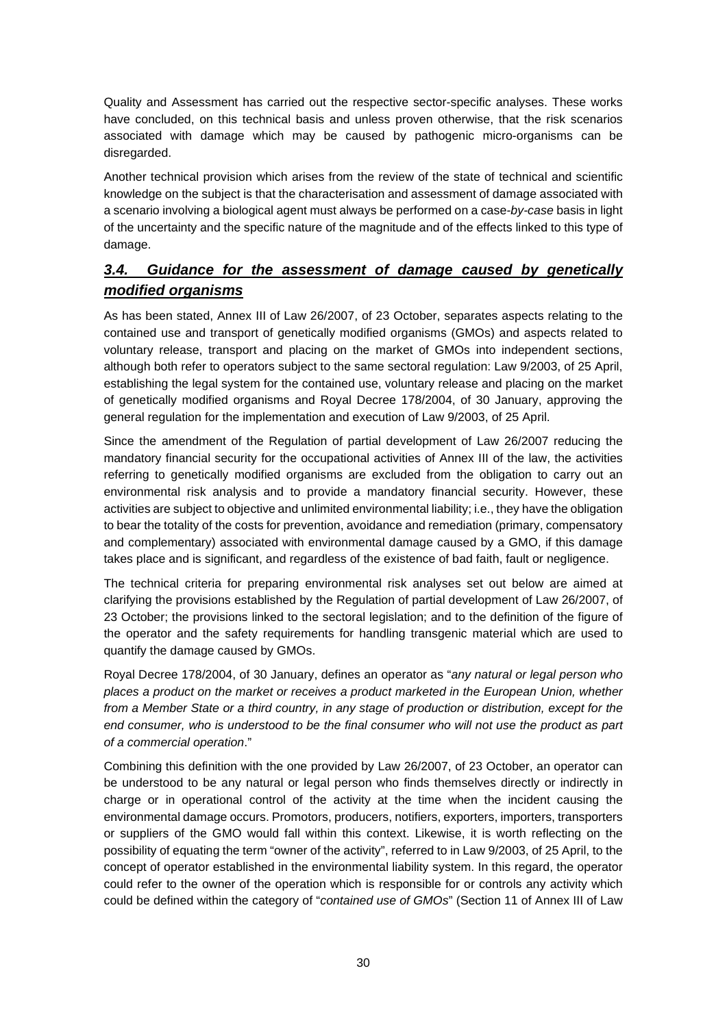Quality and Assessment has carried out the respective sector-specific analyses. These works have concluded, on this technical basis and unless proven otherwise, that the risk scenarios associated with damage which may be caused by pathogenic micro-organisms can be disregarded.

Another technical provision which arises from the review of the state of technical and scientific knowledge on the subject is that the characterisation and assessment of damage associated with a scenario involving a biological agent must always be performed on a case-*by-case* basis in light of the uncertainty and the specific nature of the magnitude and of the effects linked to this type of damage.

### *3.4. Guidance for the assessment of damage caused by genetically modified organisms*

As has been stated, Annex III of Law 26/2007, of 23 October, separates aspects relating to the contained use and transport of genetically modified organisms (GMOs) and aspects related to voluntary release, transport and placing on the market of GMOs into independent sections, although both refer to operators subject to the same sectoral regulation: Law 9/2003, of 25 April, establishing the legal system for the contained use, voluntary release and placing on the market of genetically modified organisms and Royal Decree 178/2004, of 30 January, approving the general regulation for the implementation and execution of Law 9/2003, of 25 April.

Since the amendment of the Regulation of partial development of Law 26/2007 reducing the mandatory financial security for the occupational activities of Annex III of the law, the activities referring to genetically modified organisms are excluded from the obligation to carry out an environmental risk analysis and to provide a mandatory financial security. However, these activities are subject to objective and unlimited environmental liability; i.e., they have the obligation to bear the totality of the costs for prevention, avoidance and remediation (primary, compensatory and complementary) associated with environmental damage caused by a GMO, if this damage takes place and is significant, and regardless of the existence of bad faith, fault or negligence.

The technical criteria for preparing environmental risk analyses set out below are aimed at clarifying the provisions established by the Regulation of partial development of Law 26/2007, of 23 October; the provisions linked to the sectoral legislation; and to the definition of the figure of the operator and the safety requirements for handling transgenic material which are used to quantify the damage caused by GMOs.

Royal Decree 178/2004, of 30 January, defines an operator as "*any natural or legal person who places a product on the market or receives a product marketed in the European Union, whether from a Member State or a third country, in any stage of production or distribution, except for the end consumer, who is understood to be the final consumer who will not use the product as part of a commercial operation*."

Combining this definition with the one provided by Law 26/2007, of 23 October, an operator can be understood to be any natural or legal person who finds themselves directly or indirectly in charge or in operational control of the activity at the time when the incident causing the environmental damage occurs. Promotors, producers, notifiers, exporters, importers, transporters or suppliers of the GMO would fall within this context. Likewise, it is worth reflecting on the possibility of equating the term "owner of the activity", referred to in Law 9/2003, of 25 April, to the concept of operator established in the environmental liability system. In this regard, the operator could refer to the owner of the operation which is responsible for or controls any activity which could be defined within the category of "*contained use of GMOs*" (Section 11 of Annex III of Law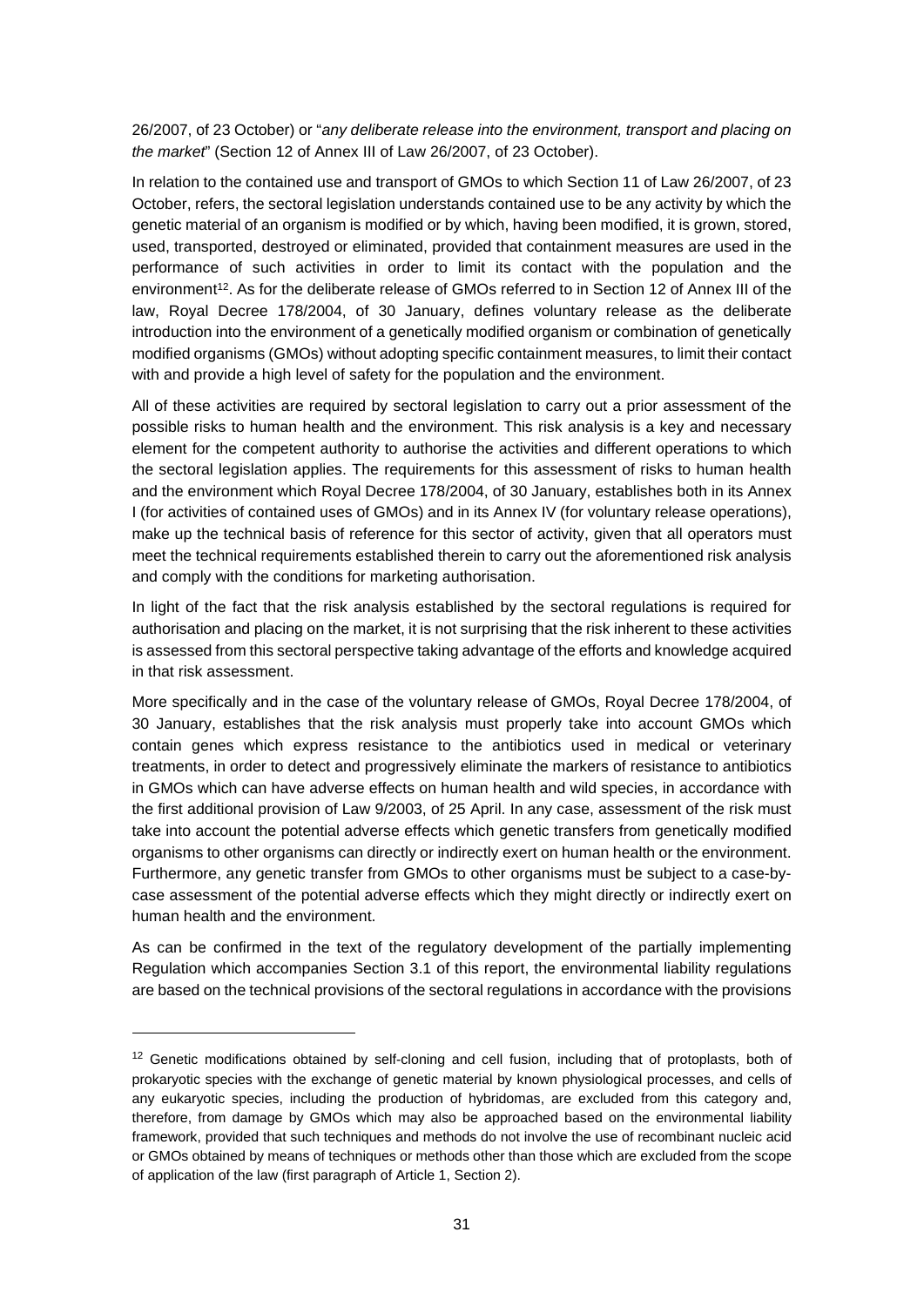26/2007, of 23 October) or "*any deliberate release into the environment, transport and placing on the market*" (Section 12 of Annex III of Law 26/2007, of 23 October).

In relation to the contained use and transport of GMOs to which Section 11 of Law 26/2007, of 23 October, refers, the sectoral legislation understands contained use to be any activity by which the genetic material of an organism is modified or by which, having been modified, it is grown, stored, used, transported, destroyed or eliminated, provided that containment measures are used in the performance of such activities in order to limit its contact with the population and the environment[12]. As for the deliberate release of GMOs referred to in Section 12 of Annex III of the law, Royal Decree 178/2004, of 30 January, defines voluntary release as the deliberate introduction into the environment of a genetically modified organism or combination of genetically modified organisms (GMOs) without adopting specific containment measures, to limit their contact with and provide a high level of safety for the population and the environment.

All of these activities are required by sectoral legislation to carry out a prior assessment of the possible risks to human health and the environment. This risk analysis is a key and necessary element for the competent authority to authorise the activities and different operations to which the sectoral legislation applies. The requirements for this assessment of risks to human health and the environment which Royal Decree 178/2004, of 30 January, establishes both in its Annex I (for activities of contained uses of GMOs) and in its Annex IV (for voluntary release operations), make up the technical basis of reference for this sector of activity, given that all operators must meet the technical requirements established therein to carry out the aforementioned risk analysis and comply with the conditions for marketing authorisation.

In light of the fact that the risk analysis established by the sectoral regulations is required for authorisation and placing on the market, it is not surprising that the risk inherent to these activities is assessed from this sectoral perspective taking advantage of the efforts and knowledge acquired in that risk assessment.

More specifically and in the case of the voluntary release of GMOs, Royal Decree 178/2004, of 30 January, establishes that the risk analysis must properly take into account GMOs which contain genes which express resistance to the antibiotics used in medical or veterinary treatments, in order to detect and progressively eliminate the markers of resistance to antibiotics in GMOs which can have adverse effects on human health and wild species, in accordance with the first additional provision of Law 9/2003, of 25 April. In any case, assessment of the risk must take into account the potential adverse effects which genetic transfers from genetically modified organisms to other organisms can directly or indirectly exert on human health or the environment. Furthermore, any genetic transfer from GMOs to other organisms must be subject to a case-by-case assessment of the potential adverse effects which they might directly or indirectly exert on human health and the environment.

As can be confirmed in the text of the regulatory development of the partially implementing Regulation which accompanies Section 3.1 of this report, the environmental liability regulations are based on the technical provisions of the sectoral regulations in accordance with the provisions

[12] Genetic modifications obtained by self-cloning and cell fusion, including that of protoplasts, both of prokaryotic species with the exchange of genetic material by known physiological processes, and cells of any eukaryotic species, including the production of hybridomas, are excluded from this category and, therefore, from damage by GMOs which may also be approached based on the environmental liability framework, provided that such techniques and methods do not involve the use of recombinant nucleic acid or GMOs obtained by means of techniques or methods other than those which are excluded from the scope of application of the law (first paragraph of Article 1, Section 2).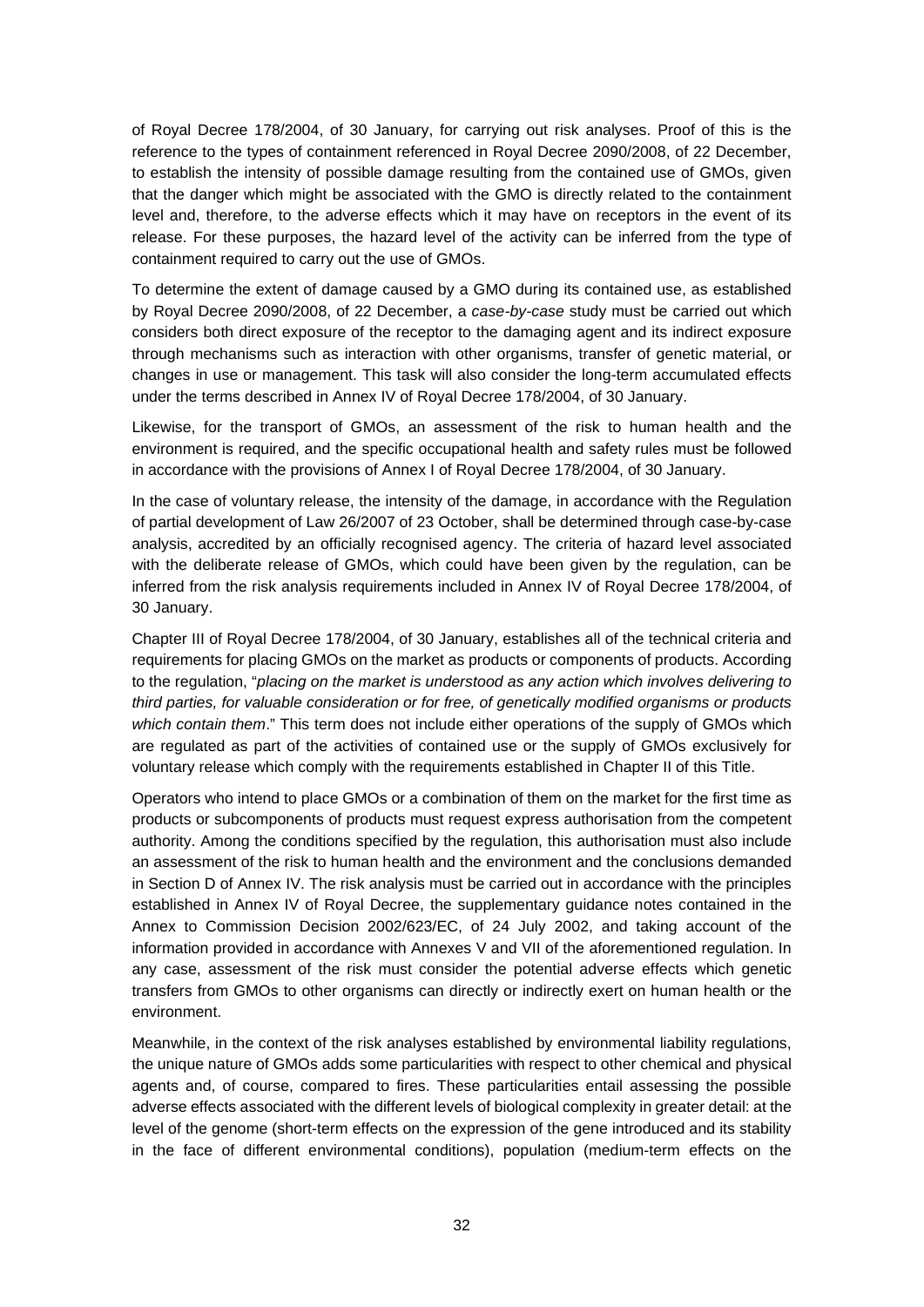of Royal Decree 178/2004, of 30 January, for carrying out risk analyses. Proof of this is the reference to the types of containment referenced in Royal Decree 2090/2008, of 22 December, to establish the intensity of possible damage resulting from the contained use of GMOs, given that the danger which might be associated with the GMO is directly related to the containment level and, therefore, to the adverse effects which it may have on receptors in the event of its release. For these purposes, the hazard level of the activity can be inferred from the type of containment required to carry out the use of GMOs.

To determine the extent of damage caused by a GMO during its contained use, as established by Royal Decree 2090/2008, of 22 December, a *case-by-case* study must be carried out which considers both direct exposure of the receptor to the damaging agent and its indirect exposure through mechanisms such as interaction with other organisms, transfer of genetic material, or changes in use or management. This task will also consider the long-term accumulated effects under the terms described in Annex IV of Royal Decree 178/2004, of 30 January.

Likewise, for the transport of GMOs, an assessment of the risk to human health and the environment is required, and the specific occupational health and safety rules must be followed in accordance with the provisions of Annex I of Royal Decree 178/2004, of 30 January.

In the case of voluntary release, the intensity of the damage, in accordance with the Regulation of partial development of Law 26/2007 of 23 October, shall be determined through case-by-case analysis, accredited by an officially recognised agency. The criteria of hazard level associated with the deliberate release of GMOs, which could have been given by the regulation, can be inferred from the risk analysis requirements included in Annex IV of Royal Decree 178/2004, of 30 January.

Chapter III of Royal Decree 178/2004, of 30 January, establishes all of the technical criteria and requirements for placing GMOs on the market as products or components of products. According to the regulation, "*placing on the market is understood as any action which involves delivering to third parties, for valuable consideration or for free, of genetically modified organisms or products which contain them*." This term does not include either operations of the supply of GMOs which are regulated as part of the activities of contained use or the supply of GMOs exclusively for voluntary release which comply with the requirements established in Chapter II of this Title.

Operators who intend to place GMOs or a combination of them on the market for the first time as products or subcomponents of products must request express authorisation from the competent authority. Among the conditions specified by the regulation, this authorisation must also include an assessment of the risk to human health and the environment and the conclusions demanded in Section D of Annex IV. The risk analysis must be carried out in accordance with the principles established in Annex IV of Royal Decree, the supplementary guidance notes contained in the Annex to Commission Decision 2002/623/EC, of 24 July 2002, and taking account of the information provided in accordance with Annexes V and VII of the aforementioned regulation. In any case, assessment of the risk must consider the potential adverse effects which genetic transfers from GMOs to other organisms can directly or indirectly exert on human health or the environment.

Meanwhile, in the context of the risk analyses established by environmental liability regulations, the unique nature of GMOs adds some particularities with respect to other chemical and physical agents and, of course, compared to fires. These particularities entail assessing the possible adverse effects associated with the different levels of biological complexity in greater detail: at the level of the genome (short-term effects on the expression of the gene introduced and its stability in the face of different environmental conditions), population (medium-term effects on the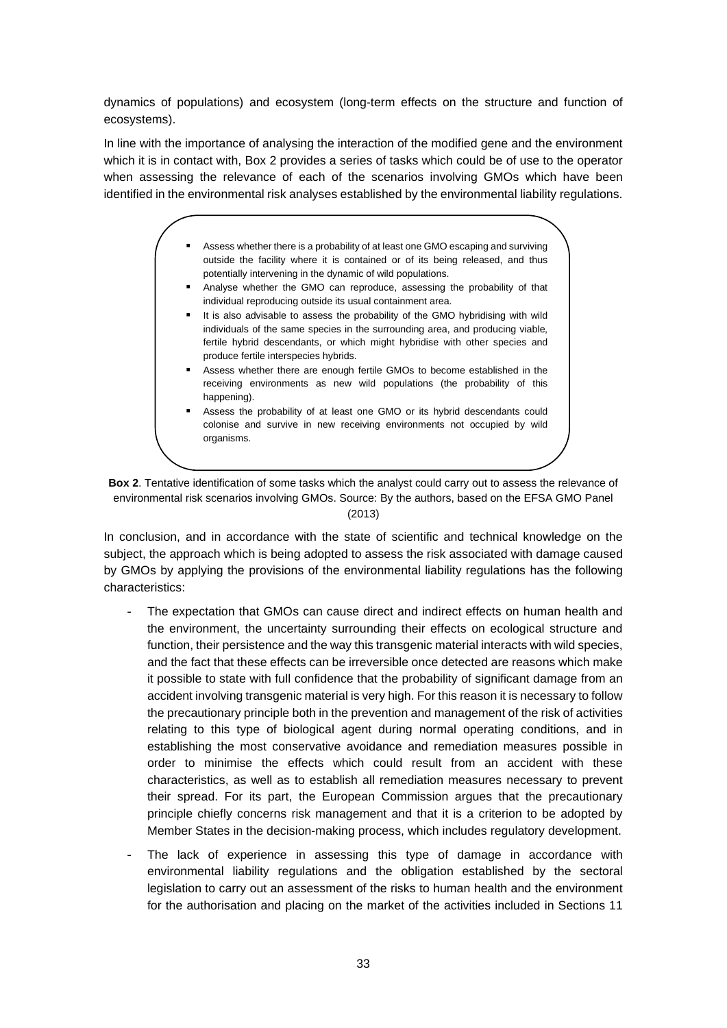dynamics of populations) and ecosystem (long-term effects on the structure and function of ecosystems).

In line with the importance of analysing the interaction of the modified gene and the environment which it is in contact with, Box 2 provides a series of tasks which could be of use to the operator when assessing the relevance of each of the scenarios involving GMOs which have been identified in the environmental risk analyses established by the environmental liability regulations.

- Assess whether there is a probability of at least one GMO escaping and surviving outside the facility where it is contained or of its being released, and thus potentially intervening in the dynamic of wild populations.
- Analyse whether the GMO can reproduce, assessing the probability of that individual reproducing outside its usual containment area.
- It is also advisable to assess the probability of the GMO hybridising with wild individuals of the same species in the surrounding area, and producing viable, fertile hybrid descendants, or which might hybridise with other species and produce fertile interspecies hybrids.
- Assess whether there are enough fertile GMOs to become established in the receiving environments as new wild populations (the probability of this happening).
- Assess the probability of at least one GMO or its hybrid descendants could colonise and survive in new receiving environments not occupied by wild organisms.

**Box 2**. Tentative identification of some tasks which the analyst could carry out to assess the relevance of environmental risk scenarios involving GMOs. Source: By the authors, based on the EFSA GMO Panel (2013)

In conclusion, and in accordance with the state of scientific and technical knowledge on the subject, the approach which is being adopted to assess the risk associated with damage caused by GMOs by applying the provisions of the environmental liability regulations has the following characteristics:

- The expectation that GMOs can cause direct and indirect effects on human health and the environment, the uncertainty surrounding their effects on ecological structure and function, their persistence and the way this transgenic material interacts with wild species, and the fact that these effects can be irreversible once detected are reasons which make it possible to state with full confidence that the probability of significant damage from an accident involving transgenic material is very high. For this reason it is necessary to follow the precautionary principle both in the prevention and management of the risk of activities relating to this type of biological agent during normal operating conditions, and in establishing the most conservative avoidance and remediation measures possible in order to minimise the effects which could result from an accident with these characteristics, as well as to establish all remediation measures necessary to prevent their spread. For its part, the European Commission argues that the precautionary principle chiefly concerns risk management and that it is a criterion to be adopted by Member States in the decision-making process, which includes regulatory development.
- The lack of experience in assessing this type of damage in accordance with environmental liability regulations and the obligation established by the sectoral legislation to carry out an assessment of the risks to human health and the environment for the authorisation and placing on the market of the activities included in Sections 11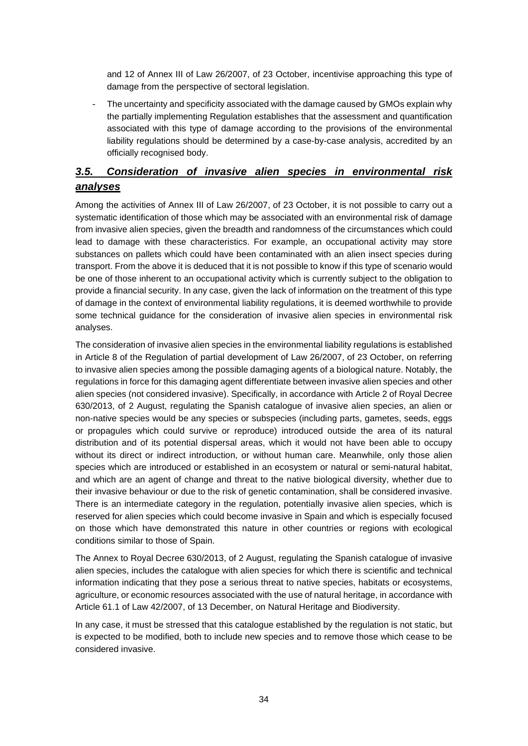and 12 of Annex III of Law 26/2007, of 23 October, incentivise approaching this type of damage from the perspective of sectoral legislation.

- The uncertainty and specificity associated with the damage caused by GMOs explain why the partially implementing Regulation establishes that the assessment and quantification associated with this type of damage according to the provisions of the environmental liability regulations should be determined by a case-by-case analysis, accredited by an officially recognised body.

### ***3.5. Consideration of invasive alien species in environmental risk analyses***

Among the activities of Annex III of Law 26/2007, of 23 October, it is not possible to carry out a systematic identification of those which may be associated with an environmental risk of damage from invasive alien species, given the breadth and randomness of the circumstances which could lead to damage with these characteristics. For example, an occupational activity may store substances on pallets which could have been contaminated with an alien insect species during transport. From the above it is deduced that it is not possible to know if this type of scenario would be one of those inherent to an occupational activity which is currently subject to the obligation to provide a financial security. In any case, given the lack of information on the treatment of this type of damage in the context of environmental liability regulations, it is deemed worthwhile to provide some technical guidance for the consideration of invasive alien species in environmental risk analyses.

The consideration of invasive alien species in the environmental liability regulations is established in Article 8 of the Regulation of partial development of Law 26/2007, of 23 October, on referring to invasive alien species among the possible damaging agents of a biological nature. Notably, the regulations in force for this damaging agent differentiate between invasive alien species and other alien species (not considered invasive). Specifically, in accordance with Article 2 of Royal Decree 630/2013, of 2 August, regulating the Spanish catalogue of invasive alien species, an alien or non-native species would be any species or subspecies (including parts, gametes, seeds, eggs or propagules which could survive or reproduce) introduced outside the area of its natural distribution and of its potential dispersal areas, which it would not have been able to occupy without its direct or indirect introduction, or without human care. Meanwhile, only those alien species which are introduced or established in an ecosystem or natural or semi-natural habitat, and which are an agent of change and threat to the native biological diversity, whether due to their invasive behaviour or due to the risk of genetic contamination, shall be considered invasive. There is an intermediate category in the regulation, potentially invasive alien species, which is reserved for alien species which could become invasive in Spain and which is especially focused on those which have demonstrated this nature in other countries or regions with ecological conditions similar to those of Spain.

The Annex to Royal Decree 630/2013, of 2 August, regulating the Spanish catalogue of invasive alien species, includes the catalogue with alien species for which there is scientific and technical information indicating that they pose a serious threat to native species, habitats or ecosystems, agriculture, or economic resources associated with the use of natural heritage, in accordance with Article 61.1 of Law 42/2007, of 13 December, on Natural Heritage and Biodiversity.

In any case, it must be stressed that this catalogue established by the regulation is not static, but is expected to be modified, both to include new species and to remove those which cease to be considered invasive.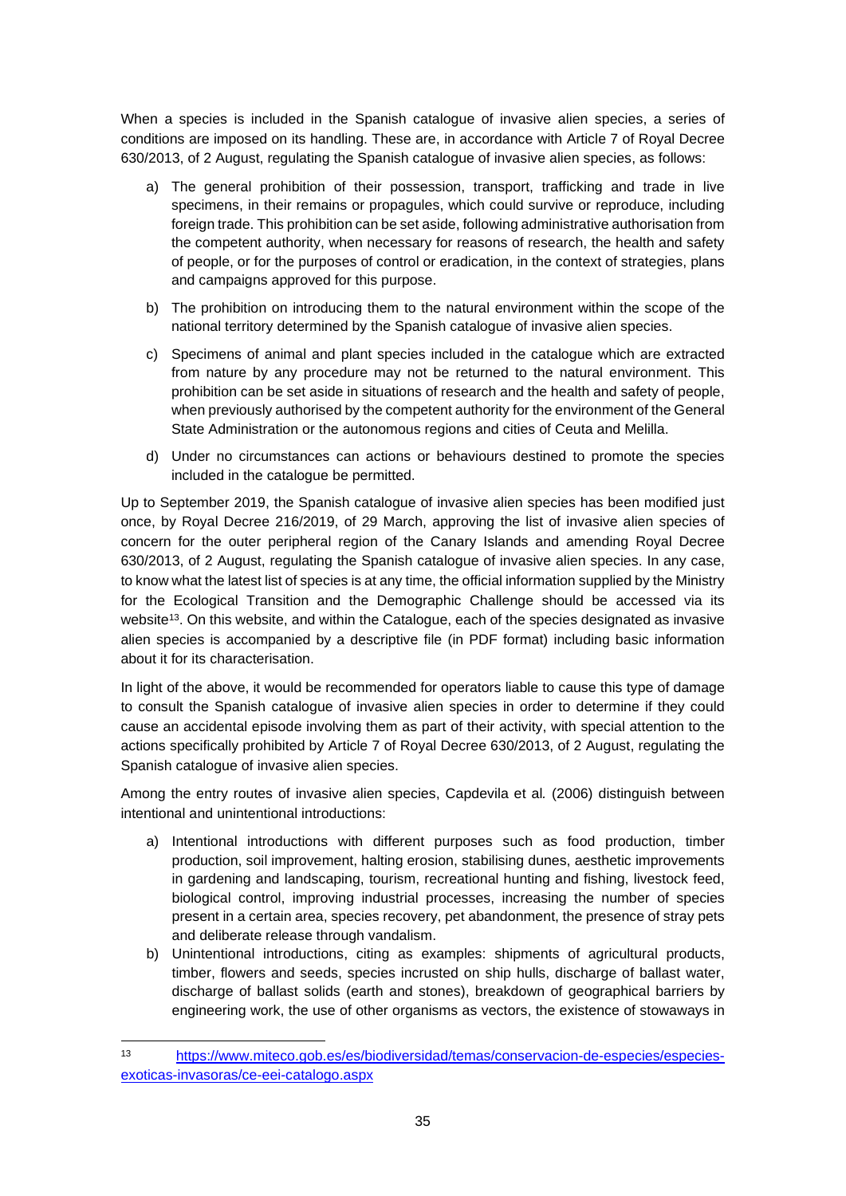When a species is included in the Spanish catalogue of invasive alien species, a series of conditions are imposed on its handling. These are, in accordance with Article 7 of Royal Decree 630/2013, of 2 August, regulating the Spanish catalogue of invasive alien species, as follows:

a) The general prohibition of their possession, transport, trafficking and trade in live specimens, in their remains or propagules, which could survive or reproduce, including foreign trade. This prohibition can be set aside, following administrative authorisation from the competent authority, when necessary for reasons of research, the health and safety of people, or for the purposes of control or eradication, in the context of strategies, plans and campaigns approved for this purpose.
b) The prohibition on introducing them to the natural environment within the scope of the national territory determined by the Spanish catalogue of invasive alien species.
c) Specimens of animal and plant species included in the catalogue which are extracted from nature by any procedure may not be returned to the natural environment. This prohibition can be set aside in situations of research and the health and safety of people, when previously authorised by the competent authority for the environment of the General State Administration or the autonomous regions and cities of Ceuta and Melilla.
d) Under no circumstances can actions or behaviours destined to promote the species included in the catalogue be permitted.

Up to September 2019, the Spanish catalogue of invasive alien species has been modified just once, by Royal Decree 216/2019, of 29 March, approving the list of invasive alien species of concern for the outer peripheral region of the Canary Islands and amending Royal Decree 630/2013, of 2 August, regulating the Spanish catalogue of invasive alien species. In any case, to know what the latest list of species is at any time, the official information supplied by the Ministry for the Ecological Transition and the Demographic Challenge should be accessed via its website[13]. On this website, and within the Catalogue, each of the species designated as invasive alien species is accompanied by a descriptive file (in PDF format) including basic information about it for its characterisation.

In light of the above, it would be recommended for operators liable to cause this type of damage to consult the Spanish catalogue of invasive alien species in order to determine if they could cause an accidental episode involving them as part of their activity, with special attention to the actions specifically prohibited by Article 7 of Royal Decree 630/2013, of 2 August, regulating the Spanish catalogue of invasive alien species.

Among the entry routes of invasive alien species, Capdevila et al*.* (2006) distinguish between intentional and unintentional introductions:

a) Intentional introductions with different purposes such as food production, timber production, soil improvement, halting erosion, stabilising dunes, aesthetic improvements in gardening and landscaping, tourism, recreational hunting and fishing, livestock feed, biological control, improving industrial processes, increasing the number of species present in a certain area, species recovery, pet abandonment, the presence of stray pets and deliberate release through vandalism.
b) Unintentional introductions, citing as examples: shipments of agricultural products, timber, flowers and seeds, species incrusted on ship hulls, discharge of ballast water, discharge of ballast solids (earth and stones), breakdown of geographical barriers by engineering work, the use of other organisms as vectors, the existence of stowaways in

[13] https://www.miteco.gob.es/es/biodiversidad/temas/conservacion-de-especies/especies-exoticas-invasoras/ce-eei-catalogo.aspx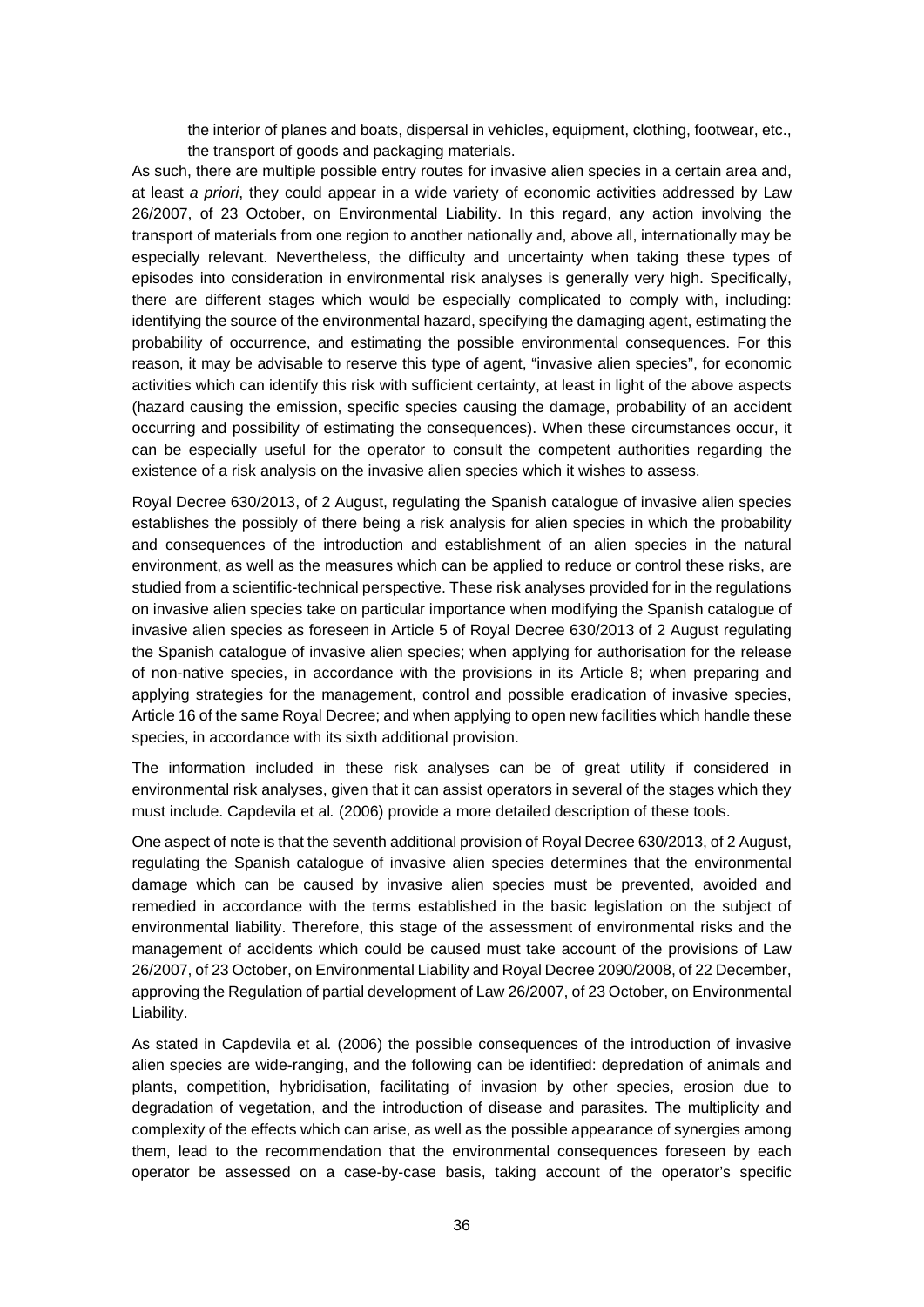the interior of planes and boats, dispersal in vehicles, equipment, clothing, footwear, etc., the transport of goods and packaging materials.

As such, there are multiple possible entry routes for invasive alien species in a certain area and, at least *a priori*, they could appear in a wide variety of economic activities addressed by Law 26/2007, of 23 October, on Environmental Liability. In this regard, any action involving the transport of materials from one region to another nationally and, above all, internationally may be especially relevant. Nevertheless, the difficulty and uncertainty when taking these types of episodes into consideration in environmental risk analyses is generally very high. Specifically, there are different stages which would be especially complicated to comply with, including: identifying the source of the environmental hazard, specifying the damaging agent, estimating the probability of occurrence, and estimating the possible environmental consequences. For this reason, it may be advisable to reserve this type of agent, "invasive alien species", for economic activities which can identify this risk with sufficient certainty, at least in light of the above aspects (hazard causing the emission, specific species causing the damage, probability of an accident occurring and possibility of estimating the consequences). When these circumstances occur, it can be especially useful for the operator to consult the competent authorities regarding the existence of a risk analysis on the invasive alien species which it wishes to assess.

Royal Decree 630/2013, of 2 August, regulating the Spanish catalogue of invasive alien species establishes the possibly of there being a risk analysis for alien species in which the probability and consequences of the introduction and establishment of an alien species in the natural environment, as well as the measures which can be applied to reduce or control these risks, are studied from a scientific-technical perspective. These risk analyses provided for in the regulations on invasive alien species take on particular importance when modifying the Spanish catalogue of invasive alien species as foreseen in Article 5 of Royal Decree 630/2013 of 2 August regulating the Spanish catalogue of invasive alien species; when applying for authorisation for the release of non-native species, in accordance with the provisions in its Article 8; when preparing and applying strategies for the management, control and possible eradication of invasive species, Article 16 of the same Royal Decree; and when applying to open new facilities which handle these species, in accordance with its sixth additional provision.

The information included in these risk analyses can be of great utility if considered in environmental risk analyses, given that it can assist operators in several of the stages which they must include. Capdevila et al*.* (2006) provide a more detailed description of these tools.

One aspect of note is that the seventh additional provision of Royal Decree 630/2013, of 2 August, regulating the Spanish catalogue of invasive alien species determines that the environmental damage which can be caused by invasive alien species must be prevented, avoided and remedied in accordance with the terms established in the basic legislation on the subject of environmental liability. Therefore, this stage of the assessment of environmental risks and the management of accidents which could be caused must take account of the provisions of Law 26/2007, of 23 October, on Environmental Liability and Royal Decree 2090/2008, of 22 December, approving the Regulation of partial development of Law 26/2007, of 23 October, on Environmental Liability.

As stated in Capdevila et al*.* (2006) the possible consequences of the introduction of invasive alien species are wide-ranging, and the following can be identified: depredation of animals and plants, competition, hybridisation, facilitating of invasion by other species, erosion due to degradation of vegetation, and the introduction of disease and parasites. The multiplicity and complexity of the effects which can arise, as well as the possible appearance of synergies among them, lead to the recommendation that the environmental consequences foreseen by each operator be assessed on a case-by-case basis, taking account of the operator's specific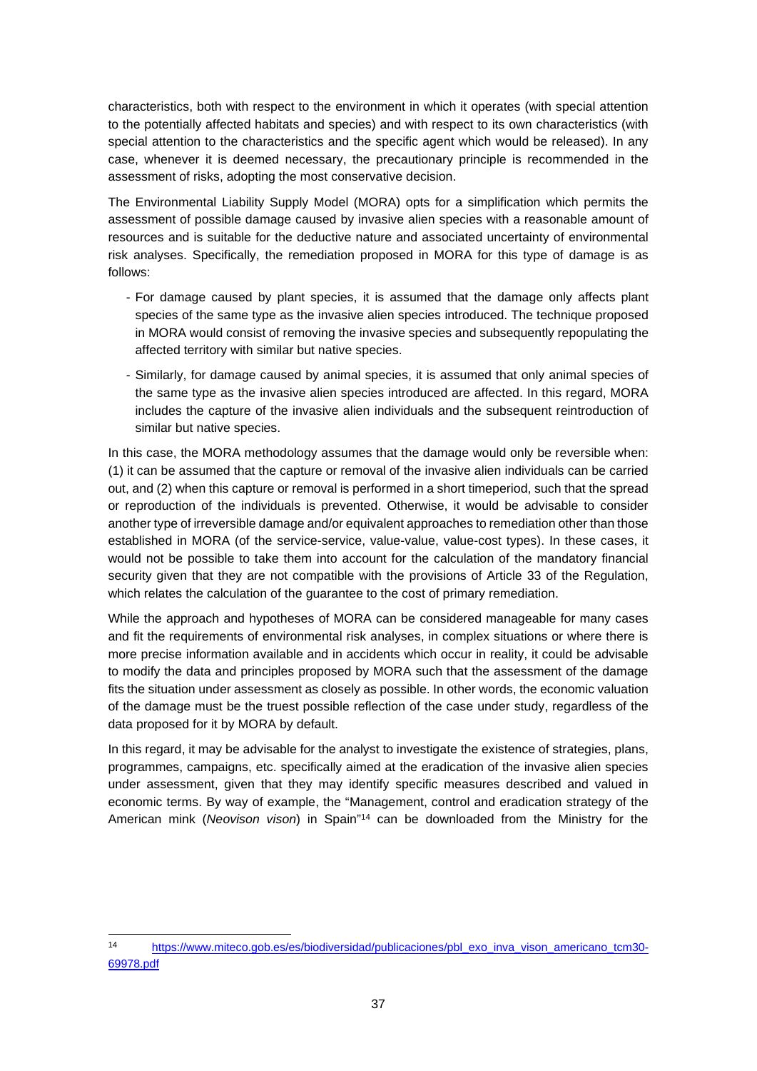characteristics, both with respect to the environment in which it operates (with special attention to the potentially affected habitats and species) and with respect to its own characteristics (with special attention to the characteristics and the specific agent which would be released). In any case, whenever it is deemed necessary, the precautionary principle is recommended in the assessment of risks, adopting the most conservative decision.

The Environmental Liability Supply Model (MORA) opts for a simplification which permits the assessment of possible damage caused by invasive alien species with a reasonable amount of resources and is suitable for the deductive nature and associated uncertainty of environmental risk analyses. Specifically, the remediation proposed in MORA for this type of damage is as follows:

- For damage caused by plant species, it is assumed that the damage only affects plant species of the same type as the invasive alien species introduced. The technique proposed in MORA would consist of removing the invasive species and subsequently repopulating the affected territory with similar but native species.
- Similarly, for damage caused by animal species, it is assumed that only animal species of the same type as the invasive alien species introduced are affected. In this regard, MORA includes the capture of the invasive alien individuals and the subsequent reintroduction of similar but native species.

In this case, the MORA methodology assumes that the damage would only be reversible when: (1) it can be assumed that the capture or removal of the invasive alien individuals can be carried out, and (2) when this capture or removal is performed in a short timeperiod, such that the spread or reproduction of the individuals is prevented. Otherwise, it would be advisable to consider another type of irreversible damage and/or equivalent approaches to remediation other than those established in MORA (of the service-service, value-value, value-cost types). In these cases, it would not be possible to take them into account for the calculation of the mandatory financial security given that they are not compatible with the provisions of Article 33 of the Regulation, which relates the calculation of the guarantee to the cost of primary remediation.

While the approach and hypotheses of MORA can be considered manageable for many cases and fit the requirements of environmental risk analyses, in complex situations or where there is more precise information available and in accidents which occur in reality, it could be advisable to modify the data and principles proposed by MORA such that the assessment of the damage fits the situation under assessment as closely as possible. In other words, the economic valuation of the damage must be the truest possible reflection of the case under study, regardless of the data proposed for it by MORA by default.

In this regard, it may be advisable for the analyst to investigate the existence of strategies, plans, programmes, campaigns, etc. specifically aimed at the eradication of the invasive alien species under assessment, given that they may identify specific measures described and valued in economic terms. By way of example, the "Management, control and eradication strategy of the American mink (*Neovison vison*) in Spain"[14] can be downloaded from the Ministry for the

---

[14] https://www.miteco.gob.es/es/biodiversidad/publicaciones/pbl_exo_inva_vison_americano_tcm30-69978.pdf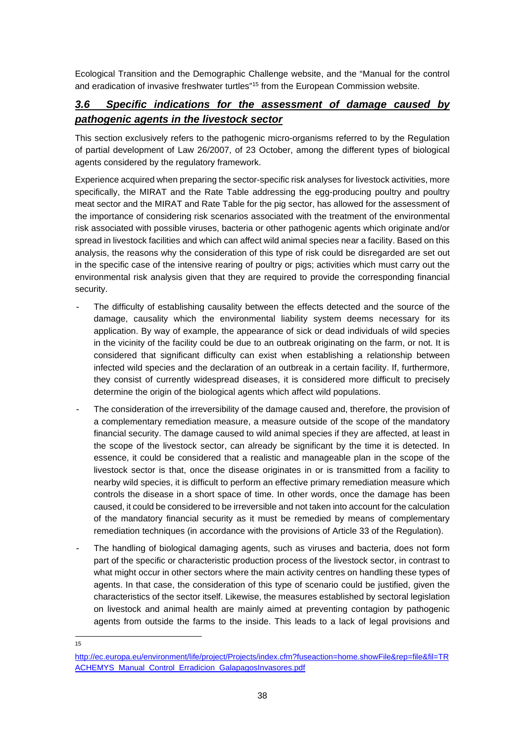Ecological Transition and the Demographic Challenge website, and the "Manual for the control and eradication of invasive freshwater turtles"[15] from the European Commission website.

### ***3.6 Specific indications for the assessment of damage caused by pathogenic agents in the livestock sector***

This section exclusively refers to the pathogenic micro-organisms referred to by the Regulation of partial development of Law 26/2007, of 23 October, among the different types of biological agents considered by the regulatory framework.

Experience acquired when preparing the sector-specific risk analyses for livestock activities, more specifically, the MIRAT and the Rate Table addressing the egg-producing poultry and poultry meat sector and the MIRAT and Rate Table for the pig sector, has allowed for the assessment of the importance of considering risk scenarios associated with the treatment of the environmental risk associated with possible viruses, bacteria or other pathogenic agents which originate and/or spread in livestock facilities and which can affect wild animal species near a facility. Based on this analysis, the reasons why the consideration of this type of risk could be disregarded are set out in the specific case of the intensive rearing of poultry or pigs; activities which must carry out the environmental risk analysis given that they are required to provide the corresponding financial security.

- The difficulty of establishing causality between the effects detected and the source of the damage, causality which the environmental liability system deems necessary for its application. By way of example, the appearance of sick or dead individuals of wild species in the vicinity of the facility could be due to an outbreak originating on the farm, or not. It is considered that significant difficulty can exist when establishing a relationship between infected wild species and the declaration of an outbreak in a certain facility. If, furthermore, they consist of currently widespread diseases, it is considered more difficult to precisely determine the origin of the biological agents which affect wild populations.
- The consideration of the irreversibility of the damage caused and, therefore, the provision of a complementary remediation measure, a measure outside of the scope of the mandatory financial security. The damage caused to wild animal species if they are affected, at least in the scope of the livestock sector, can already be significant by the time it is detected. In essence, it could be considered that a realistic and manageable plan in the scope of the livestock sector is that, once the disease originates in or is transmitted from a facility to nearby wild species, it is difficult to perform an effective primary remediation measure which controls the disease in a short space of time. In other words, once the damage has been caused, it could be considered to be irreversible and not taken into account for the calculation of the mandatory financial security as it must be remedied by means of complementary remediation techniques (in accordance with the provisions of Article 33 of the Regulation).
- The handling of biological damaging agents, such as viruses and bacteria, does not form part of the specific or characteristic production process of the livestock sector, in contrast to what might occur in other sectors where the main activity centres on handling these types of agents. In that case, the consideration of this type of scenario could be justified, given the characteristics of the sector itself. Likewise, the measures established by sectoral legislation on livestock and animal health are mainly aimed at preventing contagion by pathogenic agents from outside the farms to the inside. This leads to a lack of legal provisions and

[15] http://ec.europa.eu/environment/life/project/Projects/index.cfm?fuseaction=home.showFile&rep=file&fil=TRACHEMYS_Manual_Control_Erradicion_GalapagosInvasores.pdf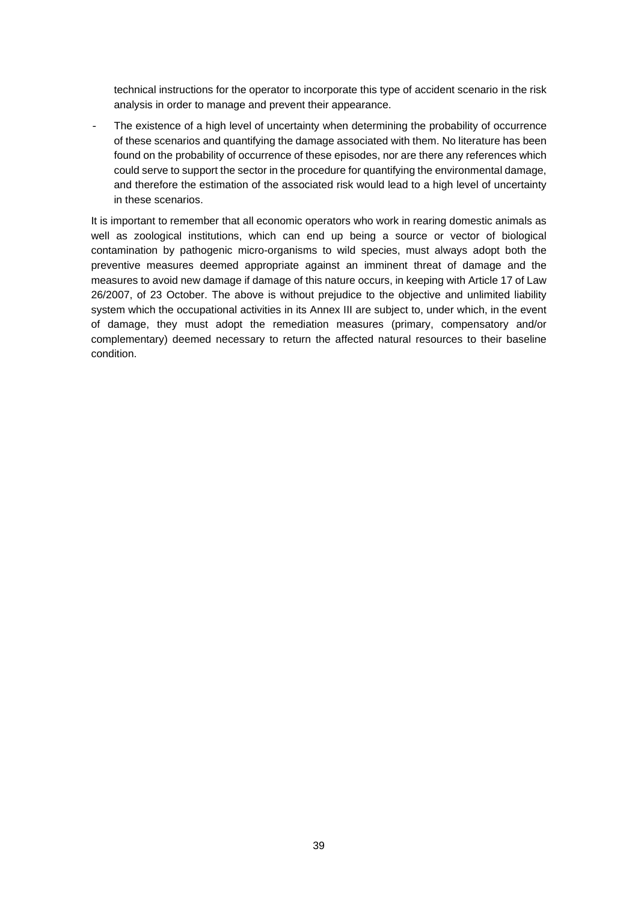technical instructions for the operator to incorporate this type of accident scenario in the risk analysis in order to manage and prevent their appearance.

- The existence of a high level of uncertainty when determining the probability of occurrence of these scenarios and quantifying the damage associated with them. No literature has been found on the probability of occurrence of these episodes, nor are there any references which could serve to support the sector in the procedure for quantifying the environmental damage, and therefore the estimation of the associated risk would lead to a high level of uncertainty in these scenarios.

It is important to remember that all economic operators who work in rearing domestic animals as well as zoological institutions, which can end up being a source or vector of biological contamination by pathogenic micro-organisms to wild species, must always adopt both the preventive measures deemed appropriate against an imminent threat of damage and the measures to avoid new damage if damage of this nature occurs, in keeping with Article 17 of Law 26/2007, of 23 October. The above is without prejudice to the objective and unlimited liability system which the occupational activities in its Annex III are subject to, under which, in the event of damage, they must adopt the remediation measures (primary, compensatory and/or complementary) deemed necessary to return the affected natural resources to their baseline condition.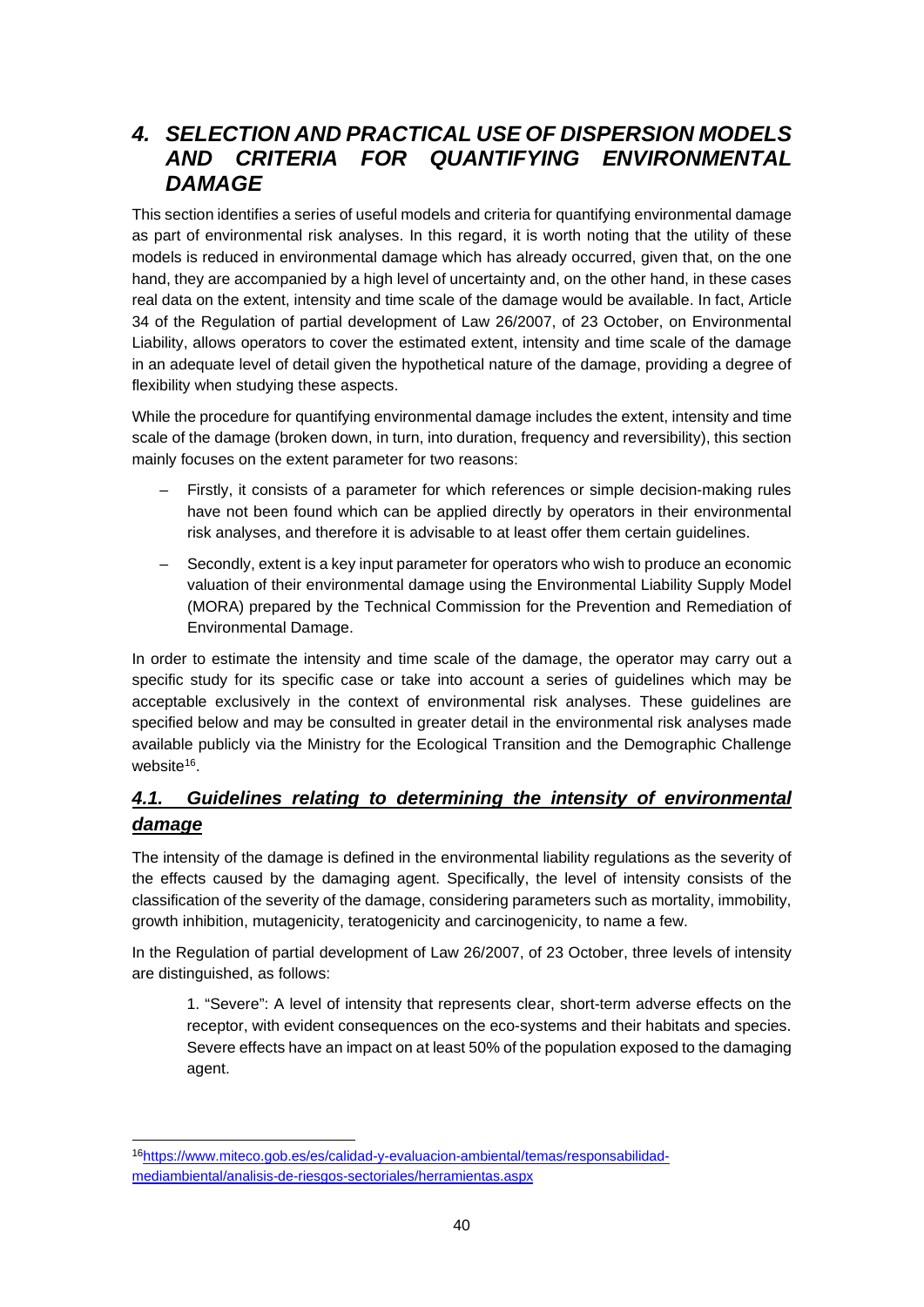# *4. SELECTION AND PRACTICAL USE OF DISPERSION MODELS AND CRITERIA FOR QUANTIFYING ENVIRONMENTAL DAMAGE*

This section identifies a series of useful models and criteria for quantifying environmental damage as part of environmental risk analyses. In this regard, it is worth noting that the utility of these models is reduced in environmental damage which has already occurred, given that, on the one hand, they are accompanied by a high level of uncertainty and, on the other hand, in these cases real data on the extent, intensity and time scale of the damage would be available. In fact, Article 34 of the Regulation of partial development of Law 26/2007, of 23 October, on Environmental Liability, allows operators to cover the estimated extent, intensity and time scale of the damage in an adequate level of detail given the hypothetical nature of the damage, providing a degree of flexibility when studying these aspects.

While the procedure for quantifying environmental damage includes the extent, intensity and time scale of the damage (broken down, in turn, into duration, frequency and reversibility), this section mainly focuses on the extent parameter for two reasons:

- Firstly, it consists of a parameter for which references or simple decision-making rules have not been found which can be applied directly by operators in their environmental risk analyses, and therefore it is advisable to at least offer them certain guidelines.
- Secondly, extent is a key input parameter for operators who wish to produce an economic valuation of their environmental damage using the Environmental Liability Supply Model (MORA) prepared by the Technical Commission for the Prevention and Remediation of Environmental Damage.

In order to estimate the intensity and time scale of the damage, the operator may carry out a specific study for its specific case or take into account a series of guidelines which may be acceptable exclusively in the context of environmental risk analyses. These guidelines are specified below and may be consulted in greater detail in the environmental risk analyses made available publicly via the Ministry for the Ecological Transition and the Demographic Challenge website[16].

## *4.1. Guidelines relating to determining the intensity of environmental damage*

The intensity of the damage is defined in the environmental liability regulations as the severity of the effects caused by the damaging agent. Specifically, the level of intensity consists of the classification of the severity of the damage, considering parameters such as mortality, immobility, growth inhibition, mutagenicity, teratogenicity and carcinogenicity, to name a few.

In the Regulation of partial development of Law 26/2007, of 23 October, three levels of intensity are distinguished, as follows:

> 1. "Severe": A level of intensity that represents clear, short-term adverse effects on the receptor, with evident consequences on the eco-systems and their habitats and species. Severe effects have an impact on at least 50% of the population exposed to the damaging agent.

---

[16] https://www.miteco.gob.es/es/calidad-y-evaluacion-ambiental/temas/responsabilidad-mediambiental/analisis-de-riesgos-sectoriales/herramientas.aspx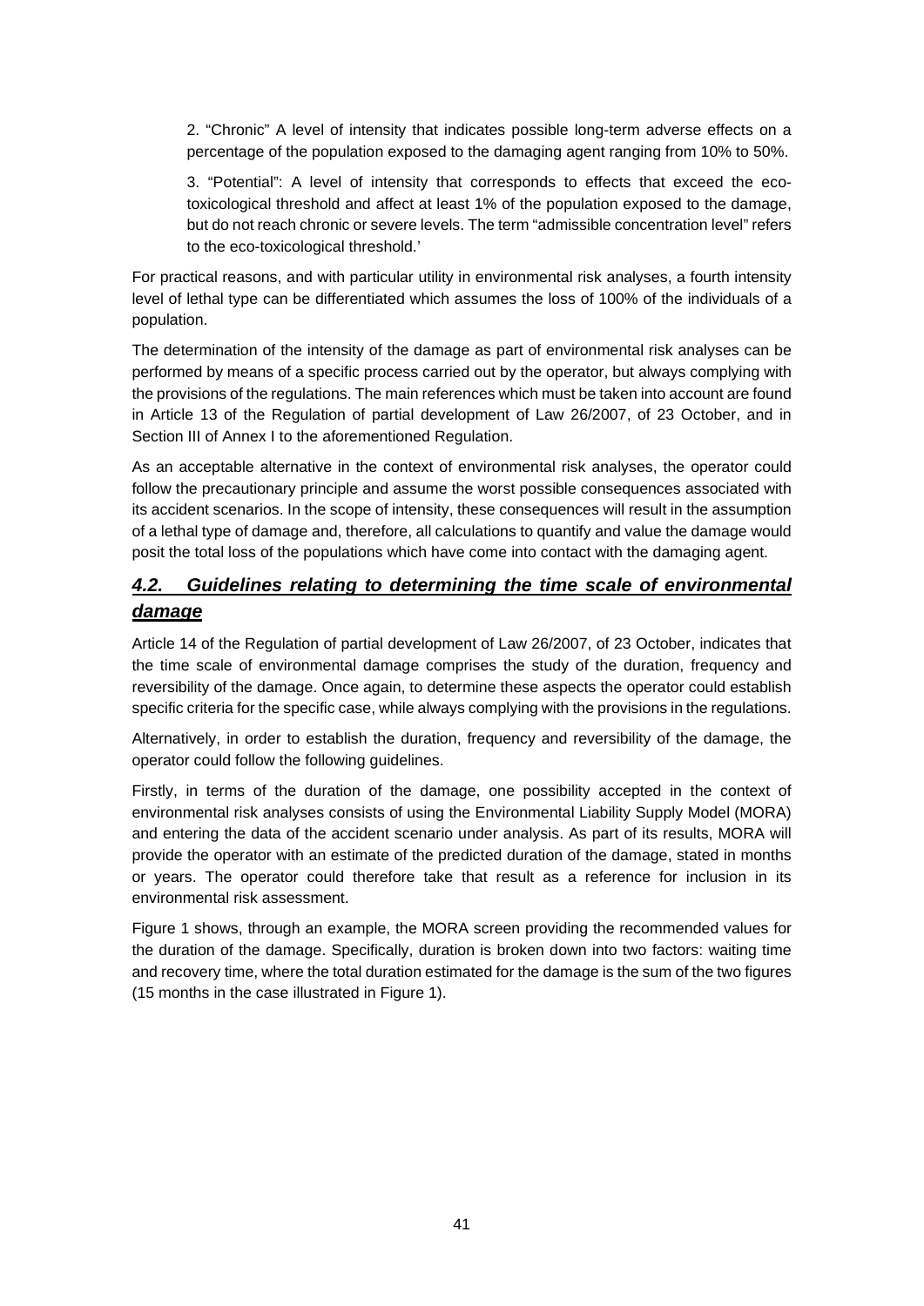2. “Chronic” A level of intensity that indicates possible long-term adverse effects on a percentage of the population exposed to the damaging agent ranging from 10% to 50%.

3. “Potential”: A level of intensity that corresponds to effects that exceed the eco-toxicological threshold and affect at least 1% of the population exposed to the damage, but do not reach chronic or severe levels. The term “admissible concentration level” refers to the eco-toxicological threshold.’

For practical reasons, and with particular utility in environmental risk analyses, a fourth intensity level of lethal type can be differentiated which assumes the loss of 100% of the individuals of a population.

The determination of the intensity of the damage as part of environmental risk analyses can be performed by means of a specific process carried out by the operator, but always complying with the provisions of the regulations. The main references which must be taken into account are found in Article 13 of the Regulation of partial development of Law 26/2007, of 23 October, and in Section III of Annex I to the aforementioned Regulation.

As an acceptable alternative in the context of environmental risk analyses, the operator could follow the precautionary principle and assume the worst possible consequences associated with its accident scenarios. In the scope of intensity, these consequences will result in the assumption of a lethal type of damage and, therefore, all calculations to quantify and value the damage would posit the total loss of the populations which have come into contact with the damaging agent.

## ***4.2. Guidelines relating to determining the time scale of environmental damage***

Article 14 of the Regulation of partial development of Law 26/2007, of 23 October, indicates that the time scale of environmental damage comprises the study of the duration, frequency and reversibility of the damage. Once again, to determine these aspects the operator could establish specific criteria for the specific case, while always complying with the provisions in the regulations.

Alternatively, in order to establish the duration, frequency and reversibility of the damage, the operator could follow the following guidelines.

Firstly, in terms of the duration of the damage, one possibility accepted in the context of environmental risk analyses consists of using the Environmental Liability Supply Model (MORA) and entering the data of the accident scenario under analysis. As part of its results, MORA will provide the operator with an estimate of the predicted duration of the damage, stated in months or years. The operator could therefore take that result as a reference for inclusion in its environmental risk assessment.

Figure 1 shows, through an example, the MORA screen providing the recommended values for the duration of the damage. Specifically, duration is broken down into two factors: waiting time and recovery time, where the total duration estimated for the damage is the sum of the two figures (15 months in the case illustrated in Figure 1).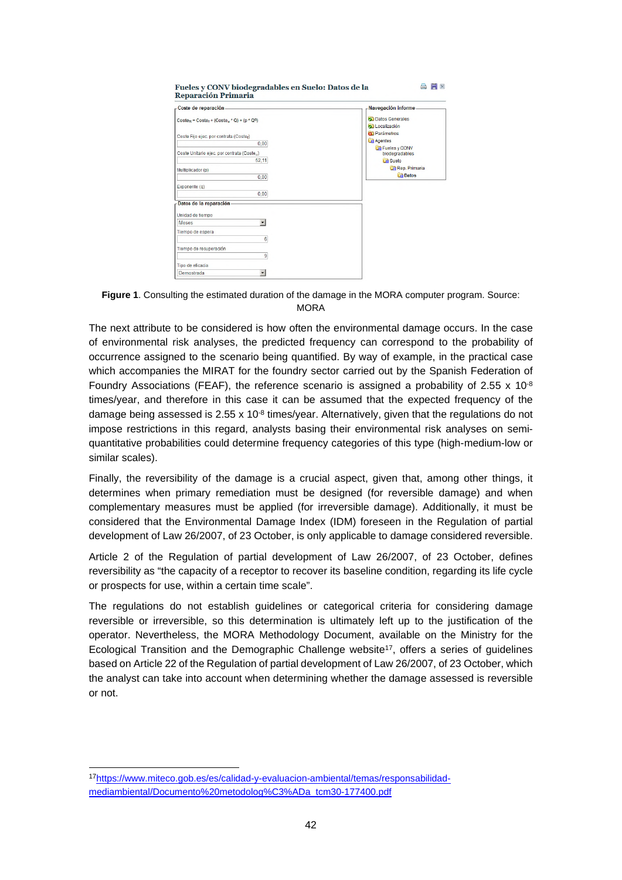**Figure 1**. Consulting the estimated duration of the damage in the MORA computer program. Source: MORA

The next attribute to be considered is how often the environmental damage occurs. In the case of environmental risk analyses, the predicted frequency can correspond to the probability of occurrence assigned to the scenario being quantified. By way of example, in the practical case which accompanies the MIRAT for the foundry sector carried out by the Spanish Federation of Foundry Associations (FEAF), the reference scenario is assigned a probability of $2.55 \times 10^{-8}$ times/year, and therefore in this case it can be assumed that the expected frequency of the damage being assessed is $2.55 \times 10^{-8}$ times/year. Alternatively, given that the regulations do not impose restrictions in this regard, analysts basing their environmental risk analyses on semi-quantitative probabilities could determine frequency categories of this type (high-medium-low or similar scales).

Finally, the reversibility of the damage is a crucial aspect, given that, among other things, it determines when primary remediation must be designed (for reversible damage) and when complementary measures must be applied (for irreversible damage). Additionally, it must be considered that the Environmental Damage Index (IDM) foreseen in the Regulation of partial development of Law 26/2007, of 23 October, is only applicable to damage considered reversible.

Article 2 of the Regulation of partial development of Law 26/2007, of 23 October, defines reversibility as "the capacity of a receptor to recover its baseline condition, regarding its life cycle or prospects for use, within a certain time scale".

The regulations do not establish guidelines or categorical criteria for considering damage reversible or irreversible, so this determination is ultimately left up to the justification of the operator. Nevertheless, the MORA Methodology Document, available on the Ministry for the Ecological Transition and the Demographic Challenge website[17], offers a series of guidelines based on Article 22 of the Regulation of partial development of Law 26/2007, of 23 October, which the analyst can take into account when determining whether the damage assessed is reversible or not.

---

[17] https://www.miteco.gob.es/es/calidad-y-evaluacion-ambiental/temas/responsabilidad-mediambiental/Documento%20metodolog%C3%ADa_tcm30-177400.pdf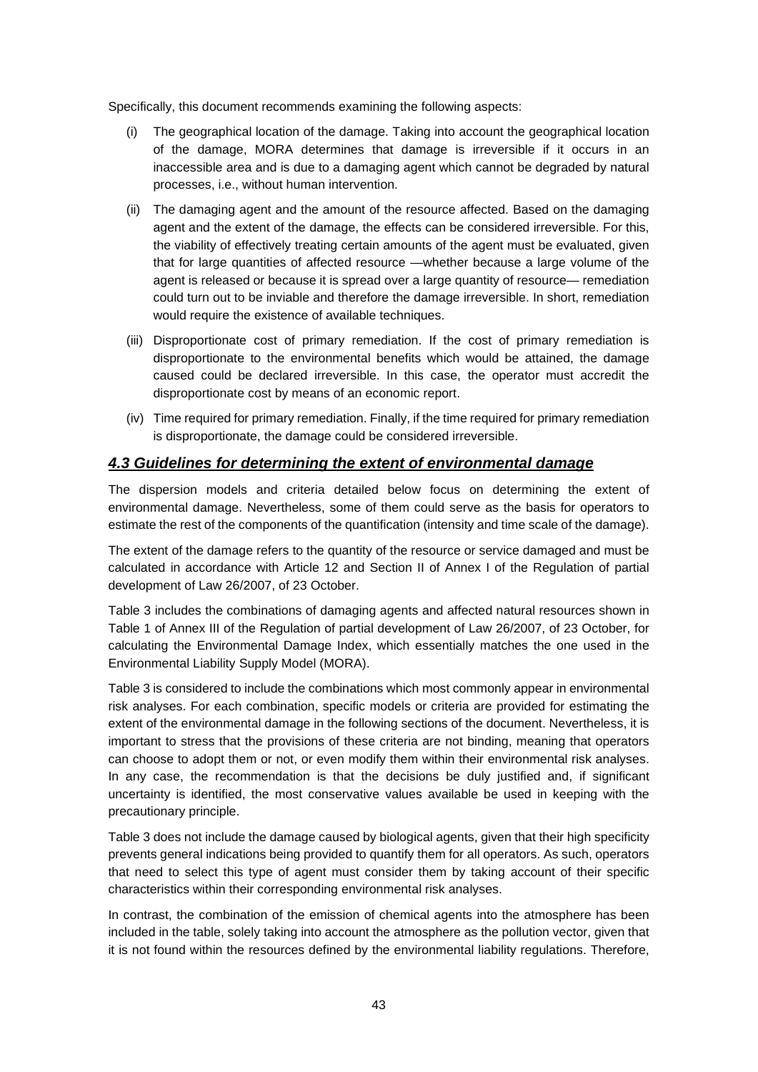Specifically, this document recommends examining the following aspects:

(i) The geographical location of the damage. Taking into account the geographical location of the damage, MORA determines that damage is irreversible if it occurs in an inaccessible area and is due to a damaging agent which cannot be degraded by natural processes, i.e., without human intervention.

(ii) The damaging agent and the amount of the resource affected. Based on the damaging agent and the extent of the damage, the effects can be considered irreversible. For this, the viability of effectively treating certain amounts of the agent must be evaluated, given that for large quantities of affected resource —whether because a large volume of the agent is released or because it is spread over a large quantity of resource— remediation could turn out to be inviable and therefore the damage irreversible. In short, remediation would require the existence of available techniques.

(iii) Disproportionate cost of primary remediation. If the cost of primary remediation is disproportionate to the environmental benefits which would be attained, the damage caused could be declared irreversible. In this case, the operator must accredit the disproportionate cost by means of an economic report.

(iv) Time required for primary remediation. Finally, if the time required for primary remediation is disproportionate, the damage could be considered irreversible.

## *4.3 Guidelines for determining the extent of environmental damage*

The dispersion models and criteria detailed below focus on determining the extent of environmental damage. Nevertheless, some of them could serve as the basis for operators to estimate the rest of the components of the quantification (intensity and time scale of the damage).

The extent of the damage refers to the quantity of the resource or service damaged and must be calculated in accordance with Article 12 and Section II of Annex I of the Regulation of partial development of Law 26/2007, of 23 October.

Table 3 includes the combinations of damaging agents and affected natural resources shown in Table 1 of Annex III of the Regulation of partial development of Law 26/2007, of 23 October, for calculating the Environmental Damage Index, which essentially matches the one used in the Environmental Liability Supply Model (MORA).

Table 3 is considered to include the combinations which most commonly appear in environmental risk analyses. For each combination, specific models or criteria are provided for estimating the extent of the environmental damage in the following sections of the document. Nevertheless, it is important to stress that the provisions of these criteria are not binding, meaning that operators can choose to adopt them or not, or even modify them within their environmental risk analyses. In any case, the recommendation is that the decisions be duly justified and, if significant uncertainty is identified, the most conservative values available be used in keeping with the precautionary principle.

Table 3 does not include the damage caused by biological agents, given that their high specificity prevents general indications being provided to quantify them for all operators. As such, operators that need to select this type of agent must consider them by taking account of their specific characteristics within their corresponding environmental risk analyses.

In contrast, the combination of the emission of chemical agents into the atmosphere has been included in the table, solely taking into account the atmosphere as the pollution vector, given that it is not found within the resources defined by the environmental liability regulations. Therefore,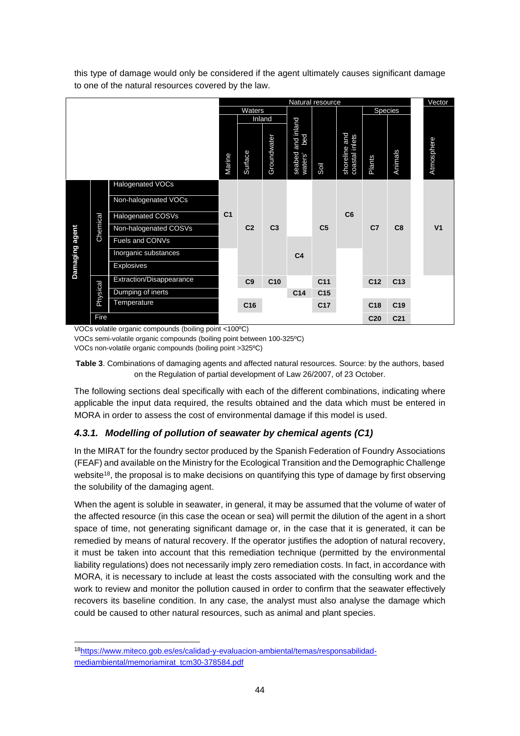this type of damage would only be considered if the agent ultimately causes significant damage to one of the natural resources covered by the law.

| | | | Natural resource | | | | | | | | Vector |
|---|---|---|---|---|---|---|---|---|---|---|---|
| | | | Waters | | | | | | Species | | |
| | | | | Inland | | | | | | | |
| | | | Marine | Surface | Groundwater | seabed and inland waters' bed | Soil | shoreline and coastal inlets | Plants | Animals | Atmosphere |
| Damaging agent | Chemical | Halogenated VOCs | C1 | C2 | C3 | | C5 | C6 | C7 | C8 | V1 |
| Damaging agent | Chemical | Non-halogenated VOCs | C1 | C2 | C3 | | C5 | C6 | C7 | C8 | V1 |
| Damaging agent | Chemical | Halogenated COSVs | C1 | C2 | C3 | | C5 | C6 | C7 | C8 | V1 |
| Damaging agent | Chemical | Non-halogenated COSVs | C1 | C2 | C3 | | C5 | C6 | C7 | C8 | V1 |
| Damaging agent | Chemical | Fuels and CONVs | C1 | C2 | C3 | C4 | C5 | C6 | C7 | C8 | V1 |
| Damaging agent | Chemical | Inorganic substances | | C2 | C3 | C4 | C5 | | C7 | C8 | V1 |
| Damaging agent | Chemical | Explosives | | C2 | C3 | C4 | C5 | | C7 | C8 | V1 |
| Damaging agent | Physical | Extraction/Disappearance | | C9 | C10 | | C11 | | C12 | C13 | |
| Damaging agent | Physical | Dumping of inerts | | | | C14 | C15 | | | | |
| Damaging agent | Physical | Temperature | | C16 | | | C17 | | C18 | C19 | |
| Damaging agent | Fire | | | | | | | | C20 | C21 | |

VOCs volatile organic compounds (boiling point <100ºC)
VOCs semi-volatile organic compounds (boiling point between 100-325ºC)
VOCs non-volatile organic compounds (boiling point >325ºC)

**Table 3**. Combinations of damaging agents and affected natural resources. Source: by the authors, based on the Regulation of partial development of Law 26/2007, of 23 October.

The following sections deal specifically with each of the different combinations, indicating where applicable the input data required, the results obtained and the data which must be entered in MORA in order to assess the cost of environmental damage if this model is used.

### *4.3.1. Modelling of pollution of seawater by chemical agents (C1)*

In the MIRAT for the foundry sector produced by the Spanish Federation of Foundry Associations (FEAF) and available on the Ministry for the Ecological Transition and the Demographic Challenge website[18], the proposal is to make decisions on quantifying this type of damage by first observing the solubility of the damaging agent.

When the agent is soluble in seawater, in general, it may be assumed that the volume of water of the affected resource (in this case the ocean or sea) will permit the dilution of the agent in a short space of time, not generating significant damage or, in the case that it is generated, it can be remedied by means of natural recovery. If the operator justifies the adoption of natural recovery, it must be taken into account that this remediation technique (permitted by the environmental liability regulations) does not necessarily imply zero remediation costs. In fact, in accordance with MORA, it is necessary to include at least the costs associated with the consulting work and the work to review and monitor the pollution caused in order to confirm that the seawater effectively recovers its baseline condition. In any case, the analyst must also analyse the damage which could be caused to other natural resources, such as animal and plant species.

[18]https://www.miteco.gob.es/es/calidad-y-evaluacion-ambiental/temas/responsabilidad-mediambiental/memoriamirat_tcm30-378584.pdf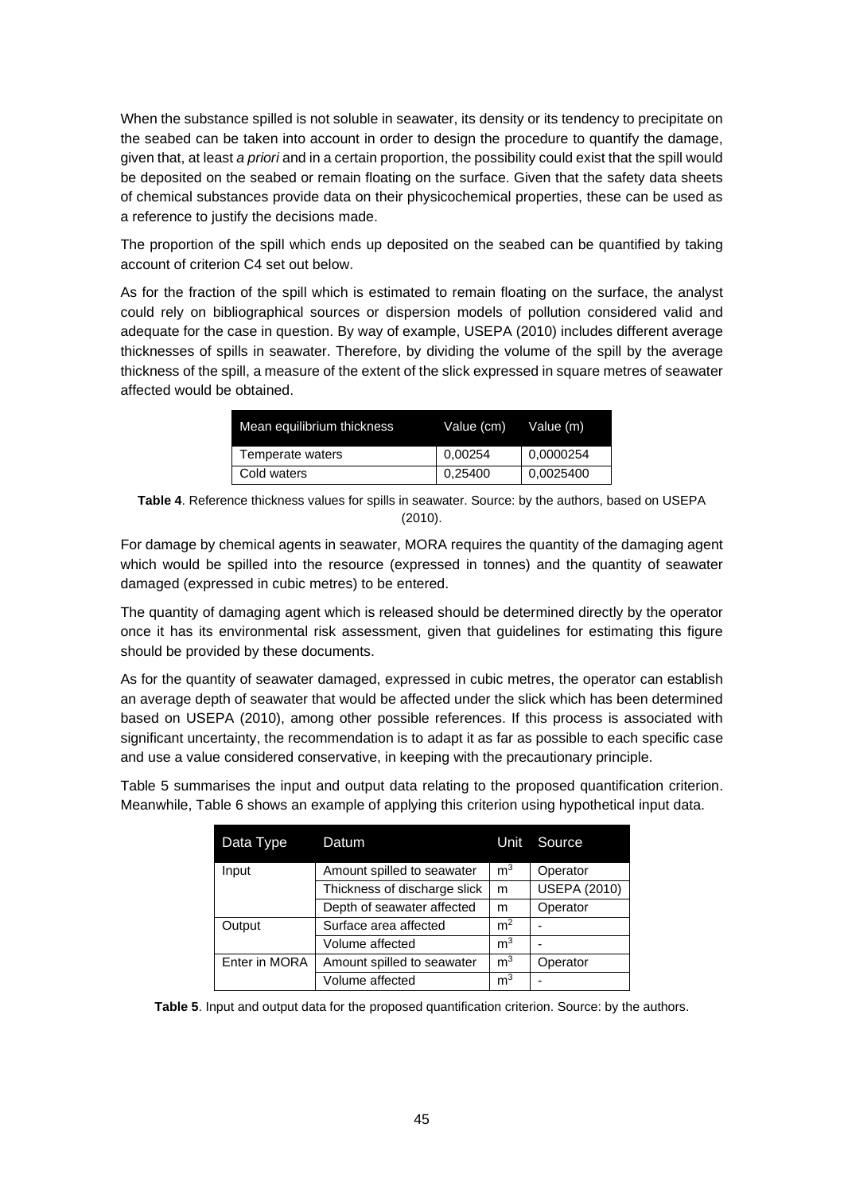When the substance spilled is not soluble in seawater, its density or its tendency to precipitate on the seabed can be taken into account in order to design the procedure to quantify the damage, given that, at least *a priori* and in a certain proportion, the possibility could exist that the spill would be deposited on the seabed or remain floating on the surface. Given that the safety data sheets of chemical substances provide data on their physicochemical properties, these can be used as a reference to justify the decisions made.

The proportion of the spill which ends up deposited on the seabed can be quantified by taking account of criterion C4 set out below.

As for the fraction of the spill which is estimated to remain floating on the surface, the analyst could rely on bibliographical sources or dispersion models of pollution considered valid and adequate for the case in question. By way of example, USEPA (2010) includes different average thicknesses of spills in seawater. Therefore, by dividing the volume of the spill by the average thickness of the spill, a measure of the extent of the slick expressed in square metres of seawater affected would be obtained.

| Mean equilibrium thickness | Value (cm) | Value (m) |
|---|---|---|
| Temperate waters | 0,00254 | 0,0000254 |
| Cold waters | 0,25400 | 0,0025400 |

**Table 4**. Reference thickness values for spills in seawater. Source: by the authors, based on USEPA (2010).

For damage by chemical agents in seawater, MORA requires the quantity of the damaging agent which would be spilled into the resource (expressed in tonnes) and the quantity of seawater damaged (expressed in cubic metres) to be entered.

The quantity of damaging agent which is released should be determined directly by the operator once it has its environmental risk assessment, given that guidelines for estimating this figure should be provided by these documents.

As for the quantity of seawater damaged, expressed in cubic metres, the operator can establish an average depth of seawater that would be affected under the slick which has been determined based on USEPA (2010), among other possible references. If this process is associated with significant uncertainty, the recommendation is to adapt it as far as possible to each specific case and use a value considered conservative, in keeping with the precautionary principle.

Table 5 summarises the input and output data relating to the proposed quantification criterion. Meanwhile, Table 6 shows an example of applying this criterion using hypothetical input data.

| Data Type | Datum | Unit | Source |
|---|---|---|---|
| Input | Amount spilled to seawater | $m^3$ | Operator |
| | Thickness of discharge slick | m | USEPA (2010) |
| | Depth of seawater affected | m | Operator |
| Output | Surface area affected | $m^2$ | - |
| | Volume affected | $m^3$ | - |
| Enter in MORA | Amount spilled to seawater | $m^3$ | Operator |
| | Volume affected | $m^3$ | - |

**Table 5**. Input and output data for the proposed quantification criterion. Source: by the authors.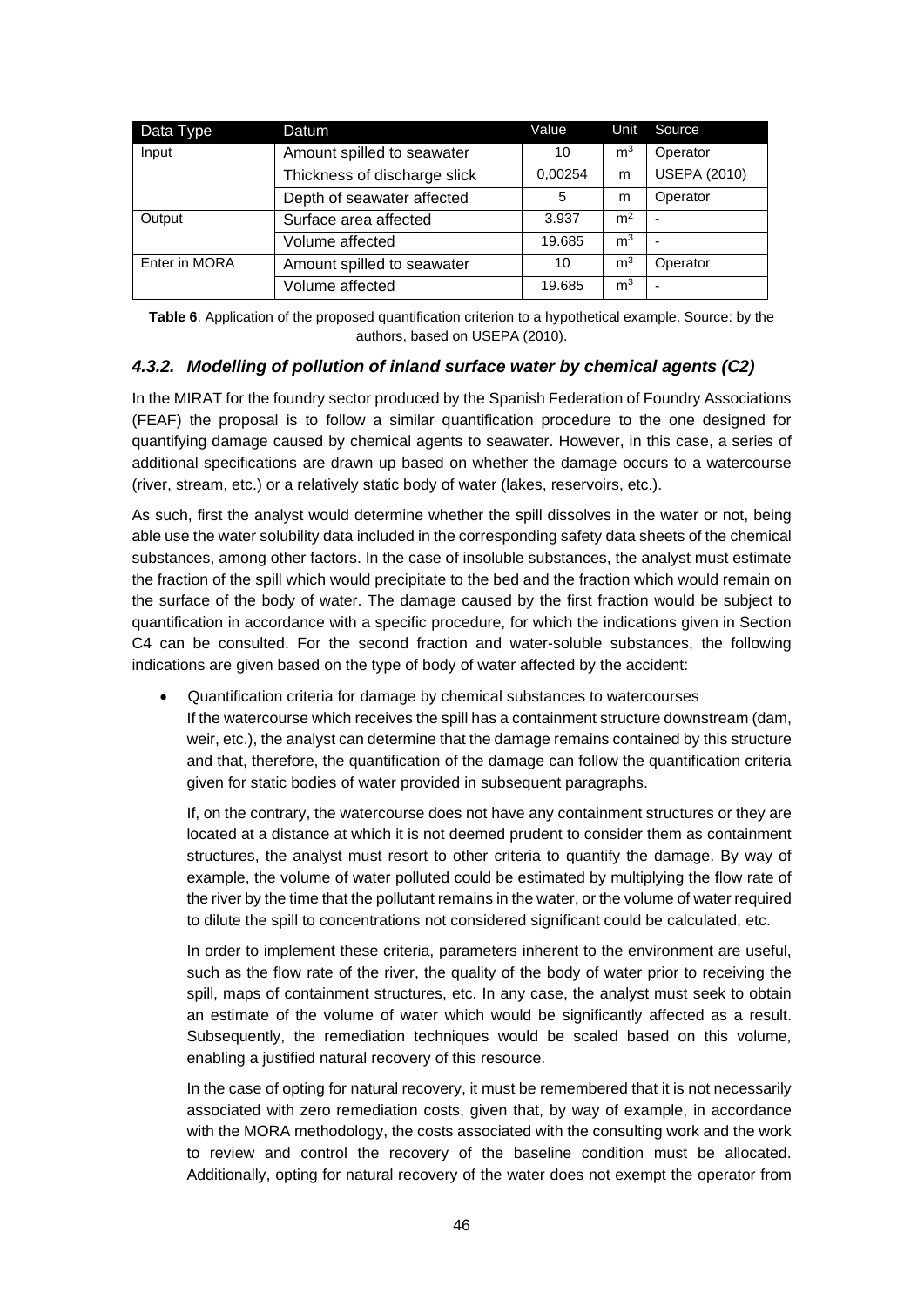| Data Type | Datum | Value | Unit | Source |
|---|---|---|---|---|
| Input | Amount spilled to seawater | 10 | $m^3$ | Operator |
| | Thickness of discharge slick | 0,00254 | m | USEPA (2010) |
| | Depth of seawater affected | 5 | m | Operator |
| Output | Surface area affected | 3.937 | $m^2$ | - |
| | Volume affected | 19.685 | $m^3$ | - |
| Enter in MORA | Amount spilled to seawater | 10 | $m^3$ | Operator |
| | Volume affected | 19.685 | $m^3$ | - |

**Table 6**. Application of the proposed quantification criterion to a hypothetical example. Source: by the authors, based on USEPA (2010).

### *4.3.2. Modelling of pollution of inland surface water by chemical agents (C2)*

In the MIRAT for the foundry sector produced by the Spanish Federation of Foundry Associations (FEAF) the proposal is to follow a similar quantification procedure to the one designed for quantifying damage caused by chemical agents to seawater. However, in this case, a series of additional specifications are drawn up based on whether the damage occurs to a watercourse (river, stream, etc.) or a relatively static body of water (lakes, reservoirs, etc.).

As such, first the analyst would determine whether the spill dissolves in the water or not, being able use the water solubility data included in the corresponding safety data sheets of the chemical substances, among other factors. In the case of insoluble substances, the analyst must estimate the fraction of the spill which would precipitate to the bed and the fraction which would remain on the surface of the body of water. The damage caused by the first fraction would be subject to quantification in accordance with a specific procedure, for which the indications given in Section C4 can be consulted. For the second fraction and water-soluble substances, the following indications are given based on the type of body of water affected by the accident:

- Quantification criteria for damage by chemical substances to watercourses

  If the watercourse which receives the spill has a containment structure downstream (dam, weir, etc.), the analyst can determine that the damage remains contained by this structure and that, therefore, the quantification of the damage can follow the quantification criteria given for static bodies of water provided in subsequent paragraphs.

  If, on the contrary, the watercourse does not have any containment structures or they are located at a distance at which it is not deemed prudent to consider them as containment structures, the analyst must resort to other criteria to quantify the damage. By way of example, the volume of water polluted could be estimated by multiplying the flow rate of the river by the time that the pollutant remains in the water, or the volume of water required to dilute the spill to concentrations not considered significant could be calculated, etc.

  In order to implement these criteria, parameters inherent to the environment are useful, such as the flow rate of the river, the quality of the body of water prior to receiving the spill, maps of containment structures, etc. In any case, the analyst must seek to obtain an estimate of the volume of water which would be significantly affected as a result. Subsequently, the remediation techniques would be scaled based on this volume, enabling a justified natural recovery of this resource.

  In the case of opting for natural recovery, it must be remembered that it is not necessarily associated with zero remediation costs, given that, by way of example, in accordance with the MORA methodology, the costs associated with the consulting work and the work to review and control the recovery of the baseline condition must be allocated. Additionally, opting for natural recovery of the water does not exempt the operator from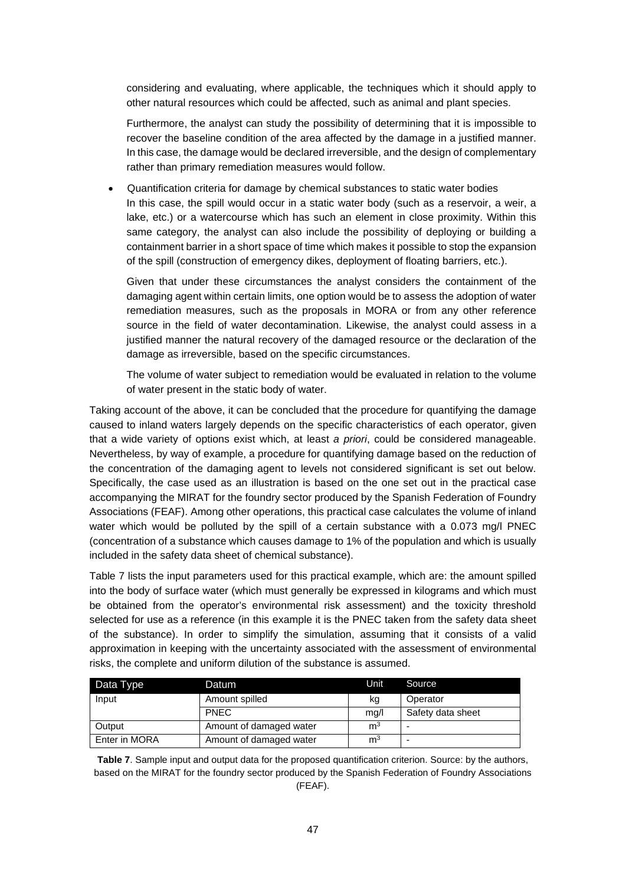considering and evaluating, where applicable, the techniques which it should apply to other natural resources which could be affected, such as animal and plant species.

Furthermore, the analyst can study the possibility of determining that it is impossible to recover the baseline condition of the area affected by the damage in a justified manner. In this case, the damage would be declared irreversible, and the design of complementary rather than primary remediation measures would follow.

- Quantification criteria for damage by chemical substances to static water bodies
  In this case, the spill would occur in a static water body (such as a reservoir, a weir, a lake, etc.) or a watercourse which has such an element in close proximity. Within this same category, the analyst can also include the possibility of deploying or building a containment barrier in a short space of time which makes it possible to stop the expansion of the spill (construction of emergency dikes, deployment of floating barriers, etc.).

  Given that under these circumstances the analyst considers the containment of the damaging agent within certain limits, one option would be to assess the adoption of water remediation measures, such as the proposals in MORA or from any other reference source in the field of water decontamination. Likewise, the analyst could assess in a justified manner the natural recovery of the damaged resource or the declaration of the damage as irreversible, based on the specific circumstances.

  The volume of water subject to remediation would be evaluated in relation to the volume of water present in the static body of water.

Taking account of the above, it can be concluded that the procedure for quantifying the damage caused to inland waters largely depends on the specific characteristics of each operator, given that a wide variety of options exist which, at least *a priori*, could be considered manageable. Nevertheless, by way of example, a procedure for quantifying damage based on the reduction of the concentration of the damaging agent to levels not considered significant is set out below. Specifically, the case used as an illustration is based on the one set out in the practical case accompanying the MIRAT for the foundry sector produced by the Spanish Federation of Foundry Associations (FEAF). Among other operations, this practical case calculates the volume of inland water which would be polluted by the spill of a certain substance with a 0.073 mg/l PNEC (concentration of a substance which causes damage to 1% of the population and which is usually included in the safety data sheet of chemical substance).

Table 7 lists the input parameters used for this practical example, which are: the amount spilled into the body of surface water (which must generally be expressed in kilograms and which must be obtained from the operator's environmental risk assessment) and the toxicity threshold selected for use as a reference (in this example it is the PNEC taken from the safety data sheet of the substance). In order to simplify the simulation, assuming that it consists of a valid approximation in keeping with the uncertainty associated with the assessment of environmental risks, the complete and uniform dilution of the substance is assumed.

| Data Type | Datum | Unit | Source |
|---|---|---|---|
| Input | Amount spilled | kg | Operator |
| | PNEC | mg/l | Safety data sheet |
| Output | Amount of damaged water | $m^3$ | - |
| Enter in MORA | Amount of damaged water | $m^3$ | - |

**Table 7**. Sample input and output data for the proposed quantification criterion. Source: by the authors, based on the MIRAT for the foundry sector produced by the Spanish Federation of Foundry Associations (FEAF).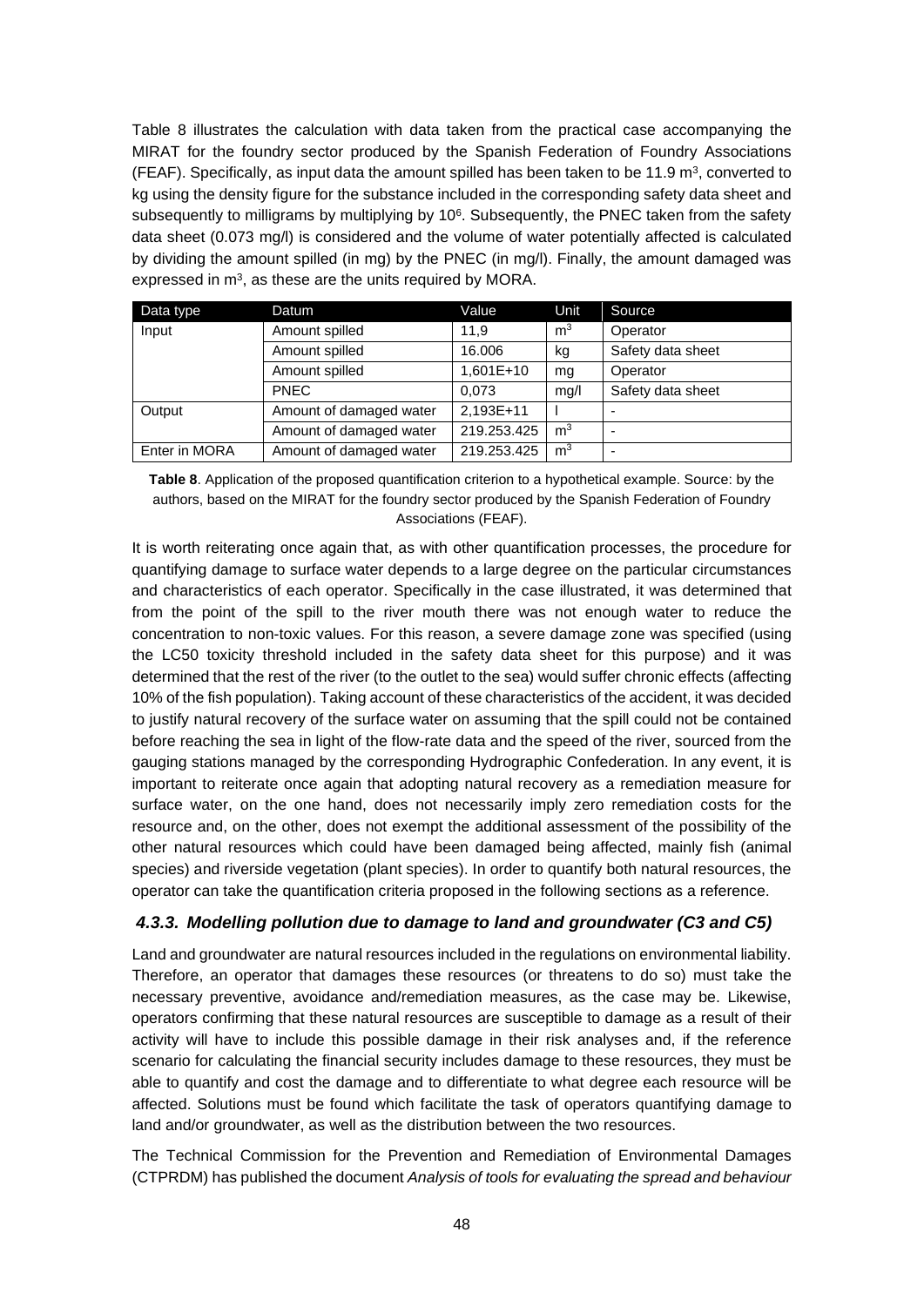Table 8 illustrates the calculation with data taken from the practical case accompanying the MIRAT for the foundry sector produced by the Spanish Federation of Foundry Associations (FEAF). Specifically, as input data the amount spilled has been taken to be 11.9 m$^3$, converted to kg using the density figure for the substance included in the corresponding safety data sheet and subsequently to milligrams by multiplying by $10^6$. Subsequently, the PNEC taken from the safety data sheet (0.073 mg/l) is considered and the volume of water potentially affected is calculated by dividing the amount spilled (in mg) by the PNEC (in mg/l). Finally, the amount damaged was expressed in m$^3$, as these are the units required by MORA.

| Data type | Datum | Value | Unit | Source |
|---|---|---|---|---|
| Input | Amount spilled | 11,9 | m$^3$ | Operator |
| | Amount spilled | 16.006 | kg | Safety data sheet |
| | Amount spilled | 1,601E+10 | mg | Operator |
| | PNEC | 0,073 | mg/l | Safety data sheet |
| Output | Amount of damaged water | 2,193E+11 | l | - |
| | Amount of damaged water | 219.253.425 | m$^3$ | - |
| Enter in MORA | Amount of damaged water | 219.253.425 | m$^3$ | - |

**Table 8**. Application of the proposed quantification criterion to a hypothetical example. Source: by the authors, based on the MIRAT for the foundry sector produced by the Spanish Federation of Foundry Associations (FEAF).

It is worth reiterating once again that, as with other quantification processes, the procedure for quantifying damage to surface water depends to a large degree on the particular circumstances and characteristics of each operator. Specifically in the case illustrated, it was determined that from the point of the spill to the river mouth there was not enough water to reduce the concentration to non-toxic values. For this reason, a severe damage zone was specified (using the LC50 toxicity threshold included in the safety data sheet for this purpose) and it was determined that the rest of the river (to the outlet to the sea) would suffer chronic effects (affecting 10% of the fish population). Taking account of these characteristics of the accident, it was decided to justify natural recovery of the surface water on assuming that the spill could not be contained before reaching the sea in light of the flow-rate data and the speed of the river, sourced from the gauging stations managed by the corresponding Hydrographic Confederation. In any event, it is important to reiterate once again that adopting natural recovery as a remediation measure for surface water, on the one hand, does not necessarily imply zero remediation costs for the resource and, on the other, does not exempt the additional assessment of the possibility of the other natural resources which could have been damaged being affected, mainly fish (animal species) and riverside vegetation (plant species). In order to quantify both natural resources, the operator can take the quantification criteria proposed in the following sections as a reference.

### *4.3.3. Modelling pollution due to damage to land and groundwater (C3 and C5)*

Land and groundwater are natural resources included in the regulations on environmental liability. Therefore, an operator that damages these resources (or threatens to do so) must take the necessary preventive, avoidance and/remediation measures, as the case may be. Likewise, operators confirming that these natural resources are susceptible to damage as a result of their activity will have to include this possible damage in their risk analyses and, if the reference scenario for calculating the financial security includes damage to these resources, they must be able to quantify and cost the damage and to differentiate to what degree each resource will be affected. Solutions must be found which facilitate the task of operators quantifying damage to land and/or groundwater, as well as the distribution between the two resources.

The Technical Commission for the Prevention and Remediation of Environmental Damages (CTPRDM) has published the document *Analysis of tools for evaluating the spread and behaviour*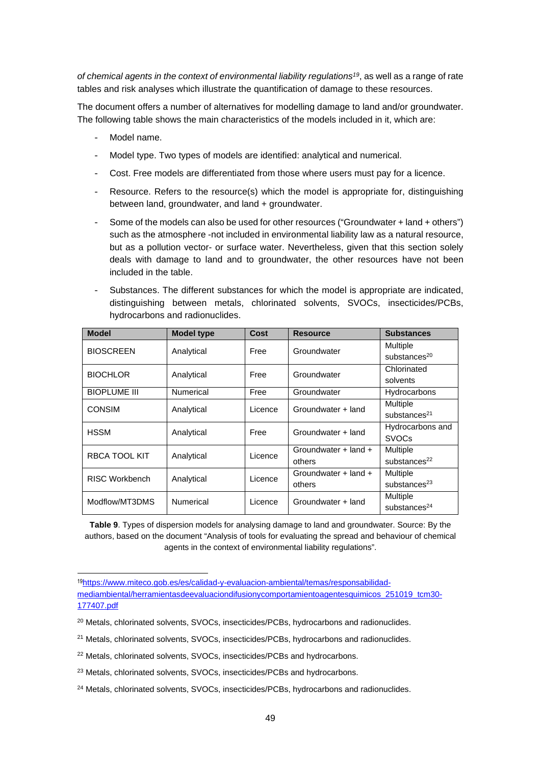*of chemical agents in the context of environmental liability regulations*[19], as well as a range of rate tables and risk analyses which illustrate the quantification of damage to these resources.

The document offers a number of alternatives for modelling damage to land and/or groundwater. The following table shows the main characteristics of the models included in it, which are:

- Model name.
- Model type. Two types of models are identified: analytical and numerical.
- Cost. Free models are differentiated from those where users must pay for a licence.
- Resource. Refers to the resource(s) which the model is appropriate for, distinguishing between land, groundwater, and land + groundwater.
- Some of the models can also be used for other resources ("Groundwater + land + others") such as the atmosphere -not included in environmental liability law as a natural resource, but as a pollution vector- or surface water. Nevertheless, given that this section solely deals with damage to land and to groundwater, the other resources have not been included in the table.
- Substances. The different substances for which the model is appropriate are indicated, distinguishing between metals, chlorinated solvents, SVOCs, insecticides/PCBs, hydrocarbons and radionuclides.

| Model | Model type | Cost | Resource | Substances |
|---|---|---|---|---|
| BIOSCREEN | Analytical | Free | Groundwater | Multiple substances[20] |
| BIOCHLOR | Analytical | Free | Groundwater | Chlorinated solvents |
| BIOPLUME III | Numerical | Free | Groundwater | Hydrocarbons |
| CONSIM | Analytical | Licence | Groundwater + land | Multiple substances[21] |
| HSSM | Analytical | Free | Groundwater + land | Hydrocarbons and SVOCs |
| RBCA TOOL KIT | Analytical | Licence | Groundwater + land + others | Multiple substances[22] |
| RISC Workbench | Analytical | Licence | Groundwater + land + others | Multiple substances[23] |
| Modflow/MT3DMS | Numerical | Licence | Groundwater + land | Multiple substances[24] |

**Table 9**. Types of dispersion models for analysing damage to land and groundwater. Source: By the authors, based on the document "Analysis of tools for evaluating the spread and behaviour of chemical agents in the context of environmental liability regulations".

---

[19] https://www.miteco.gob.es/es/calidad-y-evaluacion-ambiental/temas/responsabilidad-mediambiental/herramientasdeevaluaciondifusionycomportamientoagentesquimicos_251019_tcm30-177407.pdf

[20] Metals, chlorinated solvents, SVOCs, insecticides/PCBs, hydrocarbons and radionuclides.

[21] Metals, chlorinated solvents, SVOCs, insecticides/PCBs, hydrocarbons and radionuclides.

[22] Metals, chlorinated solvents, SVOCs, insecticides/PCBs and hydrocarbons.

[23] Metals, chlorinated solvents, SVOCs, insecticides/PCBs and hydrocarbons.

[24] Metals, chlorinated solvents, SVOCs, insecticides/PCBs, hydrocarbons and radionuclides.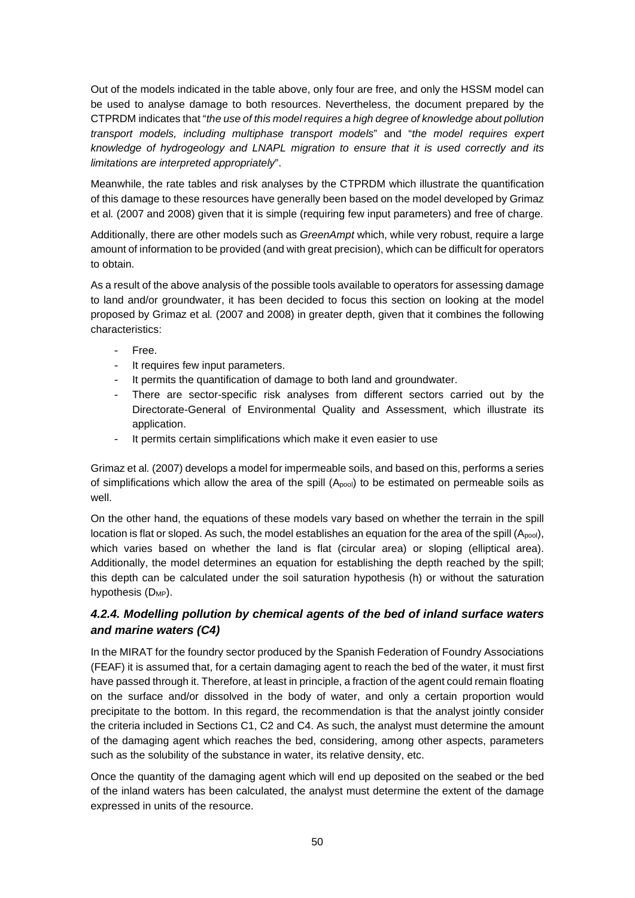Out of the models indicated in the table above, only four are free, and only the HSSM model can be used to analyse damage to both resources. Nevertheless, the document prepared by the CTPRDM indicates that "*the use of this model requires a high degree of knowledge about pollution transport models, including multiphase transport models*" and "*the model requires expert knowledge of hydrogeology and LNAPL migration to ensure that it is used correctly and its limitations are interpreted appropriately*".

Meanwhile, the rate tables and risk analyses by the CTPRDM which illustrate the quantification of this damage to these resources have generally been based on the model developed by Grimaz et al*.* (2007 and 2008) given that it is simple (requiring few input parameters) and free of charge.

Additionally, there are other models such as *GreenAmpt* which, while very robust, require a large amount of information to be provided (and with great precision), which can be difficult for operators to obtain.

As a result of the above analysis of the possible tools available to operators for assessing damage to land and/or groundwater, it has been decided to focus this section on looking at the model proposed by Grimaz et al*.* (2007 and 2008) in greater depth, given that it combines the following characteristics:

- Free.
- It requires few input parameters.
- It permits the quantification of damage to both land and groundwater.
- There are sector-specific risk analyses from different sectors carried out by the Directorate-General of Environmental Quality and Assessment, which illustrate its application.
- It permits certain simplifications which make it even easier to use

Grimaz et al*.* (2007) develops a model for impermeable soils, and based on this, performs a series of simplifications which allow the area of the spill ($A_{pool}$) to be estimated on permeable soils as well.

On the other hand, the equations of these models vary based on whether the terrain in the spill location is flat or sloped. As such, the model establishes an equation for the area of the spill ($A_{pool}$), which varies based on whether the land is flat (circular area) or sloping (elliptical area). Additionally, the model determines an equation for establishing the depth reached by the spill; this depth can be calculated under the soil saturation hypothesis (h) or without the saturation hypothesis ($D_{MP}$).

### *4.2.4. Modelling pollution by chemical agents of the bed of inland surface waters and marine waters (C4)*

In the MIRAT for the foundry sector produced by the Spanish Federation of Foundry Associations (FEAF) it is assumed that, for a certain damaging agent to reach the bed of the water, it must first have passed through it. Therefore, at least in principle, a fraction of the agent could remain floating on the surface and/or dissolved in the body of water, and only a certain proportion would precipitate to the bottom. In this regard, the recommendation is that the analyst jointly consider the criteria included in Sections C1, C2 and C4. As such, the analyst must determine the amount of the damaging agent which reaches the bed, considering, among other aspects, parameters such as the solubility of the substance in water, its relative density, etc.

Once the quantity of the damaging agent which will end up deposited on the seabed or the bed of the inland waters has been calculated, the analyst must determine the extent of the damage expressed in units of the resource.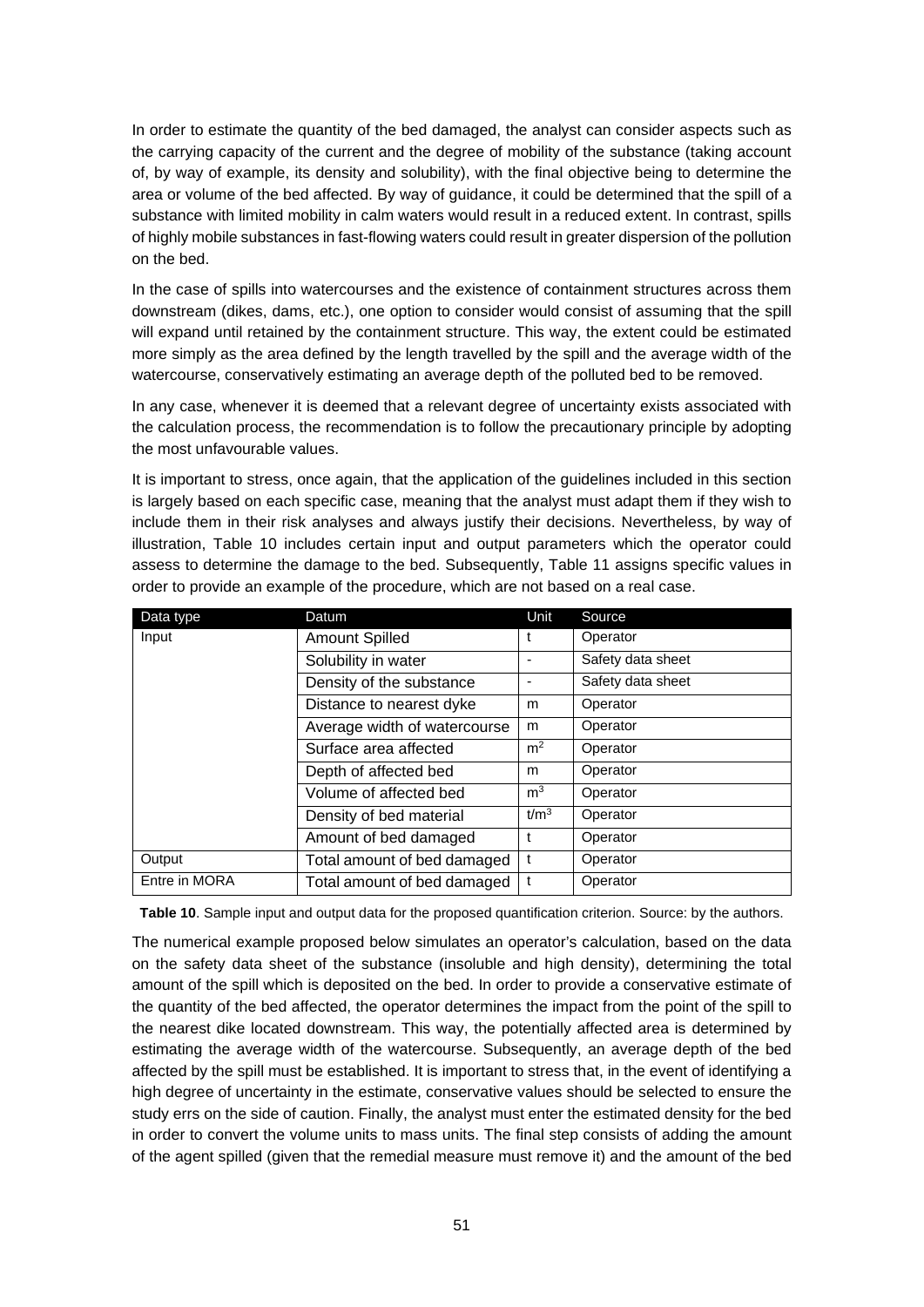In order to estimate the quantity of the bed damaged, the analyst can consider aspects such as the carrying capacity of the current and the degree of mobility of the substance (taking account of, by way of example, its density and solubility), with the final objective being to determine the area or volume of the bed affected. By way of guidance, it could be determined that the spill of a substance with limited mobility in calm waters would result in a reduced extent. In contrast, spills of highly mobile substances in fast-flowing waters could result in greater dispersion of the pollution on the bed.

In the case of spills into watercourses and the existence of containment structures across them downstream (dikes, dams, etc.), one option to consider would consist of assuming that the spill will expand until retained by the containment structure. This way, the extent could be estimated more simply as the area defined by the length travelled by the spill and the average width of the watercourse, conservatively estimating an average depth of the polluted bed to be removed.

In any case, whenever it is deemed that a relevant degree of uncertainty exists associated with the calculation process, the recommendation is to follow the precautionary principle by adopting the most unfavourable values.

It is important to stress, once again, that the application of the guidelines included in this section is largely based on each specific case, meaning that the analyst must adapt them if they wish to include them in their risk analyses and always justify their decisions. Nevertheless, by way of illustration, Table 10 includes certain input and output parameters which the operator could assess to determine the damage to the bed. Subsequently, Table 11 assigns specific values in order to provide an example of the procedure, which are not based on a real case.

| Data type | Datum | Unit | Source |
|---|---|---|---|
| Input | Amount Spilled | t | Operator |
| | Solubility in water | - | Safety data sheet |
| | Density of the substance | - | Safety data sheet |
| | Distance to nearest dyke | m | Operator |
| | Average width of watercourse | m | Operator |
| | Surface area affected | $m^2$ | Operator |
| | Depth of affected bed | m | Operator |
| | Volume of affected bed | $m^3$ | Operator |
| | Density of bed material | $t/m^3$ | Operator |
| | Amount of bed damaged | t | Operator |
| Output | Total amount of bed damaged | t | Operator |
| Entre in MORA | Total amount of bed damaged | t | Operator |

**Table 10**. Sample input and output data for the proposed quantification criterion. Source: by the authors.

The numerical example proposed below simulates an operator's calculation, based on the data on the safety data sheet of the substance (insoluble and high density), determining the total amount of the spill which is deposited on the bed. In order to provide a conservative estimate of the quantity of the bed affected, the operator determines the impact from the point of the spill to the nearest dike located downstream. This way, the potentially affected area is determined by estimating the average width of the watercourse. Subsequently, an average depth of the bed affected by the spill must be established. It is important to stress that, in the event of identifying a high degree of uncertainty in the estimate, conservative values should be selected to ensure the study errs on the side of caution. Finally, the analyst must enter the estimated density for the bed in order to convert the volume units to mass units. The final step consists of adding the amount of the agent spilled (given that the remedial measure must remove it) and the amount of the bed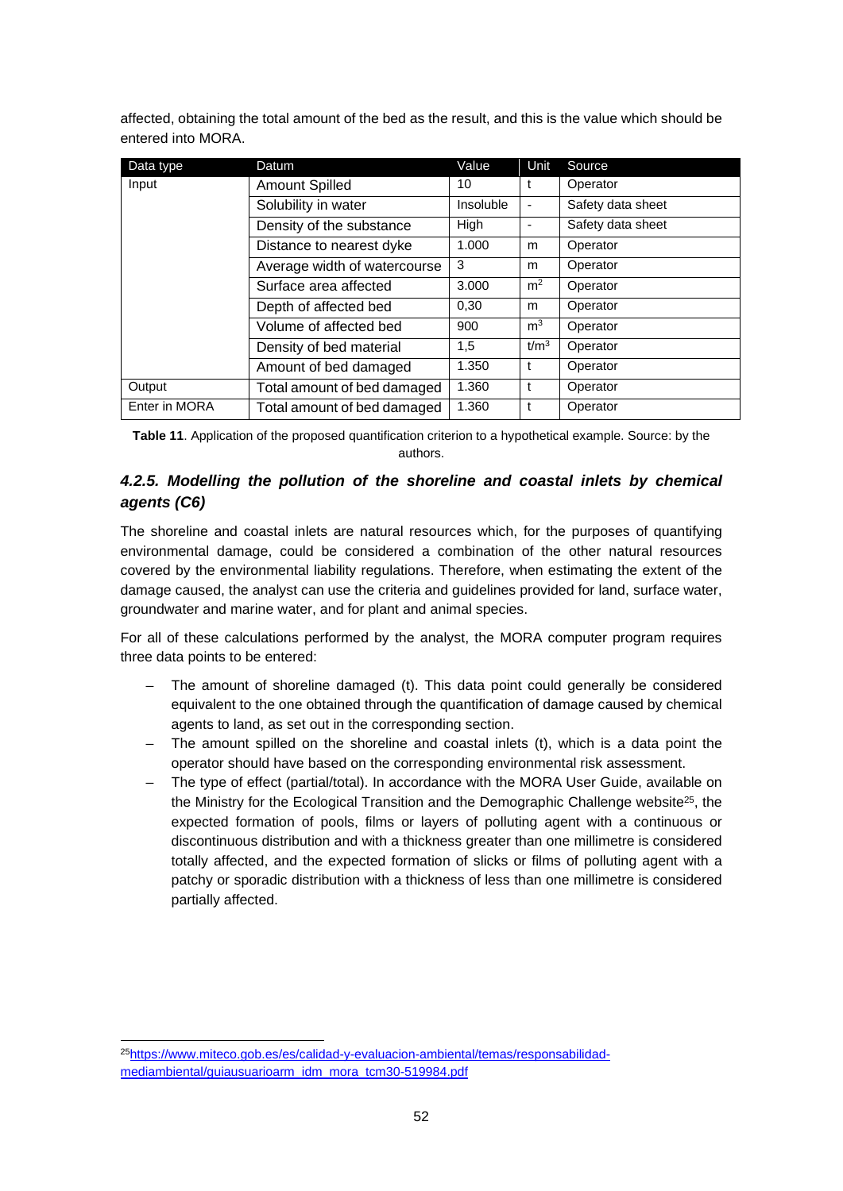affected, obtaining the total amount of the bed as the result, and this is the value which should be entered into MORA.

| Data type | Datum | Value | Unit | Source |
|---|---|---|---|---|
| Input | Amount Spilled | 10 | t | Operator |
| | Solubility in water | Insoluble | - | Safety data sheet |
| | Density of the substance | High | - | Safety data sheet |
| | Distance to nearest dyke | 1.000 | m | Operator |
| | Average width of watercourse | 3 | m | Operator |
| | Surface area affected | 3.000 | $m^2$ | Operator |
| | Depth of affected bed | 0,30 | m | Operator |
| | Volume of affected bed | 900 | $m^3$ | Operator |
| | Density of bed material | 1,5 | $t/m^3$ | Operator |
| | Amount of bed damaged | 1.350 | t | Operator |
| Output | Total amount of bed damaged | 1.360 | t | Operator |
| Enter in MORA | Total amount of bed damaged | 1.360 | t | Operator |

**Table 11**. Application of the proposed quantification criterion to a hypothetical example. Source: by the authors.

### *4.2.5. Modelling the pollution of the shoreline and coastal inlets by chemical agents (C6)*

The shoreline and coastal inlets are natural resources which, for the purposes of quantifying environmental damage, could be considered a combination of the other natural resources covered by the environmental liability regulations. Therefore, when estimating the extent of the damage caused, the analyst can use the criteria and guidelines provided for land, surface water, groundwater and marine water, and for plant and animal species.

For all of these calculations performed by the analyst, the MORA computer program requires three data points to be entered:

- The amount of shoreline damaged (t). This data point could generally be considered equivalent to the one obtained through the quantification of damage caused by chemical agents to land, as set out in the corresponding section.
- The amount spilled on the shoreline and coastal inlets (t), which is a data point the operator should have based on the corresponding environmental risk assessment.
- The type of effect (partial/total). In accordance with the MORA User Guide, available on the Ministry for the Ecological Transition and the Demographic Challenge website[25], the expected formation of pools, films or layers of polluting agent with a continuous or discontinuous distribution and with a thickness greater than one millimetre is considered totally affected, and the expected formation of slicks or films of polluting agent with a patchy or sporadic distribution with a thickness of less than one millimetre is considered partially affected.

[25] https://www.miteco.gob.es/es/calidad-y-evaluacion-ambiental/temas/responsabilidad-mediambiental/guiausuarioarm_idm_mora_tcm30-519984.pdf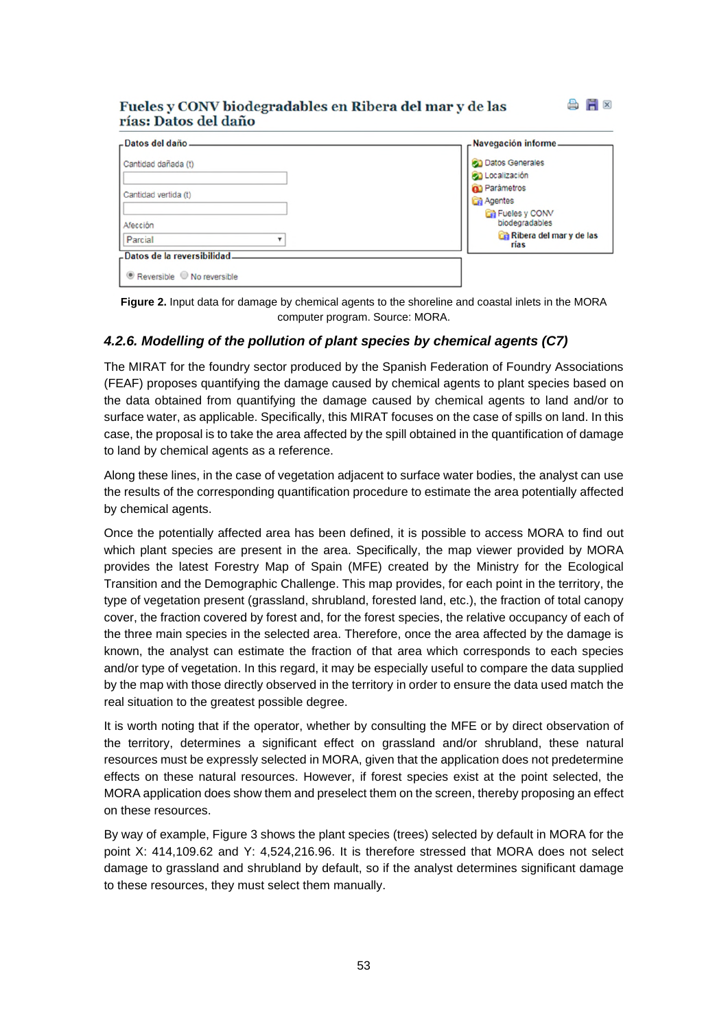**Figure 2.** Input data for damage by chemical agents to the shoreline and coastal inlets in the MORA computer program. Source: MORA.

#### 4.2.6. Modelling of the pollution of plant species by chemical agents (C7)

The MIRAT for the foundry sector produced by the Spanish Federation of Foundry Associations (FEAF) proposes quantifying the damage caused by chemical agents to plant species based on the data obtained from quantifying the damage caused by chemical agents to land and/or to surface water, as applicable. Specifically, this MIRAT focuses on the case of spills on land. In this case, the proposal is to take the area affected by the spill obtained in the quantification of damage to land by chemical agents as a reference.

Along these lines, in the case of vegetation adjacent to surface water bodies, the analyst can use the results of the corresponding quantification procedure to estimate the area potentially affected by chemical agents.

Once the potentially affected area has been defined, it is possible to access MORA to find out which plant species are present in the area. Specifically, the map viewer provided by MORA provides the latest Forestry Map of Spain (MFE) created by the Ministry for the Ecological Transition and the Demographic Challenge. This map provides, for each point in the territory, the type of vegetation present (grassland, shrubland, forested land, etc.), the fraction of total canopy cover, the fraction covered by forest and, for the forest species, the relative occupancy of each of the three main species in the selected area. Therefore, once the area affected by the damage is known, the analyst can estimate the fraction of that area which corresponds to each species and/or type of vegetation. In this regard, it may be especially useful to compare the data supplied by the map with those directly observed in the territory in order to ensure the data used match the real situation to the greatest possible degree.

It is worth noting that if the operator, whether by consulting the MFE or by direct observation of the territory, determines a significant effect on grassland and/or shrubland, these natural resources must be expressly selected in MORA, given that the application does not predetermine effects on these natural resources. However, if forest species exist at the point selected, the MORA application does show them and preselect them on the screen, thereby proposing an effect on these resources.

By way of example, Figure 3 shows the plant species (trees) selected by default in MORA for the point X: 414,109.62 and Y: 4,524,216.96. It is therefore stressed that MORA does not select damage to grassland and shrubland by default, so if the analyst determines significant damage to these resources, they must select them manually.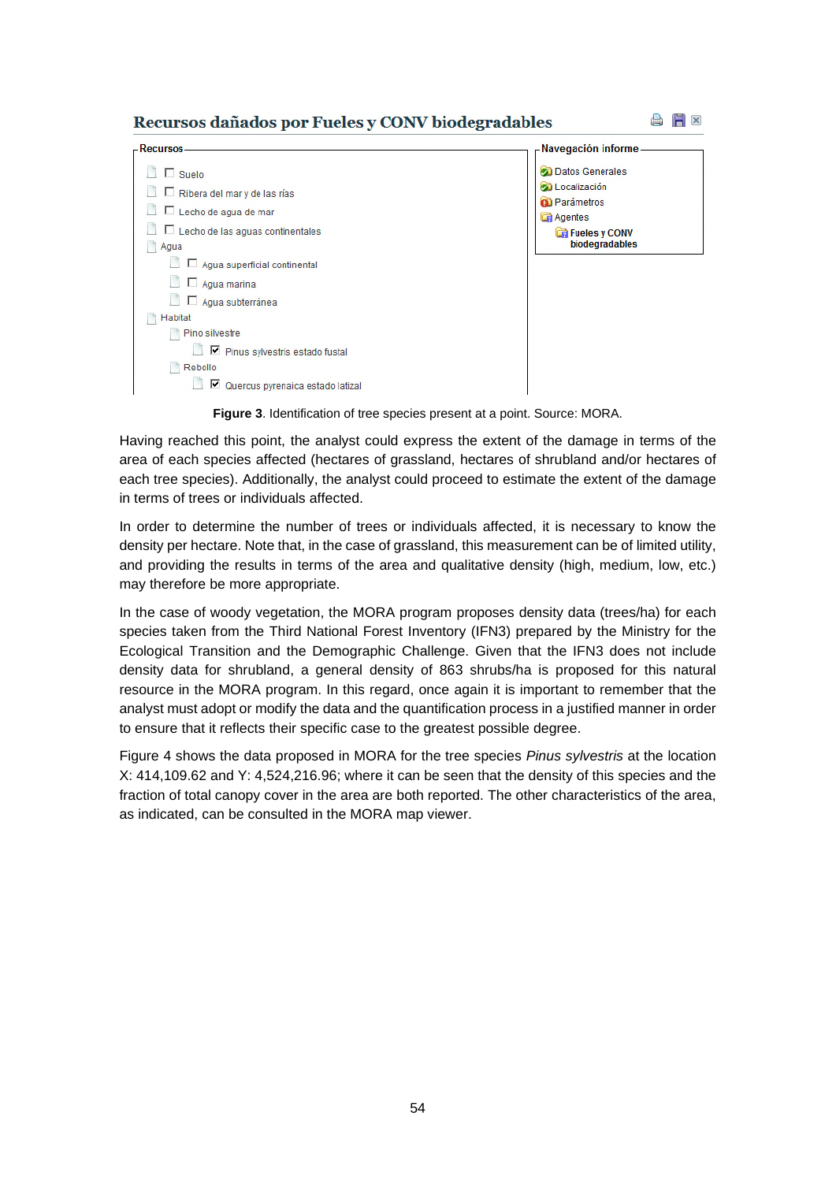**Recursos dañados por Fueles y CONV biodegradables**

**Recursos**

- Suelo
- Ribera del mar y de las rías
- Lecho de agua de mar
- Lecho de las aguas continentales
- Agua
  - Agua superficial continental
  - Agua marina
  - Agua subterránea
- Habitat
  - Pino silvestre
    - [x] Pinus sylvestris estado fustal
  - Rebollo
    - [x] Quercus pyrenaica estado latizal

**Navegación informe**

- Datos Generales
- Localización
- Parámetros
- Agentes
  - **Fueles y CONV biodegradables**

**Figure 3**. Identification of tree species present at a point. Source: MORA.

Having reached this point, the analyst could express the extent of the damage in terms of the area of each species affected (hectares of grassland, hectares of shrubland and/or hectares of each tree species). Additionally, the analyst could proceed to estimate the extent of the damage in terms of trees or individuals affected.

In order to determine the number of trees or individuals affected, it is necessary to know the density per hectare. Note that, in the case of grassland, this measurement can be of limited utility, and providing the results in terms of the area and qualitative density (high, medium, low, etc.) may therefore be more appropriate.

In the case of woody vegetation, the MORA program proposes density data (trees/ha) for each species taken from the Third National Forest Inventory (IFN3) prepared by the Ministry for the Ecological Transition and the Demographic Challenge. Given that the IFN3 does not include density data for shrubland, a general density of 863 shrubs/ha is proposed for this natural resource in the MORA program. In this regard, once again it is important to remember that the analyst must adopt or modify the data and the quantification process in a justified manner in order to ensure that it reflects their specific case to the greatest possible degree.

Figure 4 shows the data proposed in MORA for the tree species *Pinus sylvestris* at the location X: 414,109.62 and Y: 4,524,216.96; where it can be seen that the density of this species and the fraction of total canopy cover in the area are both reported. The other characteristics of the area, as indicated, can be consulted in the MORA map viewer.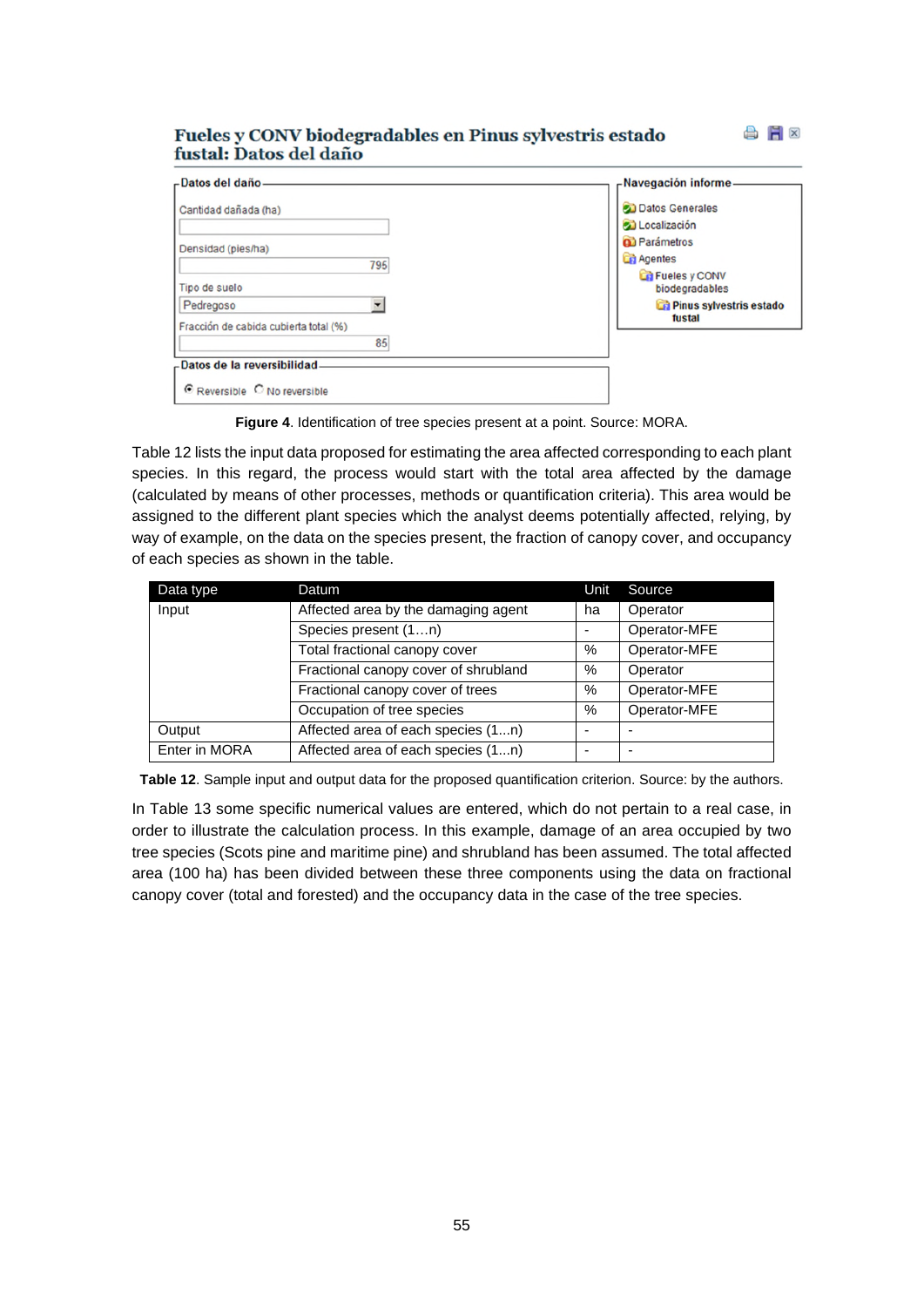**Fueles y CONV biodegradables en Pinus sylvestris estado fustal: Datos del daño**

Datos del daño

Cantidad dañada (ha)

Densidad (pies/ha): 796

Tipo de suelo: Pedregoso

Fracción de cabida cubierta total (%): 85

Datos de la reversibilidad

Reversible / No reversible

Navegación informe

- Datos Generales
- Localización
- Parámetros
- Agentes
  - Fueles y CONV biodegradables
    - Pinus sylvestris estado fustal

**Figure 4**. Identification of tree species present at a point. Source: MORA.

Table 12 lists the input data proposed for estimating the area affected corresponding to each plant species. In this regard, the process would start with the total area affected by the damage (calculated by means of other processes, methods or quantification criteria). This area would be assigned to the different plant species which the analyst deems potentially affected, relying, by way of example, on the data on the species present, the fraction of canopy cover, and occupancy of each species as shown in the table.

| Data type | Datum | Unit | Source |
|---|---|---|---|
| Input | Affected area by the damaging agent | ha | Operator |
| | Species present (1….n) | - | Operator-MFE |
| | Total fractional canopy cover | % | Operator-MFE |
| | Fractional canopy cover of shrubland | % | Operator |
| | Fractional canopy cover of trees | % | Operator-MFE |
| | Occupation of tree species | % | Operator-MFE |
| Output | Affected area of each species (1...n) | - | - |
| Enter in MORA | Affected area of each species (1...n) | - | - |

**Table 12**. Sample input and output data for the proposed quantification criterion. Source: by the authors.

In Table 13 some specific numerical values are entered, which do not pertain to a real case, in order to illustrate the calculation process. In this example, damage of an area occupied by two tree species (Scots pine and maritime pine) and shrubland has been assumed. The total affected area (100 ha) has been divided between these three components using the data on fractional canopy cover (total and forested) and the occupancy data in the case of the tree species.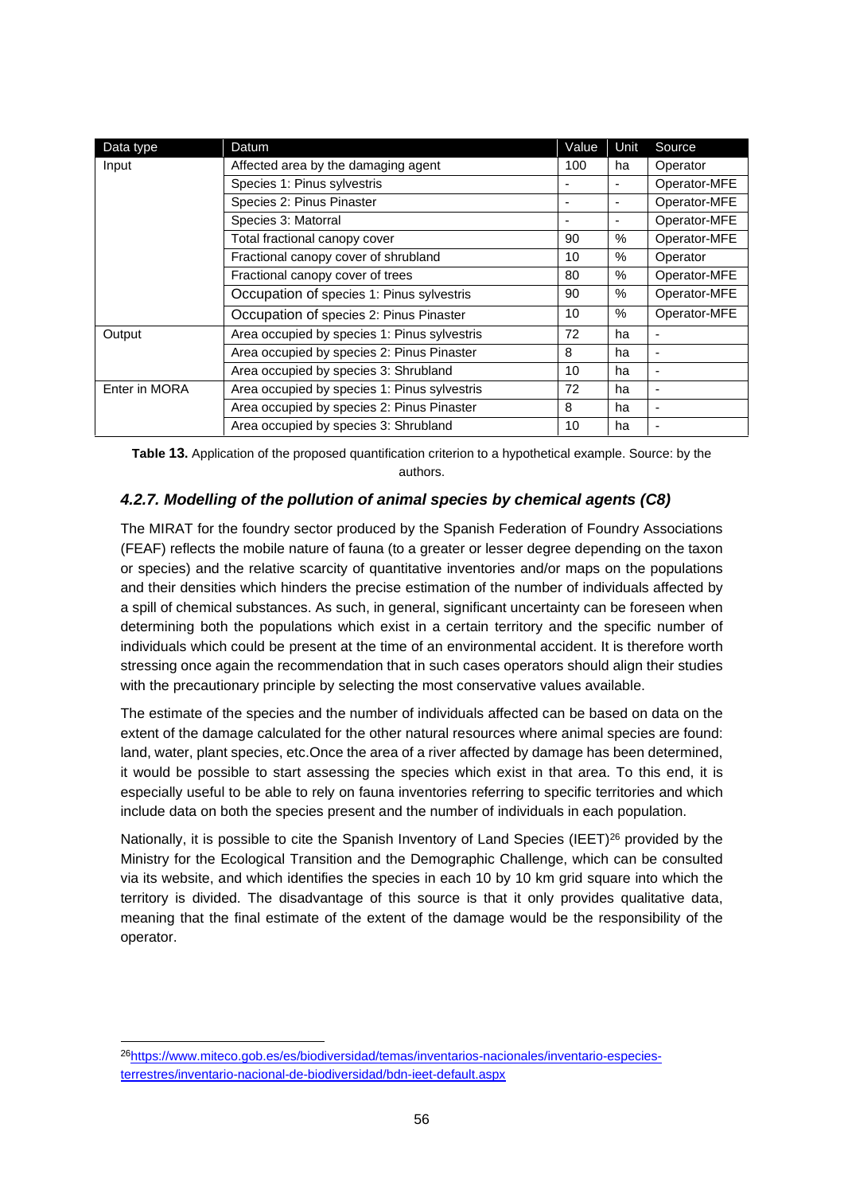| Data type | Datum | Value | Unit | Source |
| --- | --- | --- | --- | --- |
| Input | Affected area by the damaging agent | 100 | ha | Operator |
| | Species 1: Pinus sylvestris | - | - | Operator-MFE |
| | Species 2: Pinus Pinaster | - | - | Operator-MFE |
| | Species 3: Matorral | - | - | Operator-MFE |
| | Total fractional canopy cover | 90 | % | Operator-MFE |
| | Fractional canopy cover of shrubland | 10 | % | Operator |
| | Fractional canopy cover of trees | 80 | % | Operator-MFE |
| | Occupation of species 1: Pinus sylvestris | 90 | % | Operator-MFE |
| | Occupation of species 2: Pinus Pinaster | 10 | % | Operator-MFE |
| Output | Area occupied by species 1: Pinus sylvestris | 72 | ha | - |
| | Area occupied by species 2: Pinus Pinaster | 8 | ha | - |
| | Area occupied by species 3: Shrubland | 10 | ha | - |
| Enter in MORA | Area occupied by species 1: Pinus sylvestris | 72 | ha | - |
| | Area occupied by species 2: Pinus Pinaster | 8 | ha | - |
| | Area occupied by species 3: Shrubland | 10 | ha | - |

**Table 13.** Application of the proposed quantification criterion to a hypothetical example. Source: by the authors.

### *4.2.7. Modelling of the pollution of animal species by chemical agents (C8)*

The MIRAT for the foundry sector produced by the Spanish Federation of Foundry Associations (FEAF) reflects the mobile nature of fauna (to a greater or lesser degree depending on the taxon or species) and the relative scarcity of quantitative inventories and/or maps on the populations and their densities which hinders the precise estimation of the number of individuals affected by a spill of chemical substances. As such, in general, significant uncertainty can be foreseen when determining both the populations which exist in a certain territory and the specific number of individuals which could be present at the time of an environmental accident. It is therefore worth stressing once again the recommendation that in such cases operators should align their studies with the precautionary principle by selecting the most conservative values available.

The estimate of the species and the number of individuals affected can be based on data on the extent of the damage calculated for the other natural resources where animal species are found: land, water, plant species, etc.Once the area of a river affected by damage has been determined, it would be possible to start assessing the species which exist in that area. To this end, it is especially useful to be able to rely on fauna inventories referring to specific territories and which include data on both the species present and the number of individuals in each population.

Nationally, it is possible to cite the Spanish Inventory of Land Species (IEET)[26] provided by the Ministry for the Ecological Transition and the Demographic Challenge, which can be consulted via its website, and which identifies the species in each 10 by 10 km grid square into which the territory is divided. The disadvantage of this source is that it only provides qualitative data, meaning that the final estimate of the extent of the damage would be the responsibility of the operator.

[26] https://www.miteco.gob.es/es/biodiversidad/temas/inventarios-nacionales/inventario-especies-terrestres/inventario-nacional-de-biodiversidad/bdn-ieet-default.aspx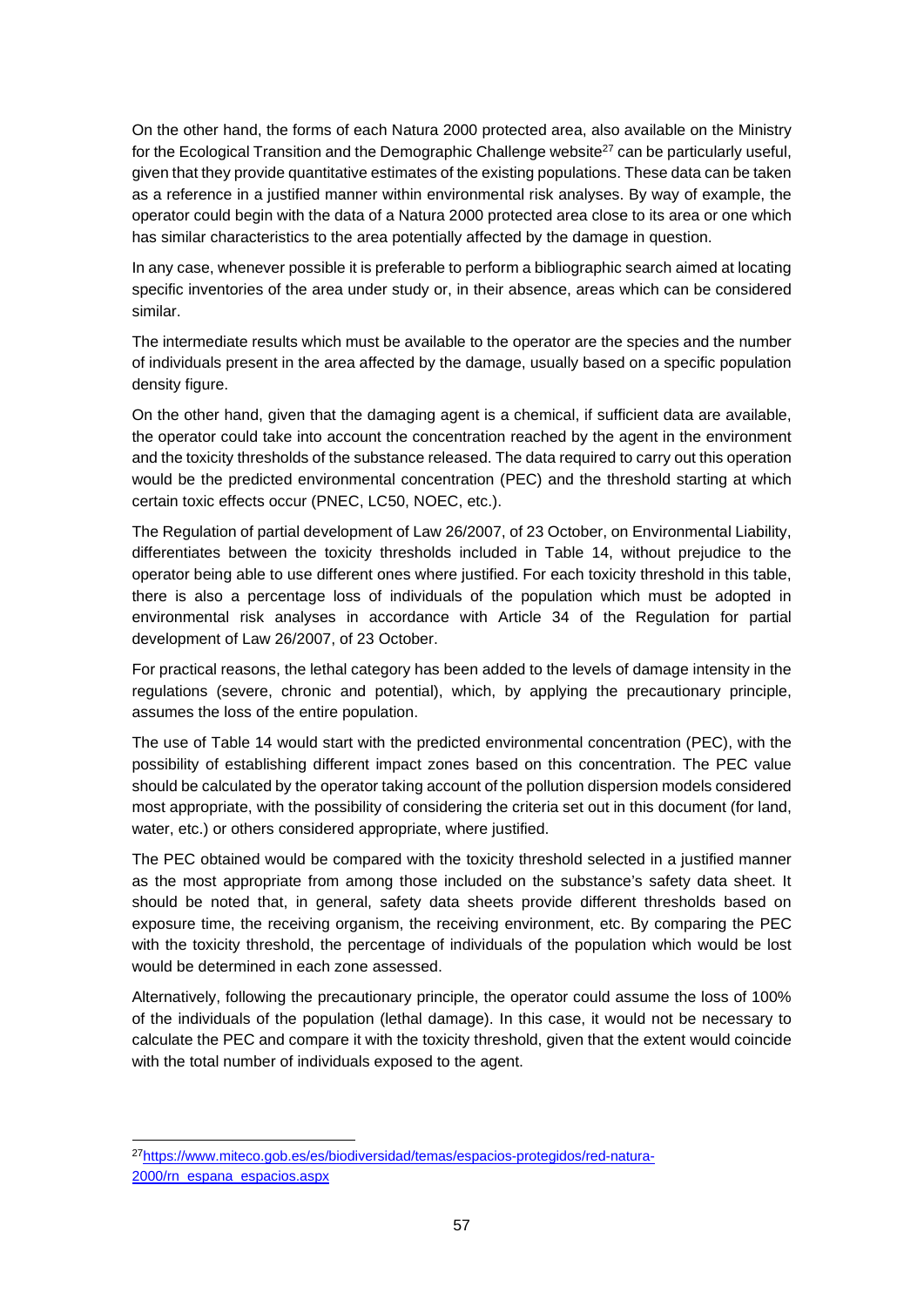On the other hand, the forms of each Natura 2000 protected area, also available on the Ministry for the Ecological Transition and the Demographic Challenge website[27] can be particularly useful, given that they provide quantitative estimates of the existing populations. These data can be taken as a reference in a justified manner within environmental risk analyses. By way of example, the operator could begin with the data of a Natura 2000 protected area close to its area or one which has similar characteristics to the area potentially affected by the damage in question.

In any case, whenever possible it is preferable to perform a bibliographic search aimed at locating specific inventories of the area under study or, in their absence, areas which can be considered similar.

The intermediate results which must be available to the operator are the species and the number of individuals present in the area affected by the damage, usually based on a specific population density figure.

On the other hand, given that the damaging agent is a chemical, if sufficient data are available, the operator could take into account the concentration reached by the agent in the environment and the toxicity thresholds of the substance released. The data required to carry out this operation would be the predicted environmental concentration (PEC) and the threshold starting at which certain toxic effects occur (PNEC, LC50, NOEC, etc.).

The Regulation of partial development of Law 26/2007, of 23 October, on Environmental Liability, differentiates between the toxicity thresholds included in Table 14, without prejudice to the operator being able to use different ones where justified. For each toxicity threshold in this table, there is also a percentage loss of individuals of the population which must be adopted in environmental risk analyses in accordance with Article 34 of the Regulation for partial development of Law 26/2007, of 23 October.

For practical reasons, the lethal category has been added to the levels of damage intensity in the regulations (severe, chronic and potential), which, by applying the precautionary principle, assumes the loss of the entire population.

The use of Table 14 would start with the predicted environmental concentration (PEC), with the possibility of establishing different impact zones based on this concentration. The PEC value should be calculated by the operator taking account of the pollution dispersion models considered most appropriate, with the possibility of considering the criteria set out in this document (for land, water, etc.) or others considered appropriate, where justified.

The PEC obtained would be compared with the toxicity threshold selected in a justified manner as the most appropriate from among those included on the substance's safety data sheet. It should be noted that, in general, safety data sheets provide different thresholds based on exposure time, the receiving organism, the receiving environment, etc. By comparing the PEC with the toxicity threshold, the percentage of individuals of the population which would be lost would be determined in each zone assessed.

Alternatively, following the precautionary principle, the operator could assume the loss of 100% of the individuals of the population (lethal damage). In this case, it would not be necessary to calculate the PEC and compare it with the toxicity threshold, given that the extent would coincide with the total number of individuals exposed to the agent.

---

[27] https://www.miteco.gob.es/es/biodiversidad/temas/espacios-protegidos/red-natura-2000/rn_espana_espacios.aspx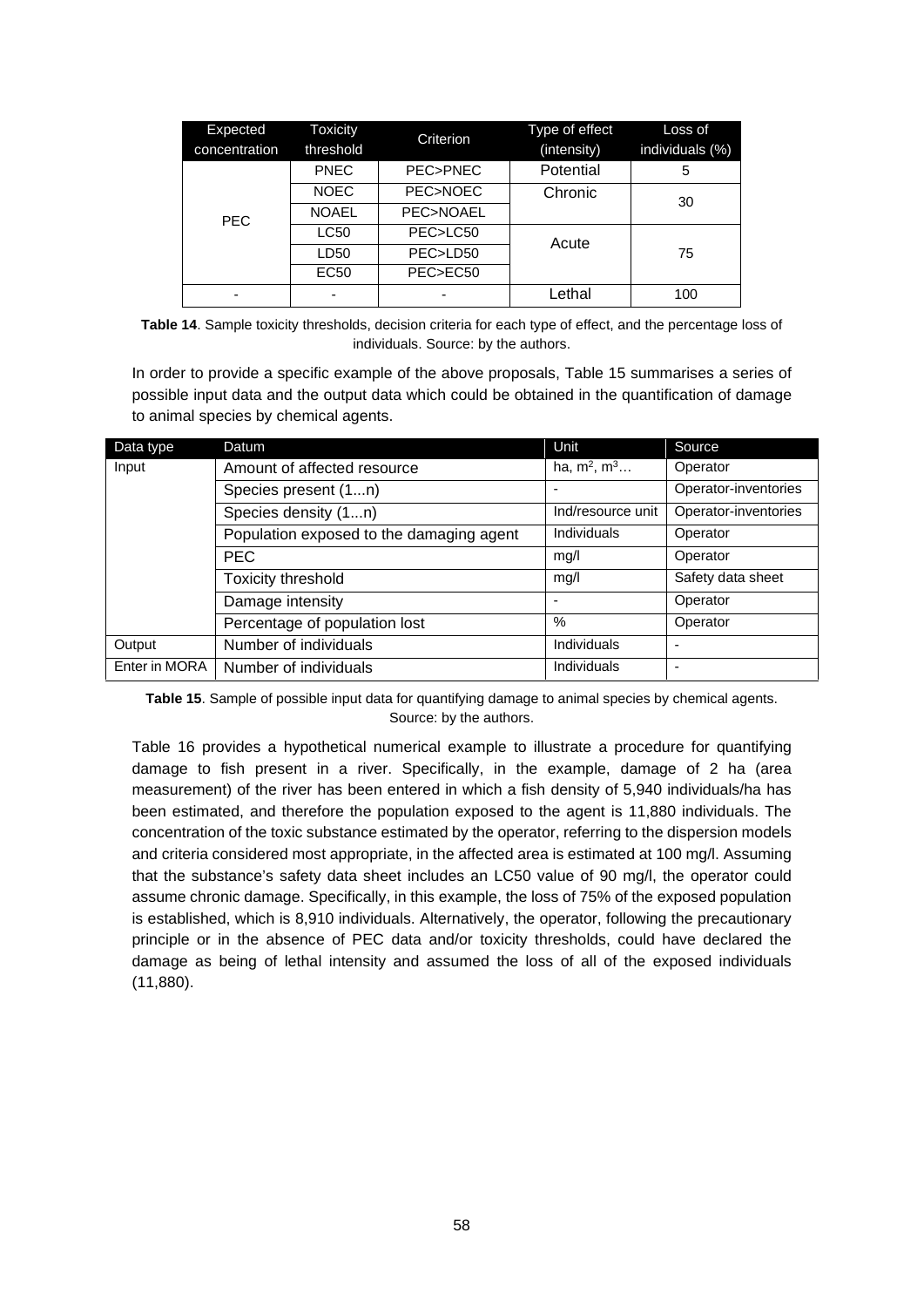| Expected concentration | Toxicity threshold | Criterion | Type of effect (intensity) | Loss of individuals (%) |
|---|---|---|---|---|
| PEC | PNEC | PEC>PNEC | Potential | 5 |
| | NOEC | PEC>NOEC | Chronic | 30 |
| | NOAEL | PEC>NOAEL | | |
| | LC50 | PEC>LC50 | Acute | 75 |
| | LD50 | PEC>LD50 | | |
| | EC50 | PEC>EC50 | | |
| - | - | - | Lethal | 100 |

**Table 14**. Sample toxicity thresholds, decision criteria for each type of effect, and the percentage loss of individuals. Source: by the authors.

In order to provide a specific example of the above proposals, Table 15 summarises a series of possible input data and the output data which could be obtained in the quantification of damage to animal species by chemical agents.

| Data type | Datum | Unit | Source |
|---|---|---|---|
| Input | Amount of affected resource | ha, $m^2$, $m^3$… | Operator |
| | Species present (1...n) | - | Operator-inventories |
| | Species density (1...n) | Ind/resource unit | Operator-inventories |
| | Population exposed to the damaging agent | Individuals | Operator |
| | PEC | mg/l | Operator |
| | Toxicity threshold | mg/l | Safety data sheet |
| | Damage intensity | - | Operator |
| | Percentage of population lost | % | Operator |
| Output | Number of individuals | Individuals | - |
| Enter in MORA | Number of individuals | Individuals | - |

**Table 15**. Sample of possible input data for quantifying damage to animal species by chemical agents. Source: by the authors.

Table 16 provides a hypothetical numerical example to illustrate a procedure for quantifying damage to fish present in a river. Specifically, in the example, damage of 2 ha (area measurement) of the river has been entered in which a fish density of 5,940 individuals/ha has been estimated, and therefore the population exposed to the agent is 11,880 individuals. The concentration of the toxic substance estimated by the operator, referring to the dispersion models and criteria considered most appropriate, in the affected area is estimated at 100 mg/l. Assuming that the substance's safety data sheet includes an LC50 value of 90 mg/l, the operator could assume chronic damage. Specifically, in this example, the loss of 75% of the exposed population is established, which is 8,910 individuals. Alternatively, the operator, following the precautionary principle or in the absence of PEC data and/or toxicity thresholds, could have declared the damage as being of lethal intensity and assumed the loss of all of the exposed individuals (11,880).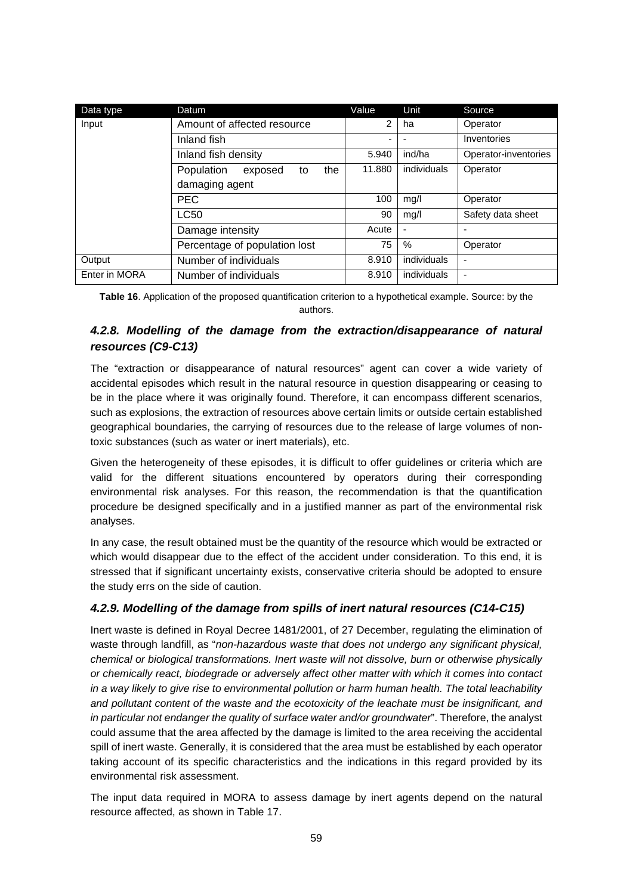| Data type | Datum | Value | Unit | Source |
|---|---|---|---|---|
| Input | Amount of affected resource | 2 | ha | Operator |
| | Inland fish | - | - | Inventories |
| | Inland fish density | 5.940 | ind/ha | Operator-inventories |
| | Population exposed to the damaging agent | 11.880 | individuals | Operator |
| | PEC | 100 | mg/l | Operator |
| | LC50 | 90 | mg/l | Safety data sheet |
| | Damage intensity | Acute | - | - |
| | Percentage of population lost | 75 | % | Operator |
| Output | Number of individuals | 8.910 | individuals | - |
| Enter in MORA | Number of individuals | 8.910 | individuals | - |

**Table 16**. Application of the proposed quantification criterion to a hypothetical example. Source: by the authors.

### *4.2.8. Modelling of the damage from the extraction/disappearance of natural resources (C9-C13)*

The "extraction or disappearance of natural resources" agent can cover a wide variety of accidental episodes which result in the natural resource in question disappearing or ceasing to be in the place where it was originally found. Therefore, it can encompass different scenarios, such as explosions, the extraction of resources above certain limits or outside certain established geographical boundaries, the carrying of resources due to the release of large volumes of non-toxic substances (such as water or inert materials), etc.

Given the heterogeneity of these episodes, it is difficult to offer guidelines or criteria which are valid for the different situations encountered by operators during their corresponding environmental risk analyses. For this reason, the recommendation is that the quantification procedure be designed specifically and in a justified manner as part of the environmental risk analyses.

In any case, the result obtained must be the quantity of the resource which would be extracted or which would disappear due to the effect of the accident under consideration. To this end, it is stressed that if significant uncertainty exists, conservative criteria should be adopted to ensure the study errs on the side of caution.

### *4.2.9. Modelling of the damage from spills of inert natural resources (C14-C15)*

Inert waste is defined in Royal Decree 1481/2001, of 27 December, regulating the elimination of waste through landfill, as "*non-hazardous waste that does not undergo any significant physical, chemical or biological transformations. Inert waste will not dissolve, burn or otherwise physically or chemically react, biodegrade or adversely affect other matter with which it comes into contact in a way likely to give rise to environmental pollution or harm human health. The total leachability and pollutant content of the waste and the ecotoxicity of the leachate must be insignificant, and in particular not endanger the quality of surface water and/or groundwater*". Therefore, the analyst could assume that the area affected by the damage is limited to the area receiving the accidental spill of inert waste. Generally, it is considered that the area must be established by each operator taking account of its specific characteristics and the indications in this regard provided by its environmental risk assessment.

The input data required in MORA to assess damage by inert agents depend on the natural resource affected, as shown in Table 17.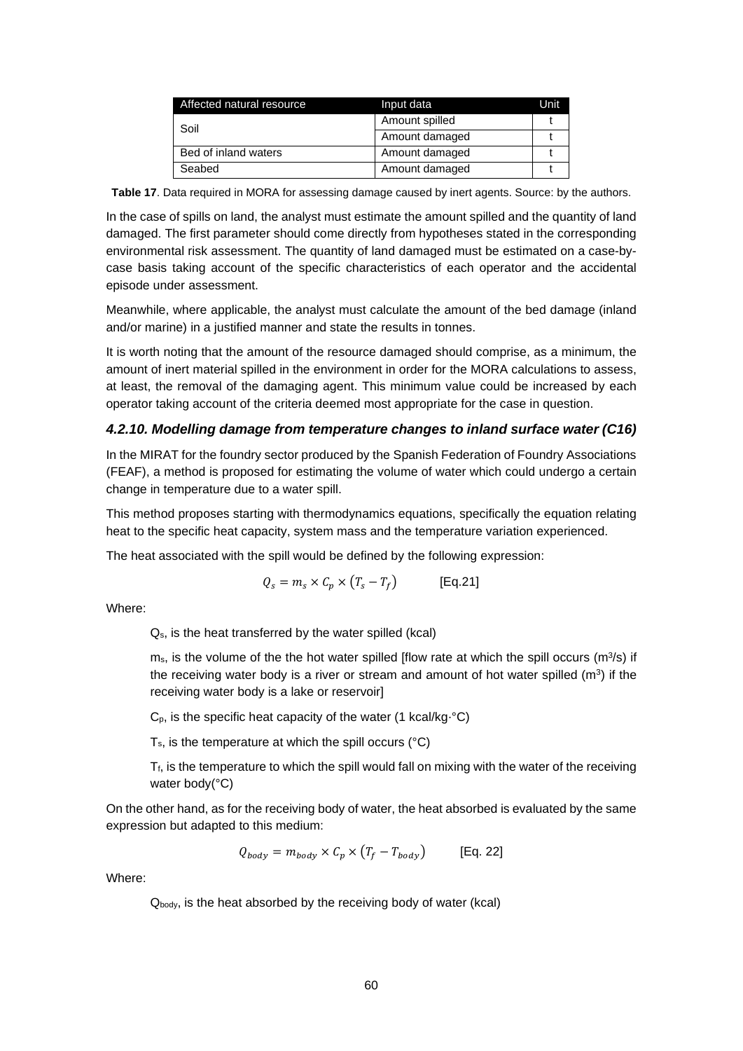| Affected natural resource | Input data | Unit |
|---|---|---|
| Soil | Amount spilled | t |
| | Amount damaged | t |
| Bed of inland waters | Amount damaged | t |
| Seabed | Amount damaged | t |

**Table 17**. Data required in MORA for assessing damage caused by inert agents. Source: by the authors.

In the case of spills on land, the analyst must estimate the amount spilled and the quantity of land damaged. The first parameter should come directly from hypotheses stated in the corresponding environmental risk assessment. The quantity of land damaged must be estimated on a case-by-case basis taking account of the specific characteristics of each operator and the accidental episode under assessment.

Meanwhile, where applicable, the analyst must calculate the amount of the bed damage (inland and/or marine) in a justified manner and state the results in tonnes.

It is worth noting that the amount of the resource damaged should comprise, as a minimum, the amount of inert material spilled in the environment in order for the MORA calculations to assess, at least, the removal of the damaging agent. This minimum value could be increased by each operator taking account of the criteria deemed most appropriate for the case in question.

#### *4.2.10. Modelling damage from temperature changes to inland surface water (C16)*

In the MIRAT for the foundry sector produced by the Spanish Federation of Foundry Associations (FEAF), a method is proposed for estimating the volume of water which could undergo a certain change in temperature due to a water spill.

This method proposes starting with thermodynamics equations, specifically the equation relating heat to the specific heat capacity, system mass and the temperature variation experienced.

The heat associated with the spill would be defined by the following expression:

$$Q_s = m_s \times C_p \times (T_s - T_f) \qquad \text{[Eq.21]}$$

Where:

$Q_s$, is the heat transferred by the water spilled (kcal)

$m_s$, is the volume of the the hot water spilled [flow rate at which the spill occurs ($m^3/s$) if the receiving water body is a river or stream and amount of hot water spilled ($m^3$) if the receiving water body is a lake or reservoir]

$C_p$, is the specific heat capacity of the water (1 kcal/kg·°C)

$T_s$, is the temperature at which the spill occurs (°C)

$T_f$, is the temperature to which the spill would fall on mixing with the water of the receiving water body(°C)

On the other hand, as for the receiving body of water, the heat absorbed is evaluated by the same expression but adapted to this medium:

$$Q_{body} = m_{body} \times C_p \times (T_f - T_{body}) \qquad \text{[Eq. 22]}$$

Where:

$Q_{body}$, is the heat absorbed by the receiving body of water (kcal)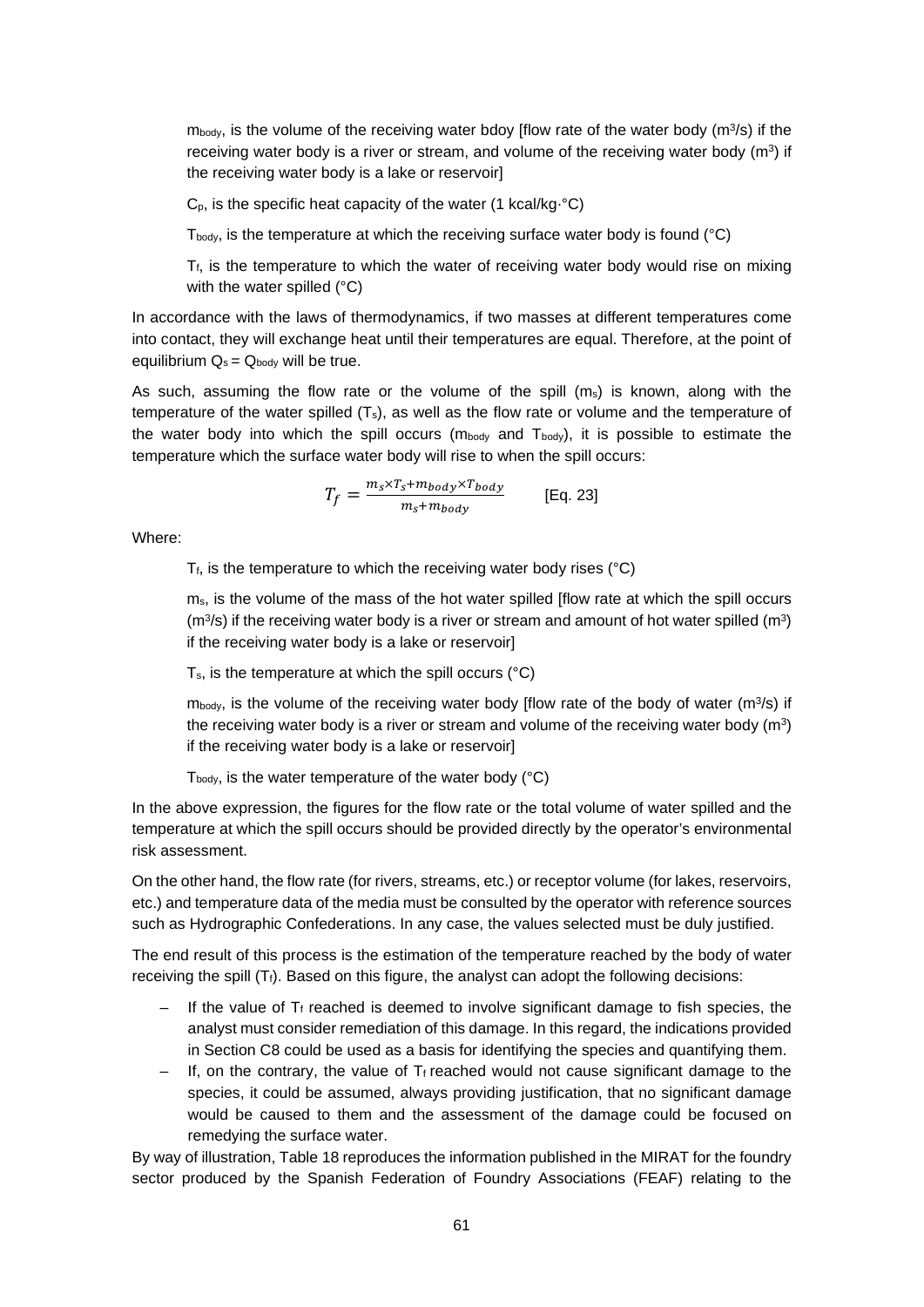$m_{body}$, is the volume of the receiving water bdoy [flow rate of the water body ($m^3/s$) if the receiving water body is a river or stream, and volume of the receiving water body ($m^3$) if the receiving water body is a lake or reservoir]

$C_p$, is the specific heat capacity of the water (1 kcal/kg·°C)

$T_{body}$, is the temperature at which the receiving surface water body is found (°C)

$T_f$, is the temperature to which the water of receiving water body would rise on mixing with the water spilled (°C)

In accordance with the laws of thermodynamics, if two masses at different temperatures come into contact, they will exchange heat until their temperatures are equal. Therefore, at the point of equilibrium $Q_s = Q_{body}$ will be true.

As such, assuming the flow rate or the volume of the spill ($m_s$) is known, along with the temperature of the water spilled ($T_s$), as well as the flow rate or volume and the temperature of the water body into which the spill occurs ($m_{body}$ and $T_{body}$), it is possible to estimate the temperature which the surface water body will rise to when the spill occurs:

$$T_f = \frac{m_s \times T_s + m_{body} \times T_{body}}{m_s + m_{body}} \qquad \text{[Eq. 23]}$$

Where:

$T_f$, is the temperature to which the receiving water body rises (°C)

$m_s$, is the volume of the mass of the hot water spilled [flow rate at which the spill occurs ($m^3/s$) if the receiving water body is a river or stream and amount of hot water spilled ($m^3$) if the receiving water body is a lake or reservoir]

$T_s$, is the temperature at which the spill occurs (°C)

$m_{body}$, is the volume of the receiving water body [flow rate of the body of water ($m^3/s$) if the receiving water body is a river or stream and volume of the receiving water body ($m^3$) if the receiving water body is a lake or reservoir]

$T_{body}$, is the water temperature of the water body (°C)

In the above expression, the figures for the flow rate or the total volume of water spilled and the temperature at which the spill occurs should be provided directly by the operator's environmental risk assessment.

On the other hand, the flow rate (for rivers, streams, etc.) or receptor volume (for lakes, reservoirs, etc.) and temperature data of the media must be consulted by the operator with reference sources such as Hydrographic Confederations. In any case, the values selected must be duly justified.

The end result of this process is the estimation of the temperature reached by the body of water receiving the spill ($T_f$). Based on this figure, the analyst can adopt the following decisions:

- If the value of $T_f$ reached is deemed to involve significant damage to fish species, the analyst must consider remediation of this damage. In this regard, the indications provided in Section C8 could be used as a basis for identifying the species and quantifying them.
- If, on the contrary, the value of $T_f$ reached would not cause significant damage to the species, it could be assumed, always providing justification, that no significant damage would be caused to them and the assessment of the damage could be focused on remedying the surface water.

By way of illustration, Table 18 reproduces the information published in the MIRAT for the foundry sector produced by the Spanish Federation of Foundry Associations (FEAF) relating to the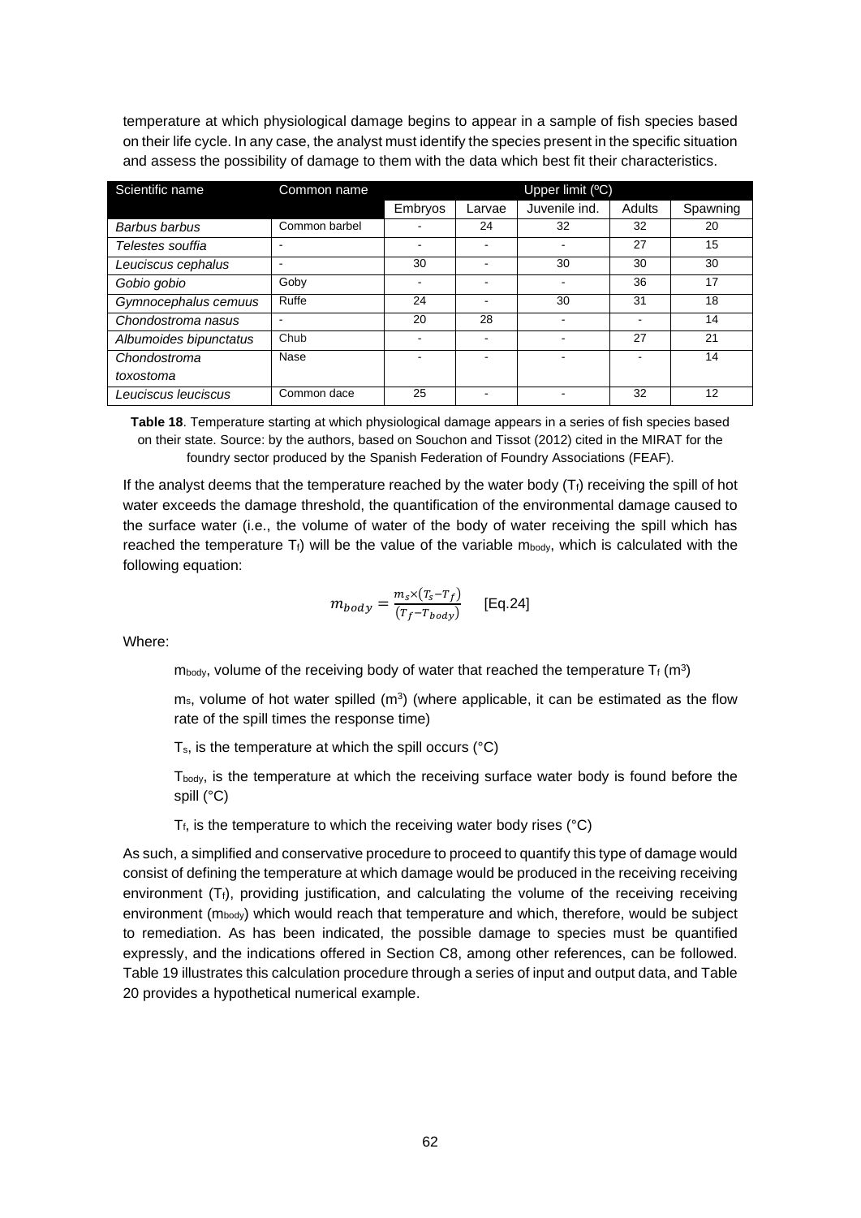temperature at which physiological damage begins to appear in a sample of fish species based on their life cycle. In any case, the analyst must identify the species present in the specific situation and assess the possibility of damage to them with the data which best fit their characteristics.

| Scientific name | Common name | Upper limit (ºC) | | | | |
|---|---|---|---|---|---|---|
| | | Embryos | Larvae | Juvenile ind. | Adults | Spawning |
| *Barbus barbus* | Common barbel | - | 24 | 32 | 32 | 20 |
| *Telestes souffia* | - | - | - | - | 27 | 15 |
| *Leuciscus cephalus* | - | 30 | - | 30 | 30 | 30 |
| *Gobio gobio* | Goby | - | - | - | 36 | 17 |
| *Gymnocephalus cemuus* | Ruffe | 24 | - | 30 | 31 | 18 |
| *Chondostroma nasus* | - | 20 | 28 | - | - | 14 |
| *Albumoides bipunctatus* | Chub | - | - | - | 27 | 21 |
| *Chondostroma toxostoma* | Nase | - | - | - | - | 14 |
| *Leuciscus leuciscus* | Common dace | 25 | - | - | 32 | 12 |

**Table 18**. Temperature starting at which physiological damage appears in a series of fish species based on their state. Source: by the authors, based on Souchon and Tissot (2012) cited in the MIRAT for the foundry sector produced by the Spanish Federation of Foundry Associations (FEAF).

If the analyst deems that the temperature reached by the water body ($T_f$) receiving the spill of hot water exceeds the damage threshold, the quantification of the environmental damage caused to the surface water (i.e., the volume of water of the body of water receiving the spill which has reached the temperature $T_f$) will be the value of the variable $m_{body}$, which is calculated with the following equation:

$$m_{body} = \frac{m_s \times (T_s - T_f)}{(T_f - T_{body})} \quad \text{[Eq.24]}$$

Where:

$m_{body}$, volume of the receiving body of water that reached the temperature $T_f$ ($m^3$)

$m_s$, volume of hot water spilled ($m^3$) (where applicable, it can be estimated as the flow rate of the spill times the response time)

$T_s$, is the temperature at which the spill occurs (°C)

$T_{body}$, is the temperature at which the receiving surface water body is found before the spill (°C)

$T_f$, is the temperature to which the receiving water body rises (°C)

As such, a simplified and conservative procedure to proceed to quantify this type of damage would consist of defining the temperature at which damage would be produced in the receiving receiving environment ($T_f$), providing justification, and calculating the volume of the receiving receiving environment ($m_{body}$) which would reach that temperature and which, therefore, would be subject to remediation. As has been indicated, the possible damage to species must be quantified expressly, and the indications offered in Section C8, among other references, can be followed. Table 19 illustrates this calculation procedure through a series of input and output data, and Table 20 provides a hypothetical numerical example.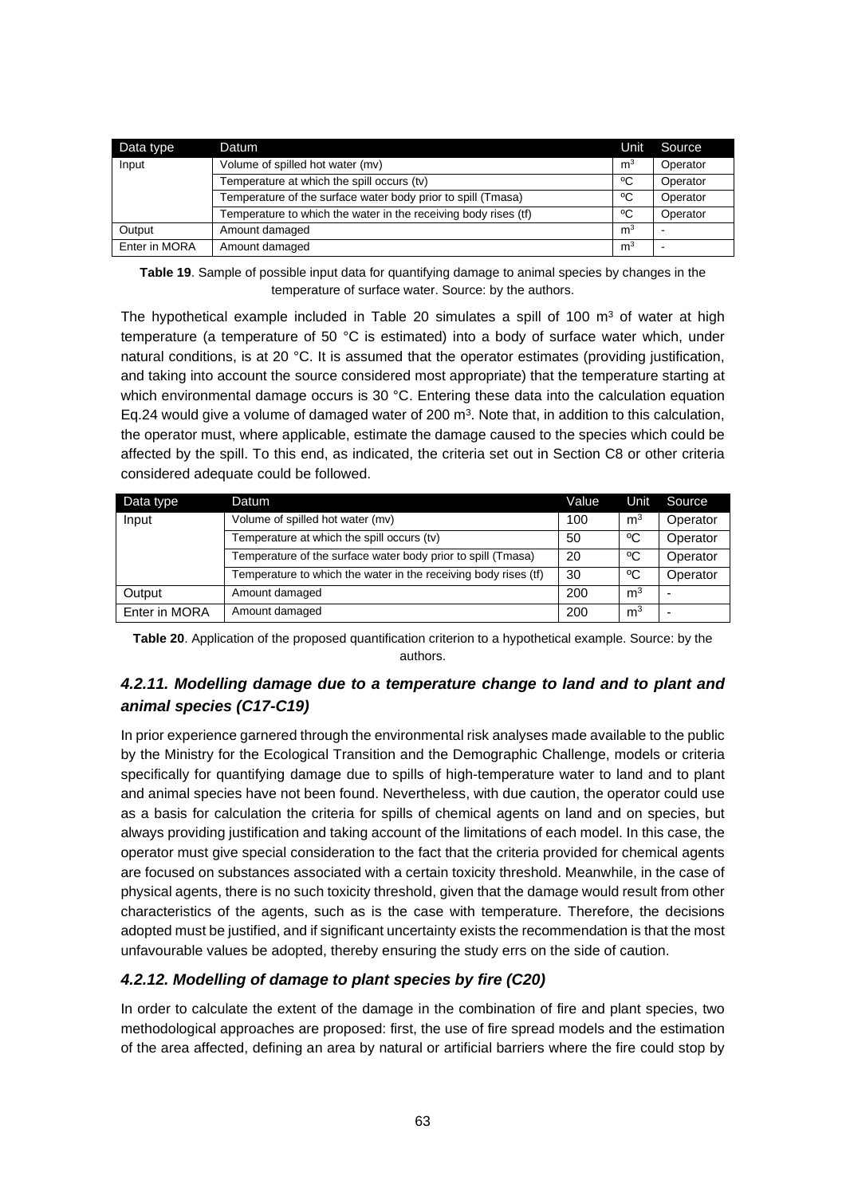| Data type | Datum | Unit | Source |
|---|---|---|---|
| Input | Volume of spilled hot water (mv) | $m^3$ | Operator |
| | Temperature at which the spill occurs (tv) | ºC | Operator |
| | Temperature of the surface water body prior to spill (Tmasa) | ºC | Operator |
| | Temperature to which the water in the receiving body rises (tf) | ºC | Operator |
| Output | Amount damaged | $m^3$ | - |
| Enter in MORA | Amount damaged | $m^3$ | - |

**Table 19**. Sample of possible input data for quantifying damage to animal species by changes in the temperature of surface water. Source: by the authors.

The hypothetical example included in Table 20 simulates a spill of 100 $m^3$ of water at high temperature (a temperature of 50 °C is estimated) into a body of surface water which, under natural conditions, is at 20 °C. It is assumed that the operator estimates (providing justification, and taking into account the source considered most appropriate) that the temperature starting at which environmental damage occurs is 30 °C. Entering these data into the calculation equation Eq.24 would give a volume of damaged water of 200 $m^3$. Note that, in addition to this calculation, the operator must, where applicable, estimate the damage caused to the species which could be affected by the spill. To this end, as indicated, the criteria set out in Section C8 or other criteria considered adequate could be followed.

| Data type | Datum | Value | Unit | Source |
|---|---|---|---|---|
| Input | Volume of spilled hot water (mv) | 100 | $m^3$ | Operator |
| | Temperature at which the spill occurs (tv) | 50 | ºC | Operator |
| | Temperature of the surface water body prior to spill (Tmasa) | 20 | ºC | Operator |
| | Temperature to which the water in the receiving body rises (tf) | 30 | ºC | Operator |
| Output | Amount damaged | 200 | $m^3$ | - |
| Enter in MORA | Amount damaged | 200 | $m^3$ | - |

**Table 20**. Application of the proposed quantification criterion to a hypothetical example. Source: by the authors.

### *4.2.11. Modelling damage due to a temperature change to land and to plant and animal species (C17-C19)*

In prior experience garnered through the environmental risk analyses made available to the public by the Ministry for the Ecological Transition and the Demographic Challenge, models or criteria specifically for quantifying damage due to spills of high-temperature water to land and to plant and animal species have not been found. Nevertheless, with due caution, the operator could use as a basis for calculation the criteria for spills of chemical agents on land and on species, but always providing justification and taking account of the limitations of each model. In this case, the operator must give special consideration to the fact that the criteria provided for chemical agents are focused on substances associated with a certain toxicity threshold. Meanwhile, in the case of physical agents, there is no such toxicity threshold, given that the damage would result from other characteristics of the agents, such as is the case with temperature. Therefore, the decisions adopted must be justified, and if significant uncertainty exists the recommendation is that the most unfavourable values be adopted, thereby ensuring the study errs on the side of caution.

### *4.2.12. Modelling of damage to plant species by fire (C20)*

In order to calculate the extent of the damage in the combination of fire and plant species, two methodological approaches are proposed: first, the use of fire spread models and the estimation of the area affected, defining an area by natural or artificial barriers where the fire could stop by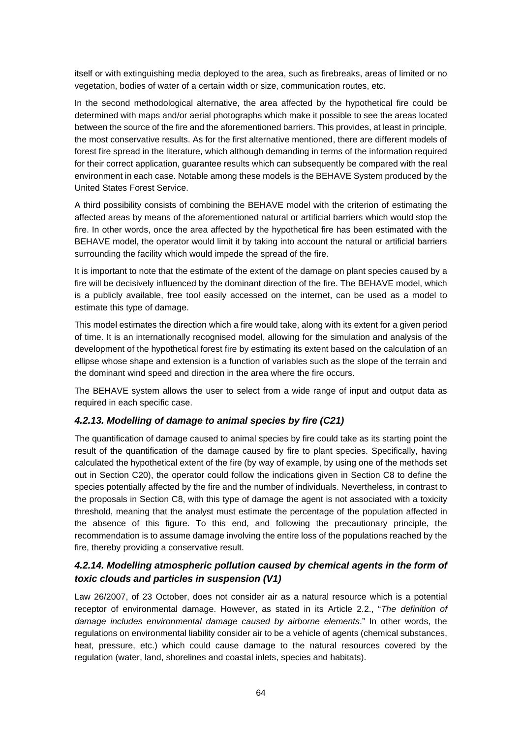itself or with extinguishing media deployed to the area, such as firebreaks, areas of limited or no vegetation, bodies of water of a certain width or size, communication routes, etc.

In the second methodological alternative, the area affected by the hypothetical fire could be determined with maps and/or aerial photographs which make it possible to see the areas located between the source of the fire and the aforementioned barriers. This provides, at least in principle, the most conservative results. As for the first alternative mentioned, there are different models of forest fire spread in the literature, which although demanding in terms of the information required for their correct application, guarantee results which can subsequently be compared with the real environment in each case. Notable among these models is the BEHAVE System produced by the United States Forest Service.

A third possibility consists of combining the BEHAVE model with the criterion of estimating the affected areas by means of the aforementioned natural or artificial barriers which would stop the fire. In other words, once the area affected by the hypothetical fire has been estimated with the BEHAVE model, the operator would limit it by taking into account the natural or artificial barriers surrounding the facility which would impede the spread of the fire.

It is important to note that the estimate of the extent of the damage on plant species caused by a fire will be decisively influenced by the dominant direction of the fire. The BEHAVE model, which is a publicly available, free tool easily accessed on the internet, can be used as a model to estimate this type of damage.

This model estimates the direction which a fire would take, along with its extent for a given period of time. It is an internationally recognised model, allowing for the simulation and analysis of the development of the hypothetical forest fire by estimating its extent based on the calculation of an ellipse whose shape and extension is a function of variables such as the slope of the terrain and the dominant wind speed and direction in the area where the fire occurs.

The BEHAVE system allows the user to select from a wide range of input and output data as required in each specific case.

### 4.2.13. Modelling of damage to animal species by fire (C21)

The quantification of damage caused to animal species by fire could take as its starting point the result of the quantification of the damage caused by fire to plant species. Specifically, having calculated the hypothetical extent of the fire (by way of example, by using one of the methods set out in Section C20), the operator could follow the indications given in Section C8 to define the species potentially affected by the fire and the number of individuals. Nevertheless, in contrast to the proposals in Section C8, with this type of damage the agent is not associated with a toxicity threshold, meaning that the analyst must estimate the percentage of the population affected in the absence of this figure. To this end, and following the precautionary principle, the recommendation is to assume damage involving the entire loss of the populations reached by the fire, thereby providing a conservative result.

### 4.2.14. Modelling atmospheric pollution caused by chemical agents in the form of toxic clouds and particles in suspension (V1)

Law 26/2007, of 23 October, does not consider air as a natural resource which is a potential receptor of environmental damage. However, as stated in its Article 2.2., "*The definition of damage includes environmental damage caused by airborne elements*." In other words, the regulations on environmental liability consider air to be a vehicle of agents (chemical substances, heat, pressure, etc.) which could cause damage to the natural resources covered by the regulation (water, land, shorelines and coastal inlets, species and habitats).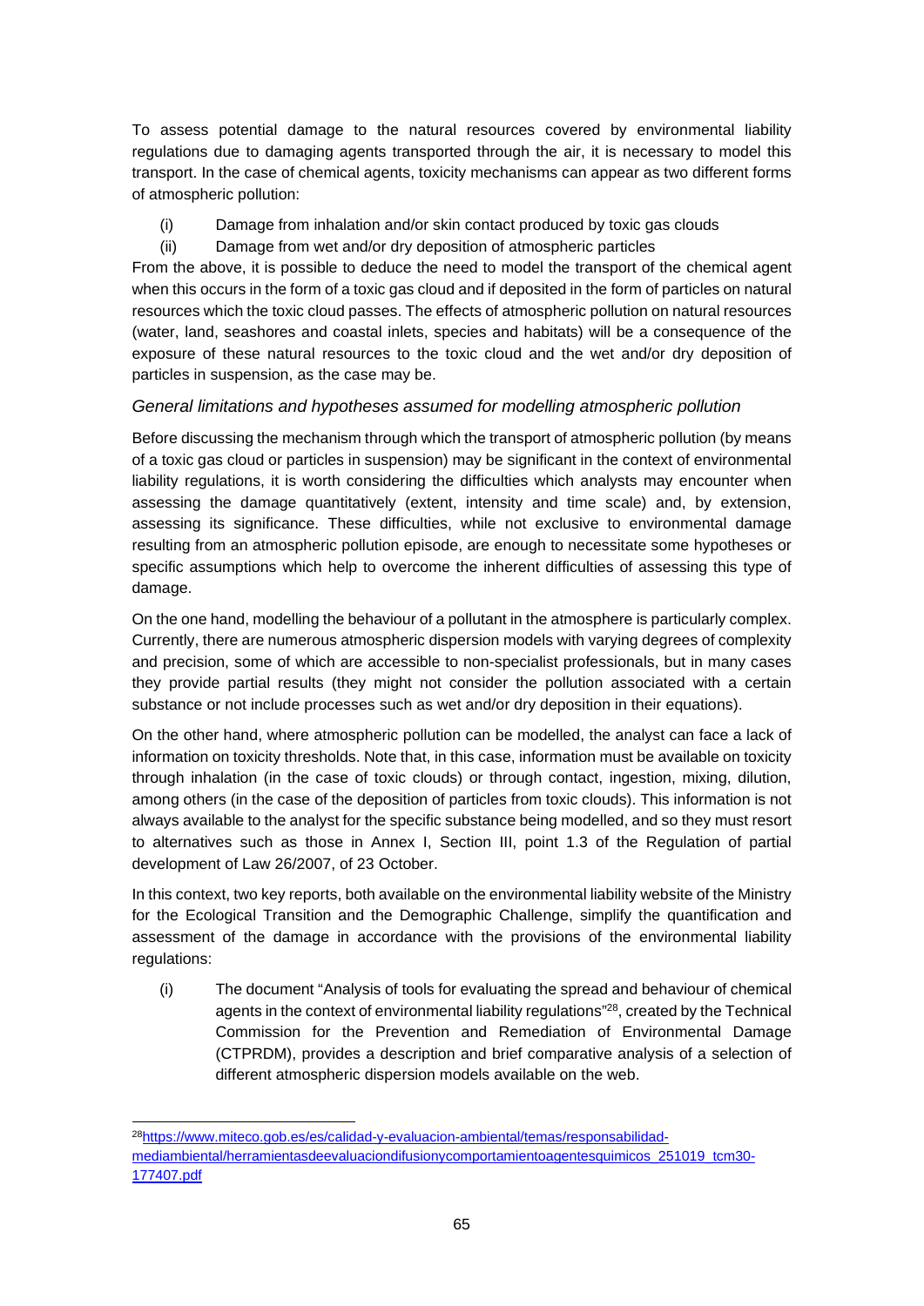To assess potential damage to the natural resources covered by environmental liability regulations due to damaging agents transported through the air, it is necessary to model this transport. In the case of chemical agents, toxicity mechanisms can appear as two different forms of atmospheric pollution:

(i) Damage from inhalation and/or skin contact produced by toxic gas clouds

(ii) Damage from wet and/or dry deposition of atmospheric particles

From the above, it is possible to deduce the need to model the transport of the chemical agent when this occurs in the form of a toxic gas cloud and if deposited in the form of particles on natural resources which the toxic cloud passes. The effects of atmospheric pollution on natural resources (water, land, seashores and coastal inlets, species and habitats) will be a consequence of the exposure of these natural resources to the toxic cloud and the wet and/or dry deposition of particles in suspension, as the case may be.

### *General limitations and hypotheses assumed for modelling atmospheric pollution*

Before discussing the mechanism through which the transport of atmospheric pollution (by means of a toxic gas cloud or particles in suspension) may be significant in the context of environmental liability regulations, it is worth considering the difficulties which analysts may encounter when assessing the damage quantitatively (extent, intensity and time scale) and, by extension, assessing its significance. These difficulties, while not exclusive to environmental damage resulting from an atmospheric pollution episode, are enough to necessitate some hypotheses or specific assumptions which help to overcome the inherent difficulties of assessing this type of damage.

On the one hand, modelling the behaviour of a pollutant in the atmosphere is particularly complex. Currently, there are numerous atmospheric dispersion models with varying degrees of complexity and precision, some of which are accessible to non-specialist professionals, but in many cases they provide partial results (they might not consider the pollution associated with a certain substance or not include processes such as wet and/or dry deposition in their equations).

On the other hand, where atmospheric pollution can be modelled, the analyst can face a lack of information on toxicity thresholds. Note that, in this case, information must be available on toxicity through inhalation (in the case of toxic clouds) or through contact, ingestion, mixing, dilution, among others (in the case of the deposition of particles from toxic clouds). This information is not always available to the analyst for the specific substance being modelled, and so they must resort to alternatives such as those in Annex I, Section III, point 1.3 of the Regulation of partial development of Law 26/2007, of 23 October.

In this context, two key reports, both available on the environmental liability website of the Ministry for the Ecological Transition and the Demographic Challenge, simplify the quantification and assessment of the damage in accordance with the provisions of the environmental liability regulations:

(i) The document "Analysis of tools for evaluating the spread and behaviour of chemical agents in the context of environmental liability regulations"[28], created by the Technical Commission for the Prevention and Remediation of Environmental Damage (CTPRDM), provides a description and brief comparative analysis of a selection of different atmospheric dispersion models available on the web.

---

[28] https://www.miteco.gob.es/es/calidad-y-evaluacion-ambiental/temas/responsabilidad-mediambiental/herramientasdeevaluaciondifusionycomportamientoagentesquimicos_251019_tcm30-177407.pdf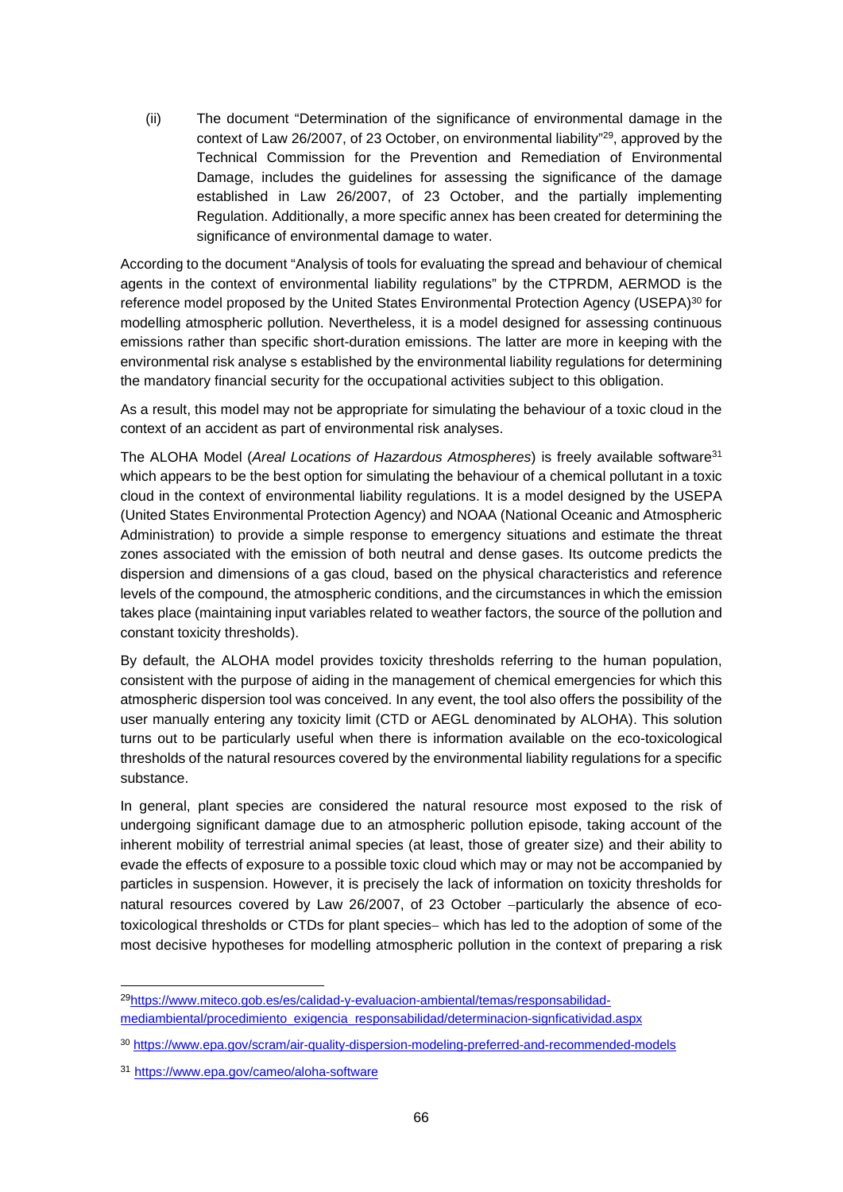(ii) The document "Determination of the significance of environmental damage in the context of Law 26/2007, of 23 October, on environmental liability"[29], approved by the Technical Commission for the Prevention and Remediation of Environmental Damage, includes the guidelines for assessing the significance of the damage established in Law 26/2007, of 23 October, and the partially implementing Regulation. Additionally, a more specific annex has been created for determining the significance of environmental damage to water.

According to the document "Analysis of tools for evaluating the spread and behaviour of chemical agents in the context of environmental liability regulations" by the CTPRDM, AERMOD is the reference model proposed by the United States Environmental Protection Agency (USEPA)[30] for modelling atmospheric pollution. Nevertheless, it is a model designed for assessing continuous emissions rather than specific short-duration emissions. The latter are more in keeping with the environmental risk analyse s established by the environmental liability regulations for determining the mandatory financial security for the occupational activities subject to this obligation.

As a result, this model may not be appropriate for simulating the behaviour of a toxic cloud in the context of an accident as part of environmental risk analyses.

The ALOHA Model (*Areal Locations of Hazardous Atmospheres*) is freely available software[31] which appears to be the best option for simulating the behaviour of a chemical pollutant in a toxic cloud in the context of environmental liability regulations. It is a model designed by the USEPA (United States Environmental Protection Agency) and NOAA (National Oceanic and Atmospheric Administration) to provide a simple response to emergency situations and estimate the threat zones associated with the emission of both neutral and dense gases. Its outcome predicts the dispersion and dimensions of a gas cloud, based on the physical characteristics and reference levels of the compound, the atmospheric conditions, and the circumstances in which the emission takes place (maintaining input variables related to weather factors, the source of the pollution and constant toxicity thresholds).

By default, the ALOHA model provides toxicity thresholds referring to the human population, consistent with the purpose of aiding in the management of chemical emergencies for which this atmospheric dispersion tool was conceived. In any event, the tool also offers the possibility of the user manually entering any toxicity limit (CTD or AEGL denominated by ALOHA). This solution turns out to be particularly useful when there is information available on the eco-toxicological thresholds of the natural resources covered by the environmental liability regulations for a specific substance.

In general, plant species are considered the natural resource most exposed to the risk of undergoing significant damage due to an atmospheric pollution episode, taking account of the inherent mobility of terrestrial animal species (at least, those of greater size) and their ability to evade the effects of exposure to a possible toxic cloud which may or may not be accompanied by particles in suspension. However, it is precisely the lack of information on toxicity thresholds for natural resources covered by Law 26/2007, of 23 October –particularly the absence of eco-toxicological thresholds or CTDs for plant species– which has led to the adoption of some of the most decisive hypotheses for modelling atmospheric pollution in the context of preparing a risk

---

[29] https://www.miteco.gob.es/es/calidad-y-evaluacion-ambiental/temas/responsabilidad-mediambiental/procedimiento_exigencia_responsabilidad/determinacion-signficatividad.aspx

[30] https://www.epa.gov/scram/air-quality-dispersion-modeling-preferred-and-recommended-models

[31] https://www.epa.gov/cameo/aloha-software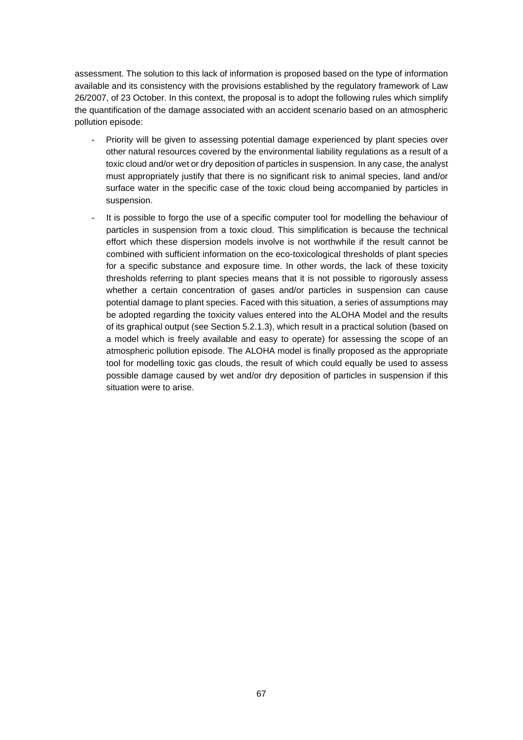assessment. The solution to this lack of information is proposed based on the type of information available and its consistency with the provisions established by the regulatory framework of Law 26/2007, of 23 October. In this context, the proposal is to adopt the following rules which simplify the quantification of the damage associated with an accident scenario based on an atmospheric pollution episode:

- Priority will be given to assessing potential damage experienced by plant species over other natural resources covered by the environmental liability regulations as a result of a toxic cloud and/or wet or dry deposition of particles in suspension. In any case, the analyst must appropriately justify that there is no significant risk to animal species, land and/or surface water in the specific case of the toxic cloud being accompanied by particles in suspension.
- It is possible to forgo the use of a specific computer tool for modelling the behaviour of particles in suspension from a toxic cloud. This simplification is because the technical effort which these dispersion models involve is not worthwhile if the result cannot be combined with sufficient information on the eco-toxicological thresholds of plant species for a specific substance and exposure time. In other words, the lack of these toxicity thresholds referring to plant species means that it is not possible to rigorously assess whether a certain concentration of gases and/or particles in suspension can cause potential damage to plant species. Faced with this situation, a series of assumptions may be adopted regarding the toxicity values entered into the ALOHA Model and the results of its graphical output (see Section 5.2.1.3), which result in a practical solution (based on a model which is freely available and easy to operate) for assessing the scope of an atmospheric pollution episode. The ALOHA model is finally proposed as the appropriate tool for modelling toxic gas clouds, the result of which could equally be used to assess possible damage caused by wet and/or dry deposition of particles in suspension if this situation were to arise.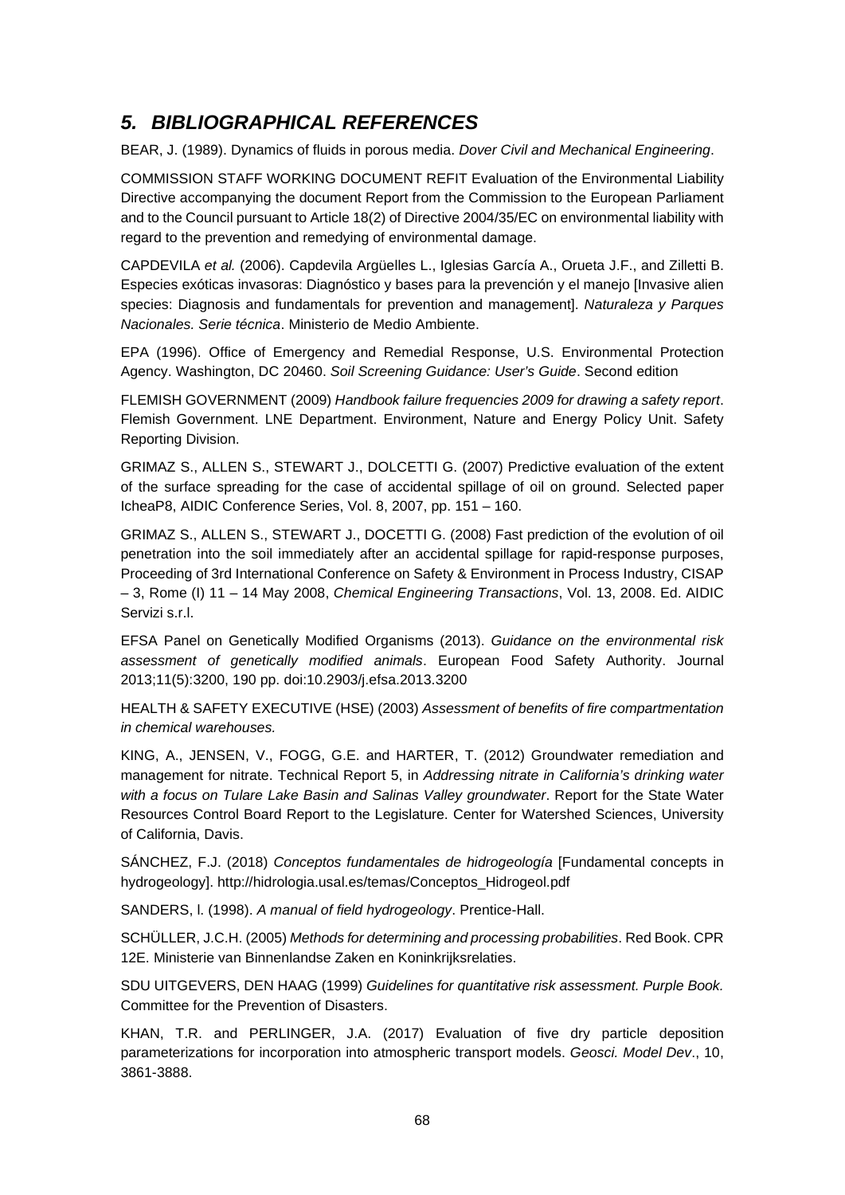## *5. BIBLIOGRAPHICAL REFERENCES*

BEAR, J. (1989). Dynamics of fluids in porous media. *Dover Civil and Mechanical Engineering*.

COMMISSION STAFF WORKING DOCUMENT REFIT Evaluation of the Environmental Liability Directive accompanying the document Report from the Commission to the European Parliament and to the Council pursuant to Article 18(2) of Directive 2004/35/EC on environmental liability with regard to the prevention and remedying of environmental damage.

CAPDEVILA *et al.* (2006). Capdevila Argüelles L., Iglesias García A., Orueta J.F., and Zilletti B. Especies exóticas invasoras: Diagnóstico y bases para la prevención y el manejo [Invasive alien species: Diagnosis and fundamentals for prevention and management]. *Naturaleza y Parques Nacionales. Serie técnica*. Ministerio de Medio Ambiente.

EPA (1996). Office of Emergency and Remedial Response, U.S. Environmental Protection Agency. Washington, DC 20460. *Soil Screening Guidance: User's Guide*. Second edition

FLEMISH GOVERNMENT (2009) *Handbook failure frequencies 2009 for drawing a safety report*. Flemish Government. LNE Department. Environment, Nature and Energy Policy Unit. Safety Reporting Division.

GRIMAZ S., ALLEN S., STEWART J., DOLCETTI G. (2007) Predictive evaluation of the extent of the surface spreading for the case of accidental spillage of oil on ground. Selected paper IcheaP8, AIDIC Conference Series, Vol. 8, 2007, pp. 151 – 160.

GRIMAZ S., ALLEN S., STEWART J., DOCETTI G. (2008) Fast prediction of the evolution of oil penetration into the soil immediately after an accidental spillage for rapid-response purposes, Proceeding of 3rd International Conference on Safety & Environment in Process Industry, CISAP – 3, Rome (I) 11 – 14 May 2008, *Chemical Engineering Transactions*, Vol. 13, 2008. Ed. AIDIC Servizi s.r.l.

EFSA Panel on Genetically Modified Organisms (2013). *Guidance on the environmental risk assessment of genetically modified animals*. European Food Safety Authority. Journal 2013;11(5):3200, 190 pp. doi:10.2903/j.efsa.2013.3200

HEALTH & SAFETY EXECUTIVE (HSE) (2003) *Assessment of benefits of fire compartmentation in chemical warehouses.*

KING, A., JENSEN, V., FOGG, G.E. and HARTER, T. (2012) Groundwater remediation and management for nitrate. Technical Report 5, in *Addressing nitrate in California's drinking water with a focus on Tulare Lake Basin and Salinas Valley groundwater*. Report for the State Water Resources Control Board Report to the Legislature. Center for Watershed Sciences, University of California, Davis.

SÁNCHEZ, F.J. (2018) *Conceptos fundamentales de hidrogeología* [Fundamental concepts in hydrogeology]. http://hidrologia.usal.es/temas/Conceptos_Hidrogeol.pdf

SANDERS, l. (1998). *A manual of field hydrogeology*. Prentice-Hall.

SCHÜLLER, J.C.H. (2005) *Methods for determining and processing probabilities*. Red Book. CPR 12E. Ministerie van Binnenlandse Zaken en Koninkrijksrelaties.

SDU UITGEVERS, DEN HAAG (1999) *Guidelines for quantitative risk assessment. Purple Book.* Committee for the Prevention of Disasters.

KHAN, T.R. and PERLINGER, J.A. (2017) Evaluation of five dry particle deposition parameterizations for incorporation into atmospheric transport models. *Geosci. Model Dev*., 10, 3861-3888.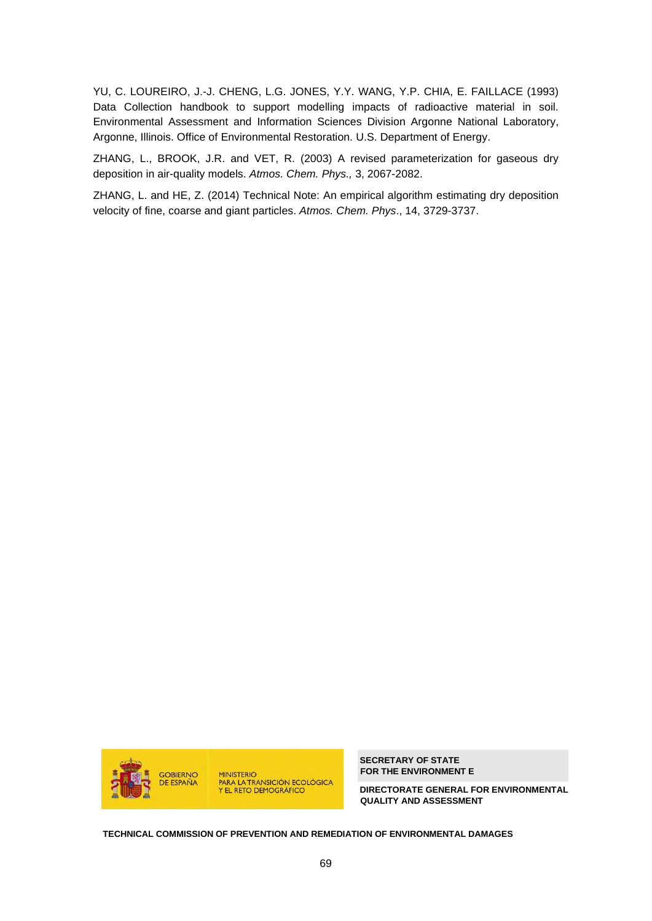YU, C. LOUREIRO, J.-J. CHENG, L.G. JONES, Y.Y. WANG, Y.P. CHIA, E. FAILLACE (1993) Data Collection handbook to support modelling impacts of radioactive material in soil. Environmental Assessment and Information Sciences Division Argonne National Laboratory, Argonne, Illinois. Office of Environmental Restoration. U.S. Department of Energy.

ZHANG, L., BROOK, J.R. and VET, R. (2003) A revised parameterization for gaseous dry deposition in air-quality models. *Atmos. Chem. Phys.,* 3, 2067-2082.

ZHANG, L. and HE, Z. (2014) Technical Note: An empirical algorithm estimating dry deposition velocity of fine, coarse and giant particles. *Atmos. Chem. Phys*., 14, 3729-3737.